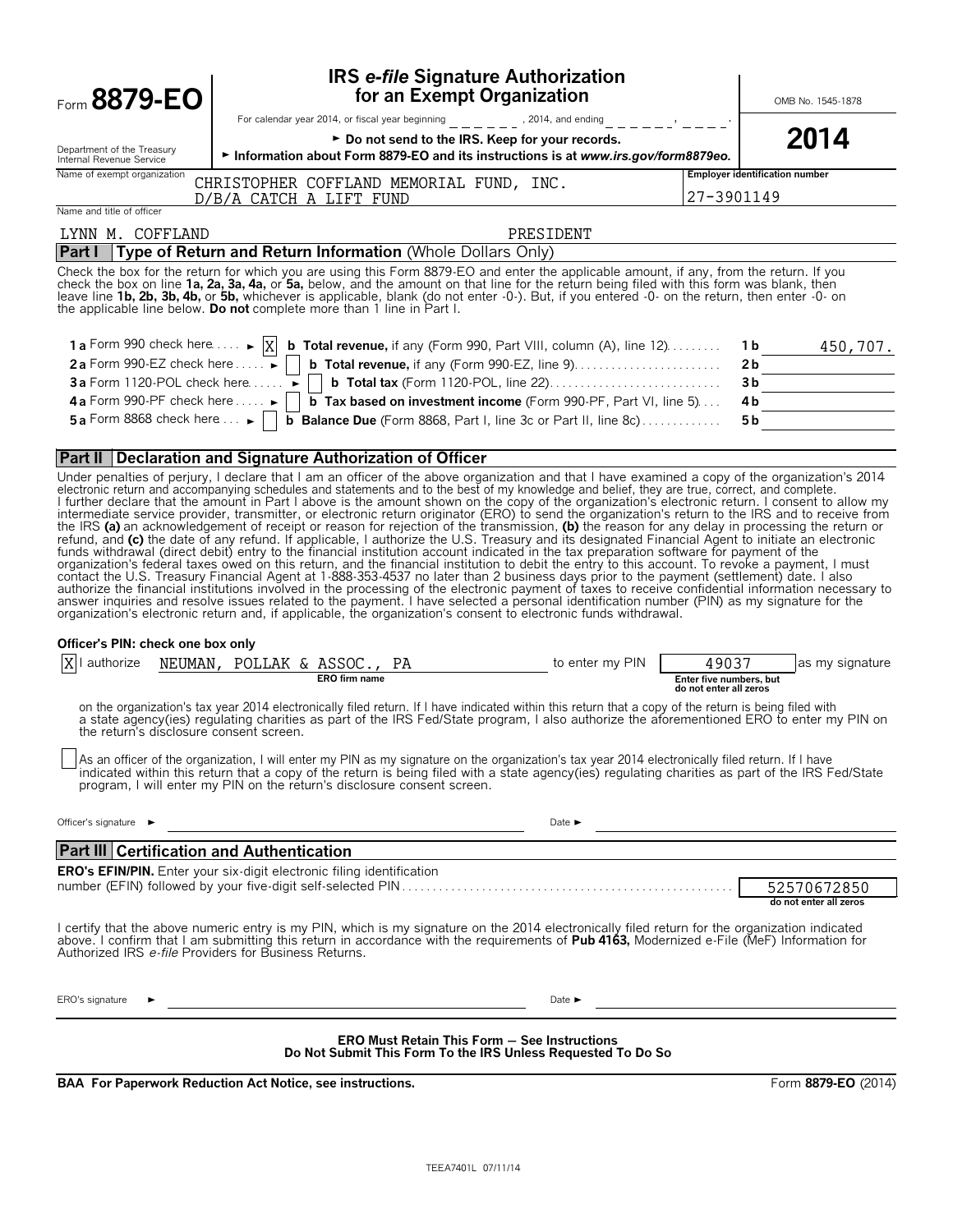Form **8879-EO**

Department of the Treasury
Internal Revenue Service

# IRS *e-file* Signature Authorization for an Exempt Organization

For calendar year 2014, or fiscal year beginning ______, 2014, and ending ______, ____.

► Do not send to the IRS. Keep for your records.

► Information about Form 8879-EO and its instructions is at *www.irs.gov/form8879eo.*

OMB No. 1545-1878

**2014**

Name of exempt organization: CHRISTOPHER COFFLAND MEMORIAL FUND, INC. D/B/A CATCH A LIFT FUND

Employer identification number: 27-3901149

Name and title of officer: LYNN M. COFFLAND PRESIDENT

## Part I Type of Return and Return Information (Whole Dollars Only)

Check the box for the return for which you are using this Form 8879-EO and enter the applicable amount, if any, from the return. If you check the box on line **1a, 2a, 3a, 4a,** or **5a,** below, and the amount on that line for the return being filed with this form was blank, then leave line **1b, 2b, 3b, 4b,** or **5b,** whichever is applicable, blank (do not enter -0-). But, if you entered -0- on the return, then enter -0- on the applicable line below. **Do not** complete more than 1 line in Part I.

| | | | |
|---|---|---|---|
| **1 a** Form 990 check here ► [X] | **b Total revenue,** if any (Form 990, Part VIII, column (A), line 12) | **1 b** | 450,707. |
| **2 a** Form 990-EZ check here ► [ ] | **b Total revenue,** if any (Form 990-EZ, line 9) | **2 b** | |
| **3 a** Form 1120-POL check here ► [ ] | **b Total tax** (Form 1120-POL, line 22) | **3 b** | |
| **4 a** Form 990-PF check here ► [ ] | **b Tax based on investment income** (Form 990-PF, Part VI, line 5) | **4 b** | |
| **5 a** Form 8868 check here ► [ ] | **b Balance Due** (Form 8868, Part I, line 3c or Part II, line 8c) | **5 b** | |

## Part II Declaration and Signature Authorization of Officer

Under penalties of perjury, I declare that I am an officer of the above organization and that I have examined a copy of the organization's 2014 electronic return and accompanying schedules and statements and to the best of my knowledge and belief, they are true, correct, and complete. I further declare that the amount in Part I above is the amount shown on the copy of the organization's electronic return. I consent to allow my intermediate service provider, transmitter, or electronic return originator (ERO) to send the organization's return to the IRS and to receive from the IRS **(a)** an acknowledgement of receipt or reason for rejection of the transmission, **(b)** the reason for any delay in processing the return or refund, and **(c)** the date of any refund. If applicable, I authorize the U.S. Treasury and its designated Financial Agent to initiate an electronic funds withdrawal (direct debit) entry to the financial institution account indicated in the tax preparation software for payment of the organization's federal taxes owed on this return, and the financial institution to debit the entry to this account. To revoke a payment, I must contact the U.S. Treasury Financial Agent at 1-888-353-4537 no later than 2 business days prior to the payment (settlement) date. I also authorize the financial institutions involved in the processing of the electronic payment of taxes to receive confidential information necessary to answer inquiries and resolve issues related to the payment. I have selected a personal identification number (PIN) as my signature for the organization's electronic return and, if applicable, the organization's consent to electronic funds withdrawal.

**Officer's PIN: check one box only**

[X] I authorize NEUMAN, POLLAK & ASSOC., PA (ERO firm name) to enter my PIN 49037 (Enter five numbers, but do not enter all zeros) as my signature on the organization's tax year 2014 electronically filed return. If I have indicated within this return that a copy of the return is being filed with a state agency(ies) regulating charities as part of the IRS Fed/State program, I also authorize the aforementioned ERO to enter my PIN on the return's disclosure consent screen.

[ ] As an officer of the organization, I will enter my PIN as my signature on the organization's tax year 2014 electronically filed return. If I have indicated within this return that a copy of the return is being filed with a state agency(ies) regulating charities as part of the IRS Fed/State program, I will enter my PIN on the return's disclosure consent screen.

Officer's signature ► ______________________ Date ► ______________

## Part III Certification and Authentication

**ERO's EFIN/PIN.** Enter your six-digit electronic filing identification number (EFIN) followed by your five-digit self-selected PIN: 52570672850 (do not enter all zeros)

I certify that the above numeric entry is my PIN, which is my signature on the 2014 electronically filed return for the organization indicated above. I confirm that I am submitting this return in accordance with the requirements of **Pub 4163,** Modernized e-File (MeF) Information for Authorized IRS *e-file* Providers for Business Returns.

ERO's signature ► ______________________ Date ► ______________

**ERO Must Retain This Form — See Instructions**
**Do Not Submit This Form To the IRS Unless Requested To Do So**

**BAA For Paperwork Reduction Act Notice, see instructions.** Form **8879-EO** (2014)

TEEA7401L 07/11/14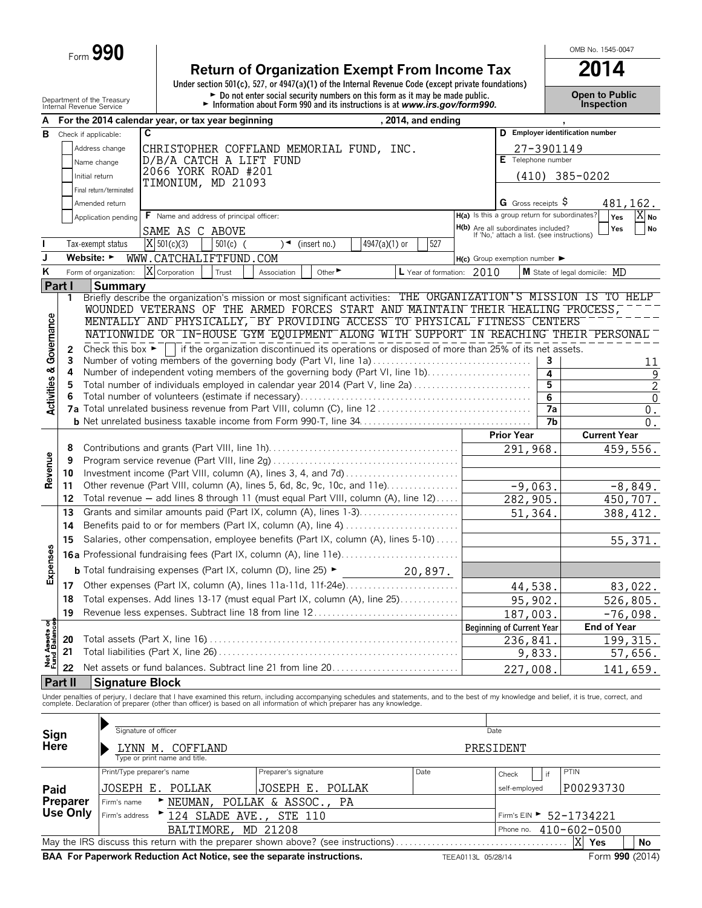Form **990**

# Return of Organization Exempt From Income Tax

**2014**

OMB No. 1545-0047

Under section 501(c), 527, or 4947(a)(1) of the Internal Revenue Code (except private foundations)

► Do not enter social security numbers on this form as it may be made public.

► Information about Form 990 and its instructions is at *www.irs.gov/form990.*

Department of the Treasury
Internal Revenue Service

**Open to Public Inspection**

**A** For the 2014 calendar year, or tax year beginning , 2014, and ending ,

**B** Check if applicable:
- Address change
- Name change
- Initial return
- Final return/terminated
- Amended return
- Application pending

**C** CHRISTOPHER COFFLAND MEMORIAL FUND, INC.
D/B/A CATCH A LIFT FUND
2066 YORK ROAD #201
TIMONIUM, MD 21093

**D** Employer identification number: 27-3901149

**E** Telephone number: (410) 385-0202

**G** Gross receipts $ 481,162.

**F** Name and address of principal officer: SAME AS C ABOVE

**H(a)** Is this a group return for subordinates? Yes [ ] No [X]

**H(b)** Are all subordinates included? Yes [ ] No [ ]
If 'No,' attach a list. (see instructions)

**I** Tax-exempt status: [X] 501(c)(3) [ ] 501(c) ( ) ◄ (insert no.) [ ] 4947(a)(1) or [ ] 527

**J** Website: ► WWW.CATCHALIFTFUND.COM

**H(c)** Group exemption number ►

**K** Form of organization: [X] Corporation [ ] Trust [ ] Association [ ] Other ►

**L** Year of formation: 2010

**M** State of legal domicile: MD

## Part I Summary

**Activities & Governance**

1 Briefly describe the organization's mission or most significant activities: THE ORGANIZATION'S MISSION IS TO HELP WOUNDED VETERANS OF THE ARMED FORCES START AND MAINTAIN THEIR HEALING PROCESS, MENTALLY AND PHYSICALLY, BY PROVIDING ACCESS TO PHYSICAL FITNESS CENTERS NATIONWIDE OR IN-HOUSE GYM EQUIPMENT ALONG WITH SUPPORT IN REACHING THEIR PERSONAL

2 Check this box ► [ ] if the organization discontinued its operations or disposed of more than 25% of its net assets.

| | | | |
|---|---|---|---|
| 3 | Number of voting members of the governing body (Part VI, line 1a) | 3 | 11 |
| 4 | Number of independent voting members of the governing body (Part VI, line 1b) | 4 | 9 |
| 5 | Total number of individuals employed in calendar year 2014 (Part V, line 2a) | 5 | 2 |
| 6 | Total number of volunteers (estimate if necessary) | 6 | 0 |
| 7a | Total unrelated business revenue from Part VIII, column (C), line 12 | 7a | 0. |
| b | Net unrelated business taxable income from Form 990-T, line 34 | 7b | 0. |

| | | | Prior Year | Current Year |
|---|---|---|---|---|
| **Revenue** | 8 | Contributions and grants (Part VIII, line 1h) | 291,968. | 459,556. |
| | 9 | Program service revenue (Part VIII, line 2g) | | |
| | 10 | Investment income (Part VIII, column (A), lines 3, 4, and 7d) | | |
| | 11 | Other revenue (Part VIII, column (A), lines 5, 6d, 8c, 9c, 10c, and 11e) | -9,063. | -8,849. |
| | 12 | Total revenue – add lines 8 through 11 (must equal Part VIII, column (A), line 12) | 282,905. | 450,707. |
| **Expenses** | 13 | Grants and similar amounts paid (Part IX, column (A), lines 1-3) | 51,364. | 388,412. |
| | 14 | Benefits paid to or for members (Part IX, column (A), line 4) | | |
| | 15 | Salaries, other compensation, employee benefits (Part IX, column (A), lines 5-10) | | 55,371. |
| | 16a | Professional fundraising fees (Part IX, column (A), line 11e) | | |
| | b | Total fundraising expenses (Part IX, column (D), line 25) ► 20,897. | | |
| | 17 | Other expenses (Part IX, column (A), lines 11a-11d, 11f-24e) | 44,538. | 83,022. |
| | 18 | Total expenses. Add lines 13-17 (must equal Part IX, column (A), line 25) | 95,902. | 526,805. |
| | 19 | Revenue less expenses. Subtract line 18 from line 12 | 187,003. | -76,098. |
| | | | **Beginning of Current Year** | **End of Year** |
| **Net Assets or Fund Balances** | 20 | Total assets (Part X, line 16) | 236,841. | 199,315. |
| | 21 | Total liabilities (Part X, line 26) | 9,833. | 57,656. |
| | 22 | Net assets or fund balances. Subtract line 21 from line 20 | 227,008. | 141,659. |

## Part II Signature Block

Under penalties of perjury, I declare that I have examined this return, including accompanying schedules and statements, and to the best of my knowledge and belief, it is true, correct, and complete. Declaration of preparer (other than officer) is based on all information of which preparer has any knowledge.

**Sign Here**

Signature of officer | Date

LYNN M. COFFLAND PRESIDENT
Type or print name and title.

**Paid Preparer Use Only**

| Print/Type preparer's name | Preparer's signature | Date | Check if self-employed | PTIN |
|---|---|---|---|---|
| JOSEPH E. POLLAK | JOSEPH E. POLLAK | | | P00293730 |

Firm's name ► NEUMAN, POLLAK & ASSOC., PA

Firm's address ► 124 SLADE AVE., STE 110
BALTIMORE, MD 21208

Firm's EIN ► 52-1734221

Phone no. 410-602-0500

May the IRS discuss this return with the preparer shown above? (see instructions) [X] Yes [ ] No

**BAA For Paperwork Reduction Act Notice, see the separate instructions.** TEEA0113L 05/28/14 Form **990** (2014)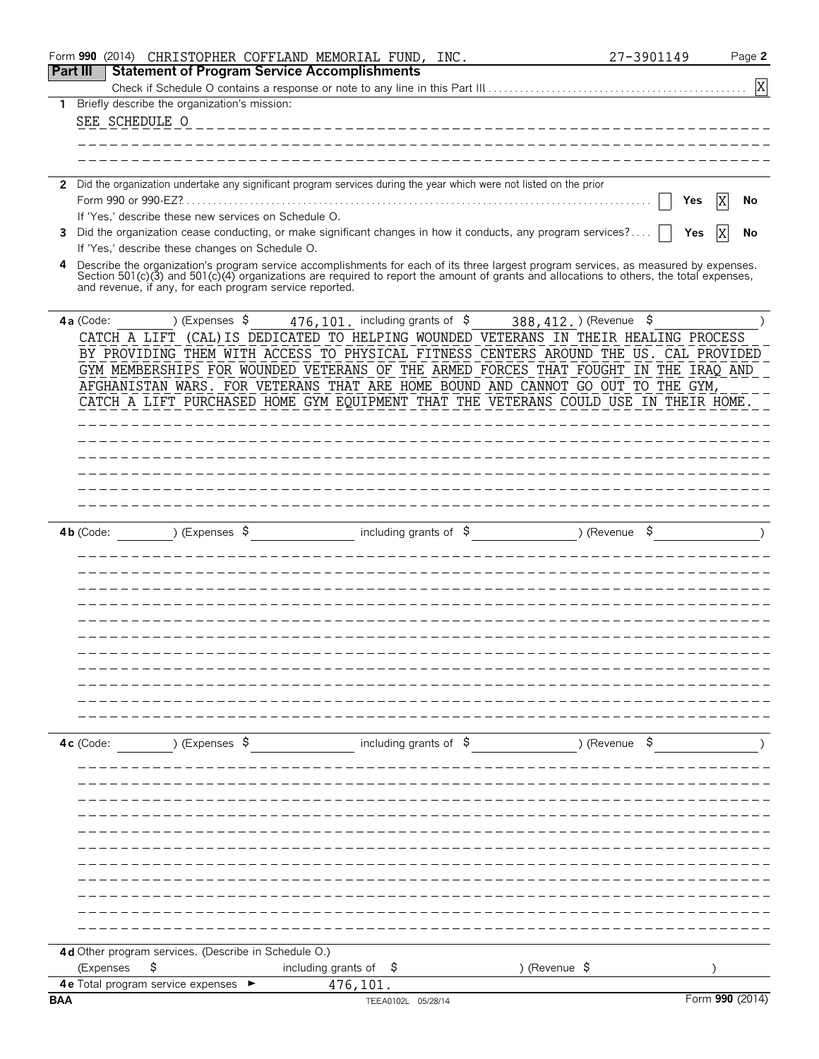Form **990** (2014) CHRISTOPHER COFFLAND MEMORIAL FUND, INC. 27-3901149 Page **2**

## Part III Statement of Program Service Accomplishments

Check if Schedule O contains a response or note to any line in this Part III ... [X]

**1** Briefly describe the organization's mission:

SEE SCHEDULE O

**2** Did the organization undertake any significant program services during the year which were not listed on the prior Form 990 or 990-EZ? ... [ ] Yes [X] No

If 'Yes,' describe these new services on Schedule O.

**3** Did the organization cease conducting, or make significant changes in how it conducts, any program services? ... [ ] Yes [X] No

If 'Yes,' describe these changes on Schedule O.

**4** Describe the organization's program service accomplishments for each of its three largest program services, as measured by expenses. Section 501(c)(3) and 501(c)(4) organizations are required to report the amount of grants and allocations to others, the total expenses, and revenue, if any, for each program service reported.

**4a** (Code: ) (Expenses $ 476,101. including grants of $ 388,412. ) (Revenue $ )

CATCH A LIFT (CAL)IS DEDICATED TO HELPING WOUNDED VETERANS IN THEIR HEALING PROCESS BY PROVIDING THEM WITH ACCESS TO PHYSICAL FITNESS CENTERS AROUND THE US. CAL PROVIDED GYM MEMBERSHIPS FOR WOUNDED VETERANS OF THE ARMED FORCES THAT FOUGHT IN THE IRAQ AND AFGHANISTAN WARS. FOR VETERANS THAT ARE HOME BOUND AND CANNOT GO OUT TO THE GYM, CATCH A LIFT PURCHASED HOME GYM EQUIPMENT THAT THE VETERANS COULD USE IN THEIR HOME.

**4b** (Code: ) (Expenses $ including grants of $ ) (Revenue $ )

**4c** (Code: ) (Expenses $ including grants of $ ) (Revenue $ )

**4d** Other program services. (Describe in Schedule O.)

(Expenses $ including grants of $ ) (Revenue $ )

**4e** Total program service expenses ► 476,101.

BAA TEEA0102L 05/28/14 Form **990** (2014)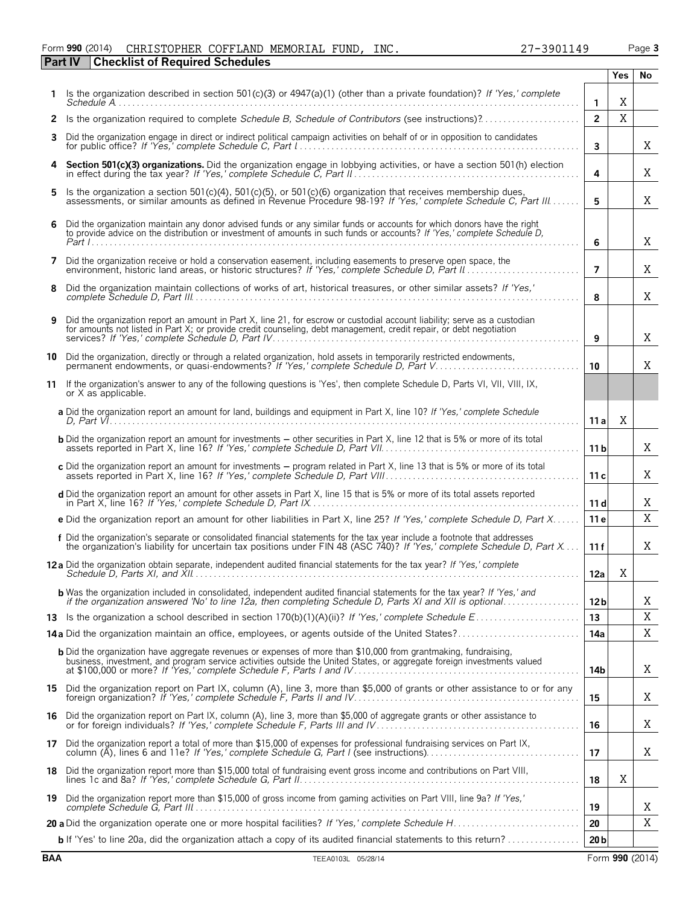Form **990** (2014) CHRISTOPHER COFFLAND MEMORIAL FUND, INC. 27-3901149

## Part IV Checklist of Required Schedules

| | | | Yes | No |
|---|---|---|---|---|
| **1** | Is the organization described in section 501(c)(3) or 4947(a)(1) (other than a private foundation)? *If 'Yes,' complete Schedule A* | **1** | X | |
| **2** | Is the organization required to complete *Schedule B, Schedule of Contributors* (see instructions)? | **2** | X | |
| **3** | Did the organization engage in direct or indirect political campaign activities on behalf of or in opposition to candidates for public office? *If 'Yes,' complete Schedule C, Part I* | **3** | | X |
| **4** | **Section 501(c)(3) organizations.** Did the organization engage in lobbying activities, or have a section 501(h) election in effect during the tax year? *If 'Yes,' complete Schedule C, Part II* | **4** | | X |
| **5** | Is the organization a section 501(c)(4), 501(c)(5), or 501(c)(6) organization that receives membership dues, assessments, or similar amounts as defined in Revenue Procedure 98-19? *If 'Yes,' complete Schedule C, Part III* | **5** | | X |
| **6** | Did the organization maintain any donor advised funds or any similar funds or accounts for which donors have the right to provide advice on the distribution or investment of amounts in such funds or accounts? *If 'Yes,' complete Schedule D, Part I* | **6** | | X |
| **7** | Did the organization receive or hold a conservation easement, including easements to preserve open space, the environment, historic land areas, or historic structures? *If 'Yes,' complete Schedule D, Part II* | **7** | | X |
| **8** | Did the organization maintain collections of works of art, historical treasures, or other similar assets? *If 'Yes,' complete Schedule D, Part III* | **8** | | X |
| **9** | Did the organization report an amount in Part X, line 21, for escrow or custodial account liability; serve as a custodian for amounts not listed in Part X; or provide credit counseling, debt management, credit repair, or debt negotiation services? *If 'Yes,' complete Schedule D, Part IV* | **9** | | X |
| **10** | Did the organization, directly or through a related organization, hold assets in temporarily restricted endowments, permanent endowments, or quasi-endowments? *If 'Yes,' complete Schedule D, Part V* | **10** | | X |
| **11** | If the organization's answer to any of the following questions is 'Yes', then complete Schedule D, Parts VI, VII, VIII, IX, or X as applicable. | | | |
| | **a** Did the organization report an amount for land, buildings and equipment in Part X, line 10? *If 'Yes,' complete Schedule D, Part VI* | **11a** | X | |
| | **b** Did the organization report an amount for investments – other securities in Part X, line 12 that is 5% or more of its total assets reported in Part X, line 16? *If 'Yes,' complete Schedule D, Part VII* | **11b** | | X |
| | **c** Did the organization report an amount for investments – program related in Part X, line 13 that is 5% or more of its total assets reported in Part X, line 16? *If 'Yes,' complete Schedule D, Part VIII* | **11c** | | X |
| | **d** Did the organization report an amount for other assets in Part X, line 15 that is 5% or more of its total assets reported in Part X, line 16? *If 'Yes,' complete Schedule D, Part IX* | **11d** | | X |
| | **e** Did the organization report an amount for other liabilities in Part X, line 25? *If 'Yes,' complete Schedule D, Part X* | **11e** | | X |
| | **f** Did the organization's separate or consolidated financial statements for the tax year include a footnote that addresses the organization's liability for uncertain tax positions under FIN 48 (ASC 740)? *If 'Yes,' complete Schedule D, Part X* | **11f** | | X |
| **12a** | Did the organization obtain separate, independent audited financial statements for the tax year? *If 'Yes,' complete Schedule D, Parts XI, and XII* | **12a** | X | |
| | **b** Was the organization included in consolidated, independent audited financial statements for the tax year? *If 'Yes,' and if the organization answered 'No' to line 12a, then completing Schedule D, Parts XI and XII is optional* | **12b** | | X |
| **13** | Is the organization a school described in section 170(b)(1)(A)(ii)? *If 'Yes,' complete Schedule E* | **13** | | X |
| **14a** | Did the organization maintain an office, employees, or agents outside of the United States? | **14a** | | X |
| | **b** Did the organization have aggregate revenues or expenses of more than $10,000 from grantmaking, fundraising, business, investment, and program service activities outside the United States, or aggregate foreign investments valued at $100,000 or more? *If 'Yes,' complete Schedule F, Parts I and IV* | **14b** | | X |
| **15** | Did the organization report on Part IX, column (A), line 3, more than $5,000 of grants or other assistance to or for any foreign organization? *If 'Yes,' complete Schedule F, Parts II and IV* | **15** | | X |
| **16** | Did the organization report on Part IX, column (A), line 3, more than $5,000 of aggregate grants or other assistance to or for foreign individuals? *If 'Yes,' complete Schedule F, Parts III and IV* | **16** | | X |
| **17** | Did the organization report a total of more than $15,000 of expenses for professional fundraising services on Part IX, column (A), lines 6 and 11e? *If 'Yes,' complete Schedule G, Part I* (see instructions) | **17** | | X |
| **18** | Did the organization report more than $15,000 total of fundraising event gross income and contributions on Part VIII, lines 1c and 8a? *If 'Yes,' complete Schedule G, Part II* | **18** | X | |
| **19** | Did the organization report more than $15,000 of gross income from gaming activities on Part VIII, line 9a? *If 'Yes,' complete Schedule G, Part III* | **19** | | X |
| **20a** | Did the organization operate one or more hospital facilities? *If 'Yes,' complete Schedule H* | **20** | | X |
| | **b** If 'Yes' to line 20a, did the organization attach a copy of its audited financial statements to this return? | **20b** | | |

BAA TEEA0103L 05/28/14 Form **990** (2014)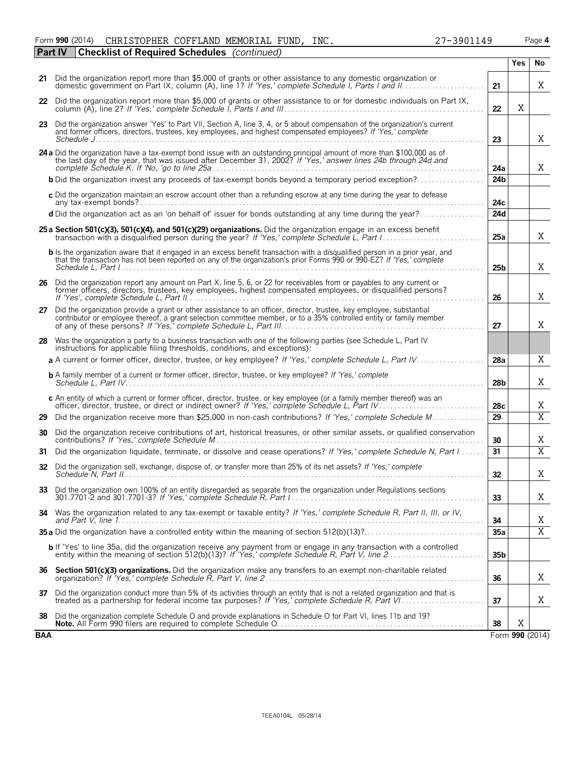Form **990** (2014) CHRISTOPHER COFFLAND MEMORIAL FUND, INC. 27-3901149

**Part IV Checklist of Required Schedules** *(continued)*

| | | | Yes | No |
|---|---|---|---|---|
| 21 | Did the organization report more than $5,000 of grants or other assistance to any domestic organization or domestic government on Part IX, column (A), line 1? *If 'Yes,' complete Schedule I, Parts I and II* | 21 | | X |
| 22 | Did the organization report more than $5,000 of grants or other assistance to or for domestic individuals on Part IX, column (A), line 2? *If 'Yes,' complete Schedule I, Parts I and III* | 22 | X | |
| 23 | Did the organization answer 'Yes' to Part VII, Section A, line 3, 4, or 5 about compensation of the organization's current and former officers, directors, trustees, key employees, and highest compensated employees? *If 'Yes,' complete Schedule J* | 23 | | X |
| 24a | Did the organization have a tax-exempt bond issue with an outstanding principal amount of more than $100,000 as of the last day of the year, that was issued after December 31, 2002? *If 'Yes,' answer lines 24b through 24d and complete Schedule K. If 'No,' go to line 25a* | 24a | | X |
| b | Did the organization invest any proceeds of tax-exempt bonds beyond a temporary period exception? | 24b | | |
| c | Did the organization maintain an escrow account other than a refunding escrow at any time during the year to defease any tax-exempt bonds? | 24c | | |
| d | Did the organization act as an 'on behalf of' issuer for bonds outstanding at any time during the year? | 24d | | |
| 25a | **Section 501(c)(3), 501(c)(4), and 501(c)(29) organizations.** Did the organization engage in an excess benefit transaction with a disqualified person during the year? *If 'Yes,' complete Schedule L, Part I* | 25a | | X |
| b | Is the organization aware that it engaged in an excess benefit transaction with a disqualified person in a prior year, and that the transaction has not been reported on any of the organization's prior Forms 990 or 990-EZ? *If 'Yes,' complete Schedule L, Part I* | 25b | | X |
| 26 | Did the organization report any amount on Part X, line 5, 6, or 22 for receivables from or payables to any current or former officers, directors, trustees, key employees, highest compensated employees, or disqualified persons? *If 'Yes', complete Schedule L, Part II* | 26 | | X |
| 27 | Did the organization provide a grant or other assistance to an officer, director, trustee, key employee, substantial contributor or employee thereof, a grant selection committee member, or to a 35% controlled entity or family member of any of these persons? *If 'Yes,' complete Schedule L, Part III* | 27 | | X |
| 28 | Was the organization a party to a business transaction with one of the following parties (see Schedule L, Part IV instructions for applicable filing thresholds, conditions, and exceptions): | | | |
| a | A current or former officer, director, trustee, or key employee? *If 'Yes,' complete Schedule L, Part IV* | 28a | | X |
| b | A family member of a current or former officer, director, trustee, or key employee? *If 'Yes,' complete Schedule L, Part IV* | 28b | | X |
| c | An entity of which a current or former officer, director, trustee, or key employee (or a family member thereof) was an officer, director, trustee, or direct or indirect owner? *If 'Yes,' complete Schedule L, Part IV* | 28c | | X |
| 29 | Did the organization receive more than $25,000 in non-cash contributions? *If 'Yes,' complete Schedule M* | 29 | | X |
| 30 | Did the organization receive contributions of art, historical treasures, or other similar assets, or qualified conservation contributions? *If 'Yes,' complete Schedule M* | 30 | | X |
| 31 | Did the organization liquidate, terminate, or dissolve and cease operations? *If 'Yes,' complete Schedule N, Part I* | 31 | | X |
| 32 | Did the organization sell, exchange, dispose of, or transfer more than 25% of its net assets? *If 'Yes,' complete Schedule N, Part II* | 32 | | X |
| 33 | Did the organization own 100% of an entity disregarded as separate from the organization under Regulations sections 301.7701-2 and 301.7701-3? *If 'Yes,' complete Schedule R, Part I* | 33 | | X |
| 34 | Was the organization related to any tax-exempt or taxable entity? *If 'Yes,' complete Schedule R, Part II, III, or IV, and Part V, line 1* | 34 | | X |
| 35a | Did the organization have a controlled entity within the meaning of section 512(b)(13)? | 35a | | X |
| b | If 'Yes' to line 35a, did the organization receive any payment from or engage in any transaction with a controlled entity within the meaning of section 512(b)(13)? *If 'Yes,' complete Schedule R, Part V, line 2* | 35b | | |
| 36 | **Section 501(c)(3) organizations.** Did the organization make any transfers to an exempt non-charitable related organization? *If 'Yes,' complete Schedule R, Part V, line 2* | 36 | | X |
| 37 | Did the organization conduct more than 5% of its activities through an entity that is not a related organization and that is treated as a partnership for federal income tax purposes? *If 'Yes,' complete Schedule R, Part VI* | 37 | | X |
| 38 | Did the organization complete Schedule O and provide explanations in Schedule O for Part VI, lines 11b and 19? **Note.** All Form 990 filers are required to complete Schedule O. | 38 | X | |

BAA Form **990** (2014)

TEEA0104L 05/28/14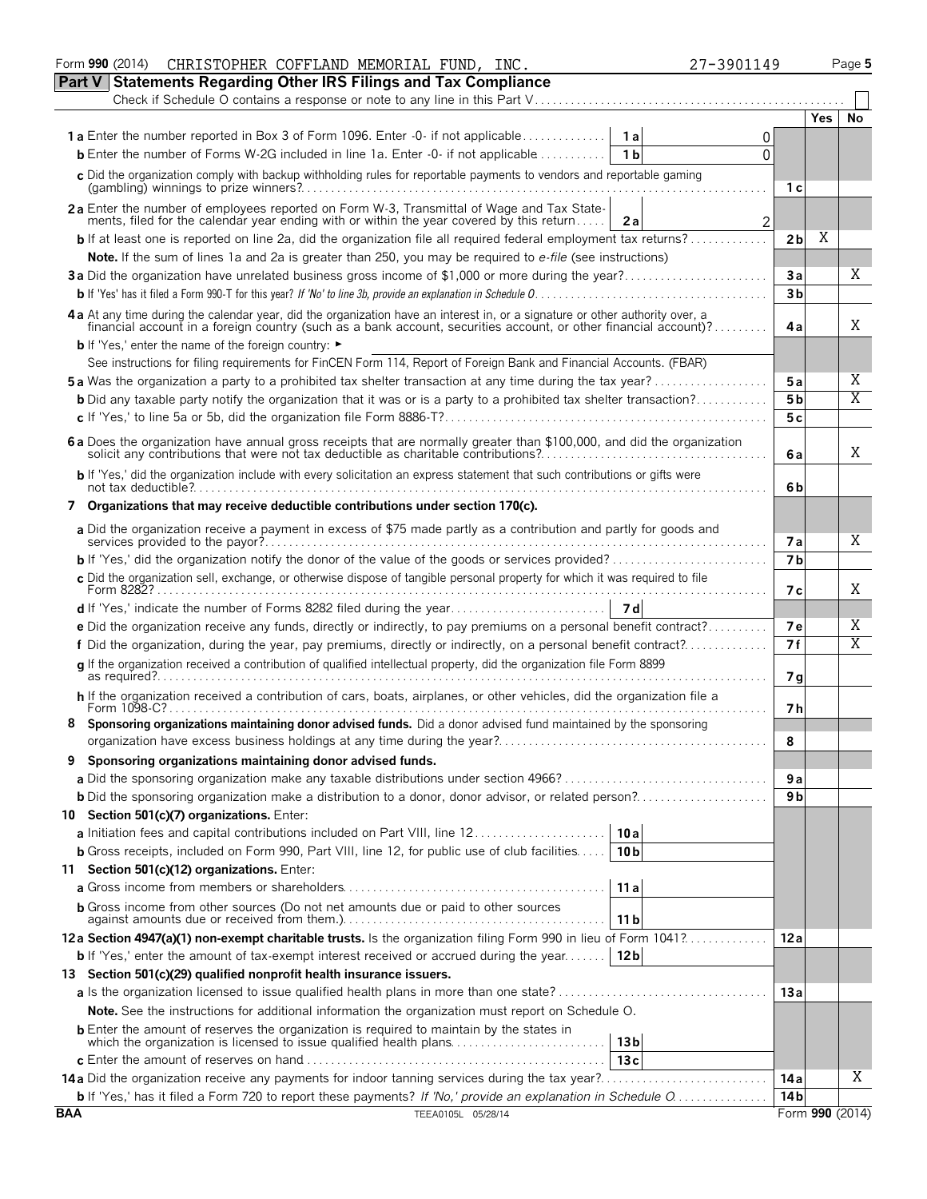Form 990 (2014) CHRISTOPHER COFFLAND MEMORIAL FUND, INC. 27-3901149 Page 5

## Part V Statements Regarding Other IRS Filings and Tax Compliance

Check if Schedule O contains a response or note to any line in this Part V

| | | | | Yes | No |
|---|---|---|---|---|---|
| **1a** Enter the number reported in Box 3 of Form 1096. Enter -0- if not applicable | 1a | 0 | | | |
| **b** Enter the number of Forms W-2G included in line 1a. Enter -0- if not applicable | 1b | 0 | | | |
| **c** Did the organization comply with backup withholding rules for reportable payments to vendors and reportable gaming (gambling) winnings to prize winners? | | | 1c | | |
| **2a** Enter the number of employees reported on Form W-3, Transmittal of Wage and Tax Statements, filed for the calendar year ending with or within the year covered by this return | 2a | 2 | | | |
| **b** If at least one is reported on line 2a, did the organization file all required federal employment tax returns? | | | 2b | X | |
| **Note.** If the sum of lines 1a and 2a is greater than 250, you may be required to *e-file* (see instructions) | | | | | |
| **3a** Did the organization have unrelated business gross income of $1,000 or more during the year? | | | 3a | | X |
| **b** If 'Yes' has it filed a Form 990-T for this year? *If 'No' to line 3b, provide an explanation in Schedule O* | | | 3b | | |
| **4a** At any time during the calendar year, did the organization have an interest in, or a signature or other authority over, a financial account in a foreign country (such as a bank account, securities account, or other financial account)? | | | 4a | | X |
| **b** If 'Yes,' enter the name of the foreign country: ► | | | | | |
| See instructions for filing requirements for FinCEN Form 114, Report of Foreign Bank and Financial Accounts. (FBAR) | | | | | |
| **5a** Was the organization a party to a prohibited tax shelter transaction at any time during the tax year? | | | 5a | | X |
| **b** Did any taxable party notify the organization that it was or is a party to a prohibited tax shelter transaction? | | | 5b | | X |
| **c** If 'Yes,' to line 5a or 5b, did the organization file Form 8886-T? | | | 5c | | |
| **6a** Does the organization have annual gross receipts that are normally greater than $100,000, and did the organization solicit any contributions that were not tax deductible as charitable contributions? | | | 6a | | X |
| **b** If 'Yes,' did the organization include with every solicitation an express statement that such contributions or gifts were not tax deductible? | | | 6b | | |
| **7 Organizations that may receive deductible contributions under section 170(c).** | | | | | |
| **a** Did the organization receive a payment in excess of $75 made partly as a contribution and partly for goods and services provided to the payor? | | | 7a | | X |
| **b** If 'Yes,' did the organization notify the donor of the value of the goods or services provided? | | | 7b | | |
| **c** Did the organization sell, exchange, or otherwise dispose of tangible personal property for which it was required to file Form 8282? | | | 7c | | X |
| **d** If 'Yes,' indicate the number of Forms 8282 filed during the year | 7d | | | | |
| **e** Did the organization receive any funds, directly or indirectly, to pay premiums on a personal benefit contract? | | | 7e | | X |
| **f** Did the organization, during the year, pay premiums, directly or indirectly, on a personal benefit contract? | | | 7f | | X |
| **g** If the organization received a contribution of qualified intellectual property, did the organization file Form 8899 as required? | | | 7g | | |
| **h** If the organization received a contribution of cars, boats, airplanes, or other vehicles, did the organization file a Form 1098-C? | | | 7h | | |
| **8 Sponsoring organizations maintaining donor advised funds.** Did a donor advised fund maintained by the sponsoring organization have excess business holdings at any time during the year? | | | 8 | | |
| **9 Sponsoring organizations maintaining donor advised funds.** | | | | | |
| **a** Did the sponsoring organization make any taxable distributions under section 4966? | | | 9a | | |
| **b** Did the sponsoring organization make a distribution to a donor, donor advisor, or related person? | | | 9b | | |
| **10 Section 501(c)(7) organizations.** Enter: | | | | | |
| **a** Initiation fees and capital contributions included on Part VIII, line 12 | 10a | | | | |
| **b** Gross receipts, included on Form 990, Part VIII, line 12, for public use of club facilities | 10b | | | | |
| **11 Section 501(c)(12) organizations.** Enter: | | | | | |
| **a** Gross income from members or shareholders | 11a | | | | |
| **b** Gross income from other sources (Do not net amounts due or paid to other sources against amounts due or received from them.) | 11b | | | | |
| **12a Section 4947(a)(1) non-exempt charitable trusts.** Is the organization filing Form 990 in lieu of Form 1041? | | | 12a | | |
| **b** If 'Yes,' enter the amount of tax-exempt interest received or accrued during the year | 12b | | | | |
| **13 Section 501(c)(29) qualified nonprofit health insurance issuers.** | | | | | |
| **a** Is the organization licensed to issue qualified health plans in more than one state? | | | 13a | | |
| **Note.** See the instructions for additional information the organization must report on Schedule O. | | | | | |
| **b** Enter the amount of reserves the organization is required to maintain by the states in which the organization is licensed to issue qualified health plans | 13b | | | | |
| **c** Enter the amount of reserves on hand | 13c | | | | |
| **14a** Did the organization receive any payments for indoor tanning services during the tax year? | | | 14a | | X |
| **b** If 'Yes,' has it filed a Form 720 to report these payments? *If 'No,' provide an explanation in Schedule O* | | | 14b | | |

BAA TEEA0105L 05/28/14 Form **990** (2014)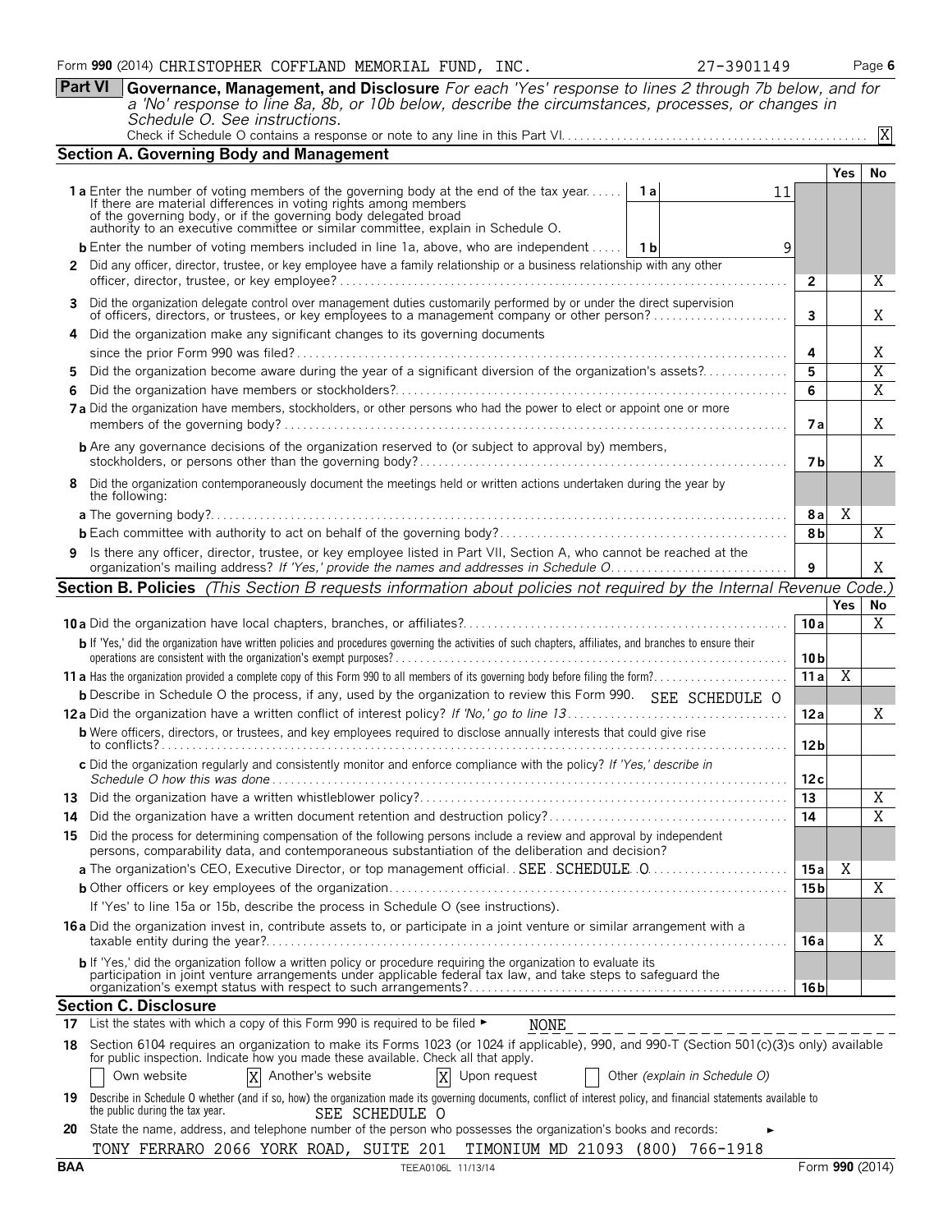Form **990** (2014) CHRISTOPHER COFFLAND MEMORIAL FUND, INC. 27-3901149 Page **6**

**Part VI Governance, Management, and Disclosure** *For each 'Yes' response to lines 2 through 7b below, and for a 'No' response to line 8a, 8b, or 10b below, describe the circumstances, processes, or changes in Schedule O. See instructions.*

Check if Schedule O contains a response or note to any line in this Part VI. . . . . X

## Section A. Governing Body and Management

| | | Yes | No |
|---|---|---|---|
| **1 a** Enter the number of voting members of the governing body at the end of the tax year. . . . . **1a** 11<br>If there are material differences in voting rights among members of the governing body, or if the governing body delegated broad authority to an executive committee or similar committee, explain in Schedule O. | | | |
| **b** Enter the number of voting members included in line 1a, above, who are independent . . . . . **1b** 9 | | | |
| **2** Did any officer, director, trustee, or key employee have a family relationship or a business relationship with any other officer, director, trustee, or key employee? | **2** | | X |
| **3** Did the organization delegate control over management duties customarily performed by or under the direct supervision of officers, directors, or trustees, or key employees to a management company or other person? | **3** | | X |
| **4** Did the organization make any significant changes to its governing documents since the prior Form 990 was filed? | **4** | | X |
| **5** Did the organization become aware during the year of a significant diversion of the organization's assets? | **5** | | X |
| **6** Did the organization have members or stockholders? | **6** | | X |
| **7 a** Did the organization have members, stockholders, or other persons who had the power to elect or appoint one or more members of the governing body? | **7a** | | X |
| **b** Are any governance decisions of the organization reserved to (or subject to approval by) members, stockholders, or persons other than the governing body? | **7b** | | X |
| **8** Did the organization contemporaneously document the meetings held or written actions undertaken during the year by the following: | | | |
| **a** The governing body? | **8a** | X | |
| **b** Each committee with authority to act on behalf of the governing body? | **8b** | | X |
| **9** Is there any officer, director, trustee, or key employee listed in Part VII, Section A, who cannot be reached at the organization's mailing address? *If 'Yes,' provide the names and addresses in Schedule O* | **9** | | X |

## Section B. Policies *(This Section B requests information about policies not required by the Internal Revenue Code.)*

| | | Yes | No |
|---|---|---|---|
| **10 a** Did the organization have local chapters, branches, or affiliates? | **10a** | | X |
| **b** If 'Yes,' did the organization have written policies and procedures governing the activities of such chapters, affiliates, and branches to ensure their operations are consistent with the organization's exempt purposes? | **10b** | | |
| **11 a** Has the organization provided a complete copy of this Form 990 to all members of its governing body before filing the form? | **11a** | X | |
| **b** Describe in Schedule O the process, if any, used by the organization to review this Form 990. SEE SCHEDULE O | | | |
| **12 a** Did the organization have a written conflict of interest policy? *If 'No,' go to line 13* | **12a** | | X |
| **b** Were officers, directors, or trustees, and key employees required to disclose annually interests that could give rise to conflicts? | **12b** | | |
| **c** Did the organization regularly and consistently monitor and enforce compliance with the policy? *If 'Yes,' describe in Schedule O how this was done* | **12c** | | |
| **13** Did the organization have a written whistleblower policy? | **13** | | X |
| **14** Did the organization have a written document retention and destruction policy? | **14** | | X |
| **15** Did the process for determining compensation of the following persons include a review and approval by independent persons, comparability data, and contemporaneous substantiation of the deliberation and decision? | | | |
| **a** The organization's CEO, Executive Director, or top management official. . SEE SCHEDULE O | **15a** | X | |
| **b** Other officers or key employees of the organization | **15b** | | X |
| If 'Yes' to line 15a or 15b, describe the process in Schedule O (see instructions). | | | |
| **16 a** Did the organization invest in, contribute assets to, or participate in a joint venture or similar arrangement with a taxable entity during the year? | **16a** | | X |
| **b** If 'Yes,' did the organization follow a written policy or procedure requiring the organization to evaluate its participation in joint venture arrangements under applicable federal tax law, and take steps to safeguard the organization's exempt status with respect to such arrangements? | **16b** | | |

## Section C. Disclosure

**17** List the states with which a copy of this Form 990 is required to be filed ► NONE

**18** Section 6104 requires an organization to make its Forms 1023 (or 1024 if applicable), 990, and 990-T (Section 501(c)(3)s only) available for public inspection. Indicate how you made these available. Check all that apply.

☐ Own website ☒ Another's website ☒ Upon request ☐ Other *(explain in Schedule O)*

**19** Describe in Schedule O whether (and if so, how) the organization made its governing documents, conflict of interest policy, and financial statements available to the public during the tax year. SEE SCHEDULE O

**20** State the name, address, and telephone number of the person who possesses the organization's books and records: ►

TONY FERRARO 2066 YORK ROAD, SUITE 201 TIMONIUM MD 21093 (800) 766-1918

BAA TEEA0106L 11/13/14 Form **990** (2014)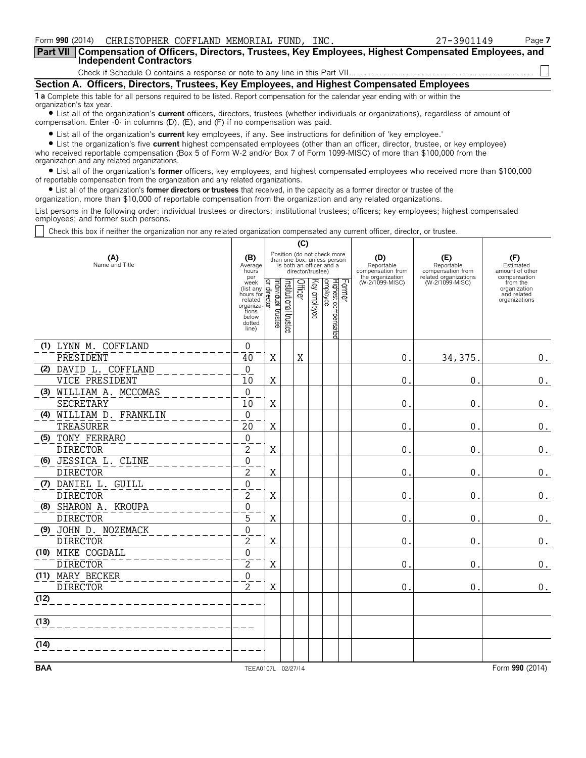Form **990** (2014) CHRISTOPHER COFFLAND MEMORIAL FUND, INC. 27-3901149 Page **7**

**Part VII** **Compensation of Officers, Directors, Trustees, Key Employees, Highest Compensated Employees, and Independent Contractors**

Check if Schedule O contains a response or note to any line in this Part VII. . . . . . . . . . . . . . . . . . . . . . . . . . . . . . . . . . . . . . . . . . . . . . . . ☐

## Section A. Officers, Directors, Trustees, Key Employees, and Highest Compensated Employees

**1 a** Complete this table for all persons required to be listed. Report compensation for the calendar year ending with or within the organization's tax year.

- List all of the organization's **current** officers, directors, trustees (whether individuals or organizations), regardless of amount of compensation. Enter -0- in columns (D), (E), and (F) if no compensation was paid.
- List all of the organization's **current** key employees, if any. See instructions for definition of 'key employee.'
- List the organization's five **current** highest compensated employees (other than an officer, director, trustee, or key employee) who received reportable compensation (Box 5 of Form W-2 and/or Box 7 of Form 1099-MISC) of more than $100,000 from the organization and any related organizations.
- List all of the organization's **former** officers, key employees, and highest compensated employees who received more than $100,000 of reportable compensation from the organization and any related organizations.
- List all of the organization's **former directors or trustees** that received, in the capacity as a former director or trustee of the organization, more than $10,000 of reportable compensation from the organization and any related organizations.

List persons in the following order: individual trustees or directors; institutional trustees; officers; key employees; highest compensated employees; and former such persons.

☐ Check this box if neither the organization nor any related organization compensated any current officer, director, or trustee.

| (A) Name and Title | (B) Average hours per week (list any hours for related organizations below dotted line) | (C) Position (do not check more than one box, unless person is both an officer and a director/trustee) | | | | | | (D) Reportable compensation from the organization (W-2/1099-MISC) | (E) Reportable compensation from related organizations (W-2/1099-MISC) | (F) Estimated amount of other compensation from the organization and related organizations |
|---|---|---|---|---|---|---|---|---|---|---|
| | | Individual trustee or director | Institutional trustee | Officer | Key employee | Highest compensated employee | Former | | | |
| (1) LYNN M. COFFLAND<br>PRESIDENT | 0<br>40 | X | | X | | | | 0. | 34,375. | 0. |
| (2) DAVID L. COFFLAND<br>VICE PRESIDENT | 0<br>10 | X | | | | | | 0. | 0. | 0. |
| (3) WILLIAM A. MCCOMAS<br>SECRETARY | 0<br>10 | X | | | | | | 0. | 0. | 0. |
| (4) WILLIAM D. FRANKLIN<br>TREASURER | 0<br>20 | X | | | | | | 0. | 0. | 0. |
| (5) TONY FERRARO<br>DIRECTOR | 0<br>2 | X | | | | | | 0. | 0. | 0. |
| (6) JESSICA L. CLINE<br>DIRECTOR | 0<br>2 | X | | | | | | 0. | 0. | 0. |
| (7) DANIEL L. GUILL<br>DIRECTOR | 0<br>2 | X | | | | | | 0. | 0. | 0. |
| (8) SHARON A. KROUPA<br>DIRECTOR | 0<br>5 | X | | | | | | 0. | 0. | 0. |
| (9) JOHN D. NOZEMACK<br>DIRECTOR | 0<br>2 | X | | | | | | 0. | 0. | 0. |
| (10) MIKE COGDALL<br>DIRECTOR | 0<br>2 | X | | | | | | 0. | 0. | 0. |
| (11) MARY BECKER<br>DIRECTOR | 0<br>2 | X | | | | | | 0. | 0. | 0. |
| (12) | | | | | | | | | | |
| (13) | | | | | | | | | | |
| (14) | | | | | | | | | | |

**BAA** TEEA0107L 02/27/14 Form **990** (2014)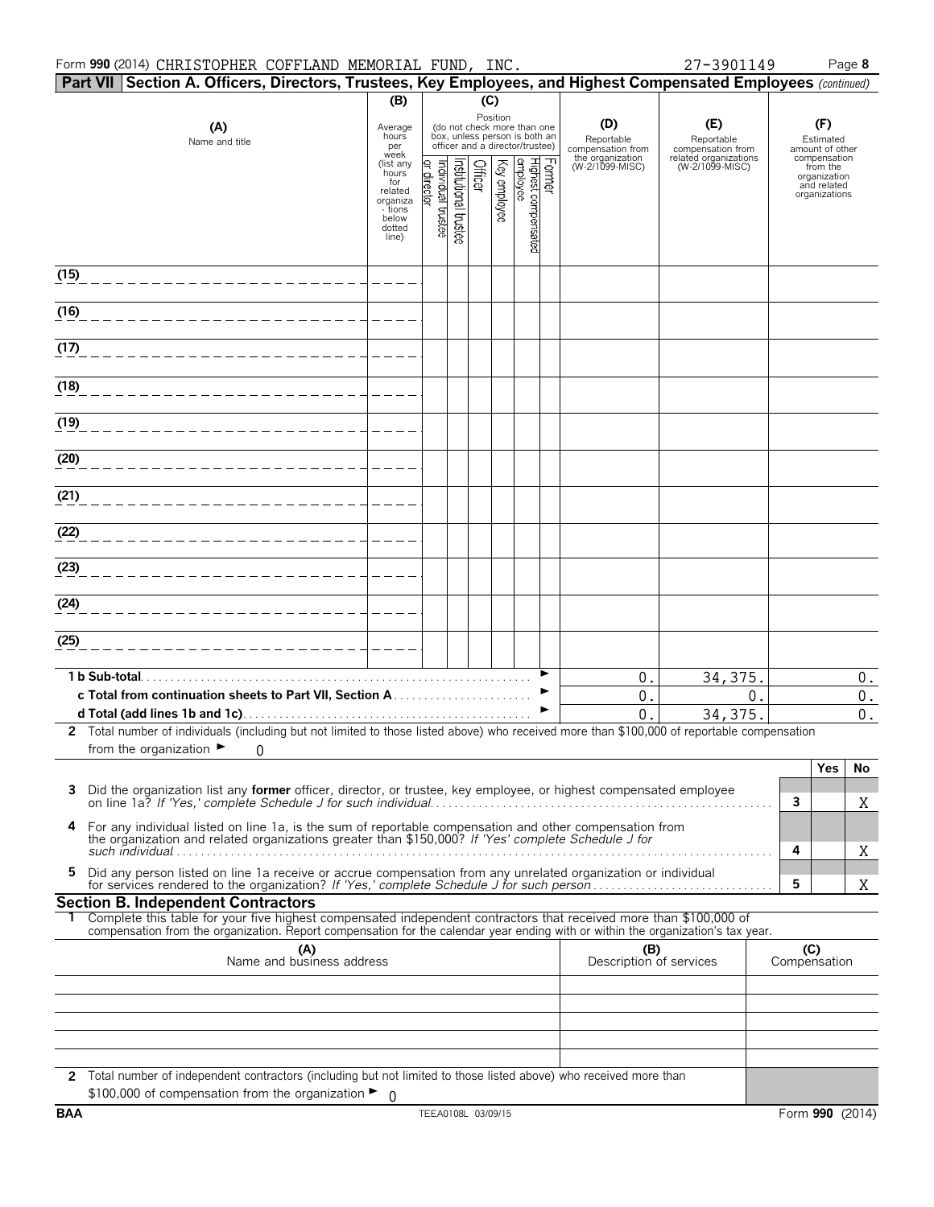Form **990** (2014) CHRISTOPHER COFFLAND MEMORIAL FUND, INC. 27-3901149 Page **8**

**Part VII Section A. Officers, Directors, Trustees, Key Employees, and Highest Compensated Employees** *(continued)*

| (A) Name and title | (B) Average hours per week (list any hours for related organizations below dotted line) | (C) Position: Individual trustee or director | Institutional trustee | Officer | Key employee | Highest compensated employee | Former | (D) Reportable compensation from the organization (W-2/1099-MISC) | (E) Reportable compensation from related organizations (W-2/1099-MISC) | (F) Estimated amount of other compensation from the organization and related organizations |
|---|---|---|---|---|---|---|---|---|---|---|
| (15) | | | | | | | | | | |
| (16) | | | | | | | | | | |
| (17) | | | | | | | | | | |
| (18) | | | | | | | | | | |
| (19) | | | | | | | | | | |
| (20) | | | | | | | | | | |
| (21) | | | | | | | | | | |
| (22) | | | | | | | | | | |
| (23) | | | | | | | | | | |
| (24) | | | | | | | | | | |
| (25) | | | | | | | | | | |
| **1 b Sub-total** ► | | | | | | | | 0. | 34,375. | 0. |
| **c Total from continuation sheets to Part VII, Section A** ► | | | | | | | | 0. | 0. | 0. |
| **d Total (add lines 1b and 1c)** ► | | | | | | | | 0. | 34,375. | 0. |

**2** Total number of individuals (including but not limited to those listed above) who received more than $100,000 of reportable compensation from the organization ► 0

| | | Yes | No |
|---|---|---|---|
| **3** Did the organization list any **former** officer, director, or trustee, key employee, or highest compensated employee on line 1a? *If 'Yes,' complete Schedule J for such individual* | 3 | | X |
| **4** For any individual listed on line 1a, is the sum of reportable compensation and other compensation from the organization and related organizations greater than $150,000? *If 'Yes' complete Schedule J for such individual* | 4 | | X |
| **5** Did any person listed on line 1a receive or accrue compensation from any unrelated organization or individual for services rendered to the organization? *If 'Yes,' complete Schedule J for such person* | 5 | | X |

**Section B. Independent Contractors**

**1** Complete this table for your five highest compensated independent contractors that received more than $100,000 of compensation from the organization. Report compensation for the calendar year ending with or within the organization's tax year.

| (A) Name and business address | (B) Description of services | (C) Compensation |
|---|---|---|
| | | |
| | | |
| | | |
| | | |
| | | |

**2** Total number of independent contractors (including but not limited to those listed above) who received more than $100,000 of compensation from the organization ► 0

**BAA** TEEA0108L 03/09/15 Form **990** (2014)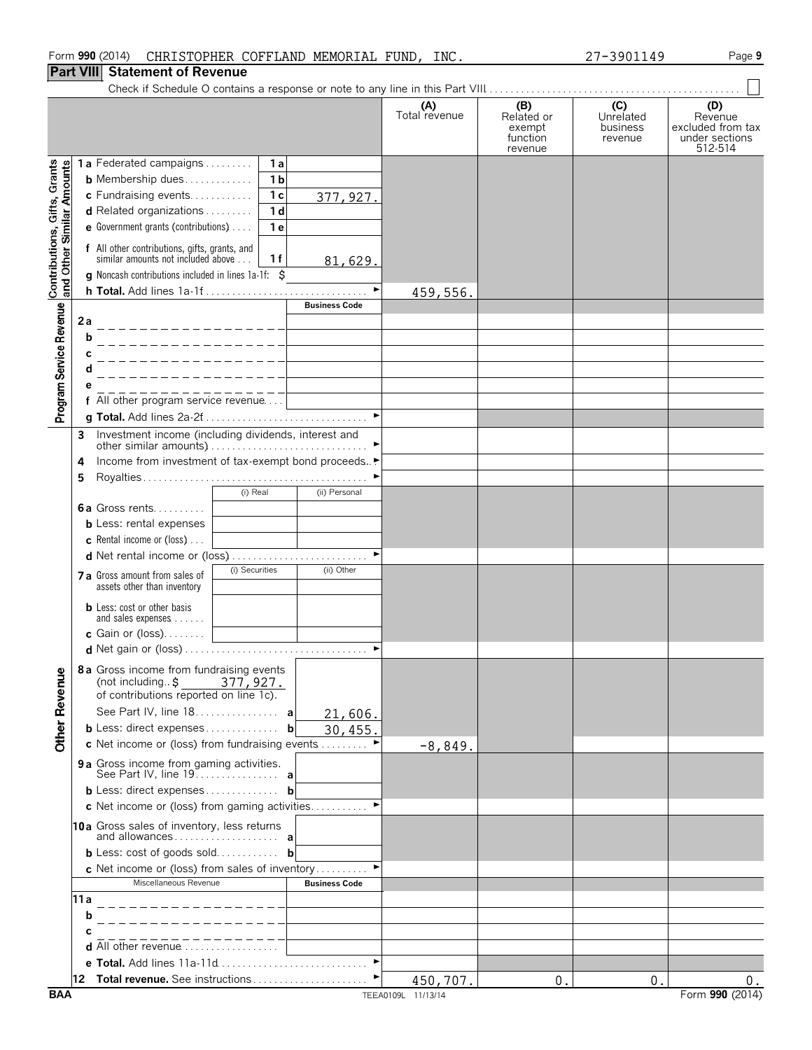Form **990** (2014) CHRISTOPHER COFFLAND MEMORIAL FUND, INC. 27-3901149

## Part VIII Statement of Revenue

Check if Schedule O contains a response or note to any line in this Part VIII . . . . . ☐

| | | | (A) Total revenue | (B) Related or exempt function revenue | (C) Unrelated business revenue | (D) Revenue excluded from tax under sections 512-514 |
|---|---|---|---|---|---|---|
| **Contributions, Gifts, Grants and Other Similar Amounts** | **1 a** Federated campaigns . . . **1 a** | | | | | |
| | **b** Membership dues . . . **1 b** | | | | | |
| | **c** Fundraising events . . . **1 c** | 377,927. | | | | |
| | **d** Related organizations . . . **1 d** | | | | | |
| | **e** Government grants (contributions) . . . **1 e** | | | | | |
| | **f** All other contributions, gifts, grants, and similar amounts not included above . . . **1 f** | 81,629. | | | | |
| | **g** Noncash contributions included in lines 1a-1f: $ | | | | | |
| | **h Total.** Add lines 1a-1f . . . ► | | 459,556. | | | |
| **Program Service Revenue** | | **Business Code** | | | | |
| | **2 a** | | | | | |
| | **b** | | | | | |
| | **c** | | | | | |
| | **d** | | | | | |
| | **e** | | | | | |
| | **f** All other program service revenue . . . | | | | | |
| | **g Total.** Add lines 2a-2f . . . ► | | | | | |
| | **3** Investment income (including dividends, interest and other similar amounts) . . . ► | | | | | |
| | **4** Income from investment of tax-exempt bond proceeds . . ► | | | | | |
| | **5** Royalties . . . ► | | | | | |
| | | (i) Real / (ii) Personal | | | | |
| | **6 a** Gross rents . . . | | | | | |
| | **b** Less: rental expenses | | | | | |
| | **c** Rental income or (loss) . . . | | | | | |
| | **d** Net rental income or (loss) . . . ► | | | | | |
| | | (i) Securities / (ii) Other | | | | |
| | **7 a** Gross amount from sales of assets other than inventory | | | | | |
| | **b** Less: cost or other basis and sales expenses . . . | | | | | |
| | **c** Gain or (loss) . . . | | | | | |
| | **d** Net gain or (loss) . . . ► | | | | | |
| **Other Revenue** | **8 a** Gross income from fundraising events (not including $ 377,927. of contributions reported on line 1c). See Part IV, line 18 . . . **a** | 21,606. | | | | |
| | **b** Less: direct expenses . . . **b** | 30,455. | | | | |
| | **c** Net income or (loss) from fundraising events . . . ► | | -8,849. | | | |
| | **9 a** Gross income from gaming activities. See Part IV, line 19 . . . **a** | | | | | |
| | **b** Less: direct expenses . . . **b** | | | | | |
| | **c** Net income or (loss) from gaming activities . . . ► | | | | | |
| | **10 a** Gross sales of inventory, less returns and allowances . . . **a** | | | | | |
| | **b** Less: cost of goods sold . . . **b** | | | | | |
| | **c** Net income or (loss) from sales of inventory . . . ► | | | | | |
| | Miscellaneous Revenue | **Business Code** | | | | |
| | **11 a** | | | | | |
| | **b** | | | | | |
| | **c** | | | | | |
| | **d** All other revenue . . . | | | | | |
| | **e Total.** Add lines 11a-11d . . . ► | | | | | |
| | **12 Total revenue.** See instructions . . . ► | | 450,707. | 0. | 0. | 0. |

BAA TEEA0109L 11/13/14 Form **990** (2014)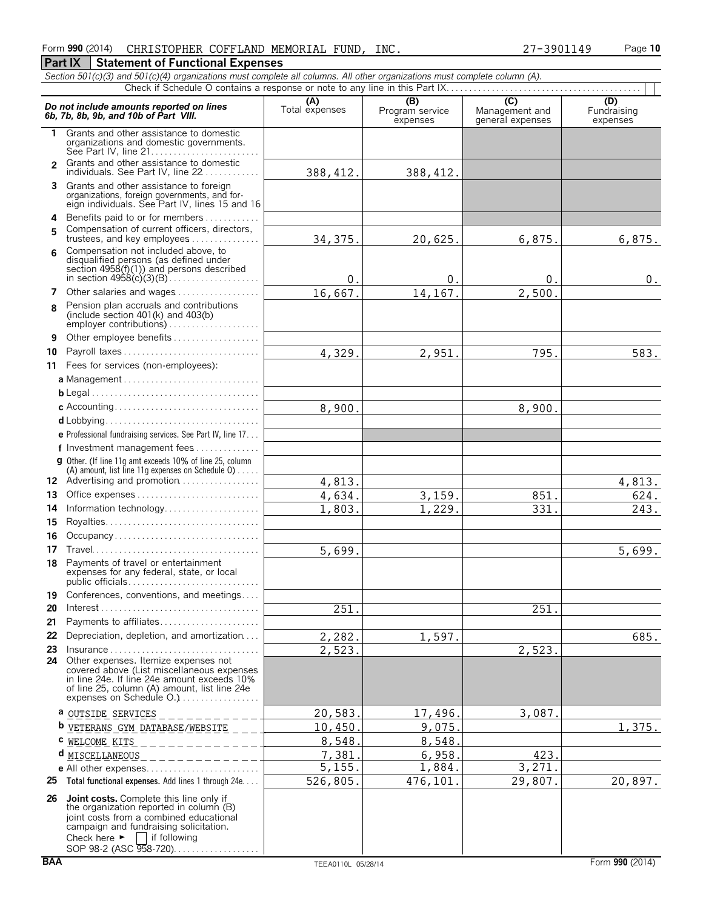Form **990** (2014) CHRISTOPHER COFFLAND MEMORIAL FUND, INC. 27-3901149

## Part IX Statement of Functional Expenses

*Section 501(c)(3) and 501(c)(4) organizations must complete all columns. All other organizations must complete column (A).*

Check if Schedule O contains a response or note to any line in this Part IX

| *Do not include amounts reported on lines 6b, 7b, 8b, 9b, and 10b of Part VIII.* | (A) Total expenses | (B) Program service expenses | (C) Management and general expenses | (D) Fundraising expenses |
|---|---|---|---|---|
| 1 Grants and other assistance to domestic organizations and domestic governments. See Part IV, line 21 | | | | |
| 2 Grants and other assistance to domestic individuals. See Part IV, line 22 | 388,412. | 388,412. | | |
| 3 Grants and other assistance to foreign organizations, foreign governments, and foreign individuals. See Part IV, lines 15 and 16 | | | | |
| 4 Benefits paid to or for members | | | | |
| 5 Compensation of current officers, directors, trustees, and key employees | 34,375. | 20,625. | 6,875. | 6,875. |
| 6 Compensation not included above, to disqualified persons (as defined under section 4958(f)(1)) and persons described in section 4958(c)(3)(B) | 0. | 0. | 0. | 0. |
| 7 Other salaries and wages | 16,667. | 14,167. | 2,500. | |
| 8 Pension plan accruals and contributions (include section 401(k) and 403(b) employer contributions) | | | | |
| 9 Other employee benefits | | | | |
| 10 Payroll taxes | 4,329. | 2,951. | 795. | 583. |
| 11 Fees for services (non-employees): | | | | |
| a Management | | | | |
| b Legal | | | | |
| c Accounting | 8,900. | | 8,900. | |
| d Lobbying | | | | |
| e Professional fundraising services. See Part IV, line 17 | | | | |
| f Investment management fees | | | | |
| g Other. (If line 11g amt exceeds 10% of line 25, column (A) amount, list line 11g expenses on Schedule O) | | | | |
| 12 Advertising and promotion | 4,813. | | | 4,813. |
| 13 Office expenses | 4,634. | 3,159. | 851. | 624. |
| 14 Information technology | 1,803. | 1,229. | 331. | 243. |
| 15 Royalties | | | | |
| 16 Occupancy | | | | |
| 17 Travel | 5,699. | | | 5,699. |
| 18 Payments of travel or entertainment expenses for any federal, state, or local public officials | | | | |
| 19 Conferences, conventions, and meetings | | | | |
| 20 Interest | 251. | | 251. | |
| 21 Payments to affiliates | | | | |
| 22 Depreciation, depletion, and amortization | 2,282. | 1,597. | | 685. |
| 23 Insurance | 2,523. | | 2,523. | |
| 24 Other expenses. Itemize expenses not covered above (List miscellaneous expenses in line 24e. If line 24e amount exceeds 10% of line 25, column (A) amount, list line 24e expenses on Schedule O.) | | | | |
| a OUTSIDE SERVICES | 20,583. | 17,496. | 3,087. | |
| b VETERANS GYM DATABASE/WEBSITE | 10,450. | 9,075. | | 1,375. |
| c WELCOME KITS | 8,548. | 8,548. | | |
| d MISCELLANEOUS | 7,381. | 6,958. | 423. | |
| e All other expenses | 5,155. | 1,884. | 3,271. | |
| 25 **Total functional expenses.** Add lines 1 through 24e | 526,805. | 476,101. | 29,807. | 20,897. |
| 26 **Joint costs.** Complete this line only if the organization reported in column (B) joint costs from a combined educational campaign and fundraising solicitation. Check here ► ☐ if following SOP 98-2 (ASC 958-720) | | | | |

BAA TEEA0110L 05/28/14 Form **990** (2014)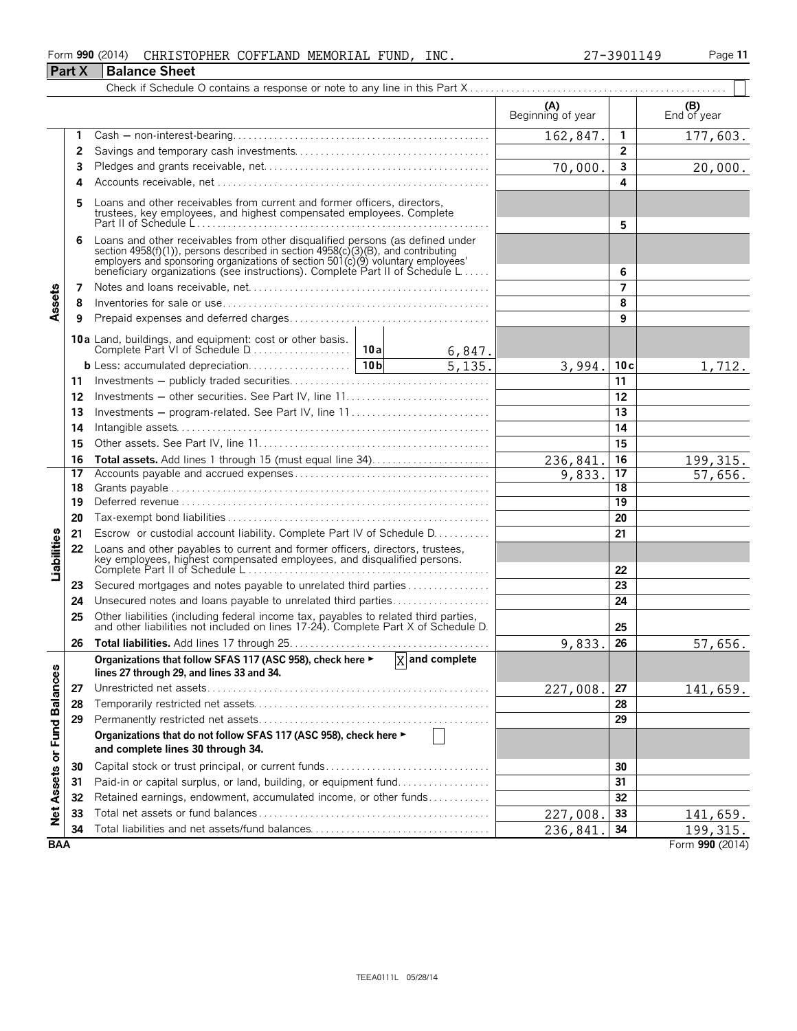Form **990** (2014) CHRISTOPHER COFFLAND MEMORIAL FUND, INC. 27-3901149 Page **11**

## Part X Balance Sheet

Check if Schedule O contains a response or note to any line in this Part X . . . . . . . . . . . . . . . . . . . . . . . . . . . . . . . . . . . . . . . . . . . . . . . . . . ☐

| | | | | (A) Beginning of year | | (B) End of year |
|---|---|---|---|---|---|---|
| **Assets** | 1 | Cash — non-interest-bearing | | 162,847. | 1 | 177,603. |
| | 2 | Savings and temporary cash investments | | | 2 | |
| | 3 | Pledges and grants receivable, net | | 70,000. | 3 | 20,000. |
| | 4 | Accounts receivable, net | | | 4 | |
| | 5 | Loans and other receivables from current and former officers, directors, trustees, key employees, and highest compensated employees. Complete Part II of Schedule L | | | 5 | |
| | 6 | Loans and other receivables from other disqualified persons (as defined under section 4958(f)(1)), persons described in section 4958(c)(3)(B), and contributing employers and sponsoring organizations of section 501(c)(9) voluntary employees' beneficiary organizations (see instructions). Complete Part II of Schedule L | | | 6 | |
| | 7 | Notes and loans receivable, net | | | 7 | |
| | 8 | Inventories for sale or use | | | 8 | |
| | 9 | Prepaid expenses and deferred charges | | | 9 | |
| | 10a | Land, buildings, and equipment: cost or other basis. Complete Part VI of Schedule D | 10a 6,847. | | | |
| | b | Less: accumulated depreciation | 10b 5,135. | 3,994. | 10c | 1,712. |
| | 11 | Investments — publicly traded securities | | | 11 | |
| | 12 | Investments — other securities. See Part IV, line 11 | | | 12 | |
| | 13 | Investments — program-related. See Part IV, line 11 | | | 13 | |
| | 14 | Intangible assets | | | 14 | |
| | 15 | Other assets. See Part IV, line 11 | | | 15 | |
| | 16 | **Total assets.** Add lines 1 through 15 (must equal line 34) | | 236,841. | 16 | 199,315. |
| **Liabilities** | 17 | Accounts payable and accrued expenses | | 9,833. | 17 | 57,656. |
| | 18 | Grants payable | | | 18 | |
| | 19 | Deferred revenue | | | 19 | |
| | 20 | Tax-exempt bond liabilities | | | 20 | |
| | 21 | Escrow or custodial account liability. Complete Part IV of Schedule D | | | 21 | |
| | 22 | Loans and other payables to current and former officers, directors, trustees, key employees, highest compensated employees, and disqualified persons. Complete Part II of Schedule L | | | 22 | |
| | 23 | Secured mortgages and notes payable to unrelated third parties | | | 23 | |
| | 24 | Unsecured notes and loans payable to unrelated third parties | | | 24 | |
| | 25 | Other liabilities (including federal income tax, payables to related third parties, and other liabilities not included on lines 17-24). Complete Part X of Schedule D | | | 25 | |
| | 26 | **Total liabilities.** Add lines 17 through 25 | | 9,833. | 26 | 57,656. |
| **Net Assets or Fund Balances** | | **Organizations that follow SFAS 117 (ASC 958), check here ► X and complete lines 27 through 29, and lines 33 and 34.** | | | | |
| | 27 | Unrestricted net assets | | 227,008. | 27 | 141,659. |
| | 28 | Temporarily restricted net assets | | | 28 | |
| | 29 | Permanently restricted net assets | | | 29 | |
| | | **Organizations that do not follow SFAS 117 (ASC 958), check here ► ☐ and complete lines 30 through 34.** | | | | |
| | 30 | Capital stock or trust principal, or current funds | | | 30 | |
| | 31 | Paid-in or capital surplus, or land, building, or equipment fund | | | 31 | |
| | 32 | Retained earnings, endowment, accumulated income, or other funds | | | 32 | |
| | 33 | Total net assets or fund balances | | 227,008. | 33 | 141,659. |
| | 34 | Total liabilities and net assets/fund balances | | 236,841. | 34 | 199,315. |

BAA Form **990** (2014)

TEEA0111L 05/28/14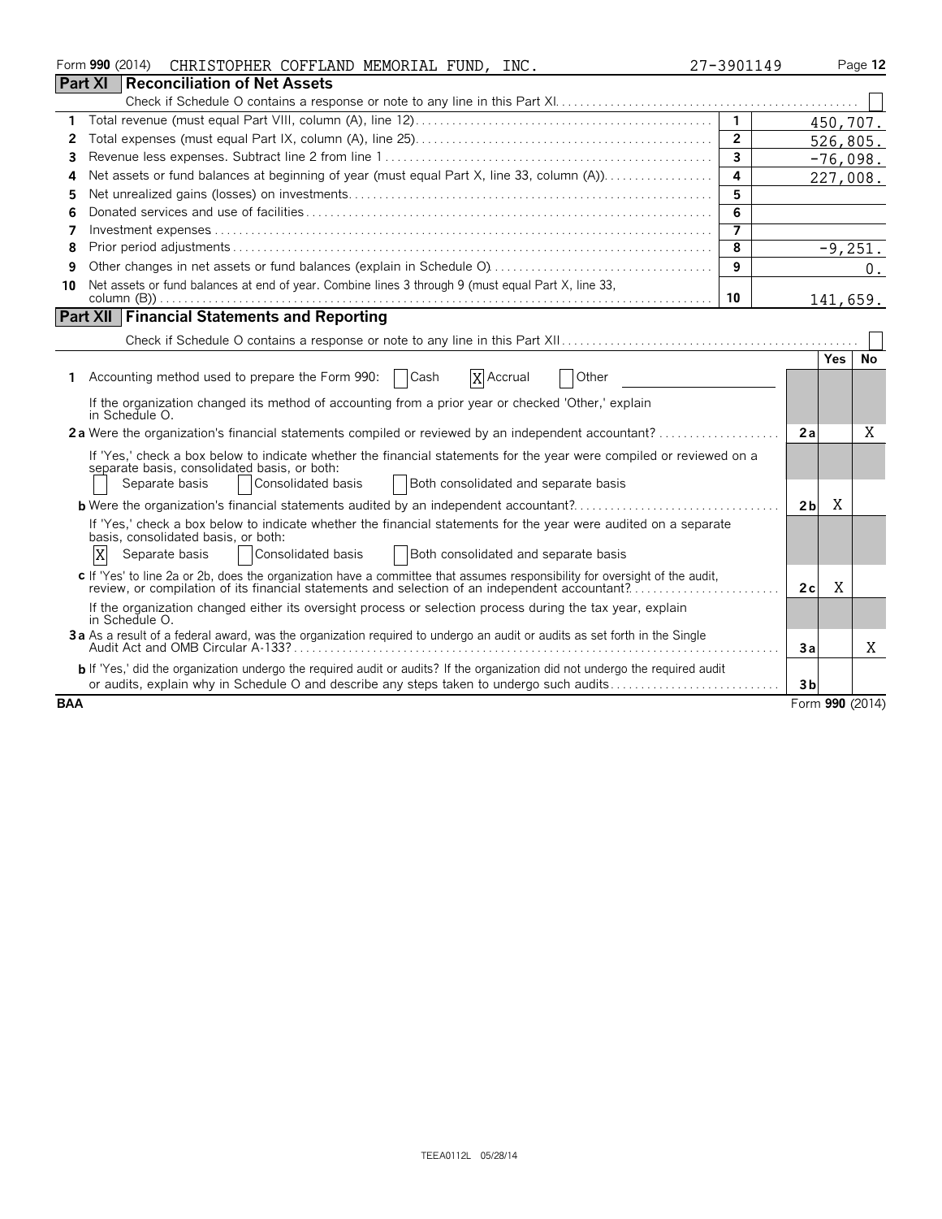Form **990** (2014) CHRISTOPHER COFFLAND MEMORIAL FUND, INC. 27-3901149 Page **12**

## Part XI Reconciliation of Net Assets

Check if Schedule O contains a response or note to any line in this Part XI. ☐

| | | | |
|---|---|---|---|
| 1 | Total revenue (must equal Part VIII, column (A), line 12) | 1 | 450,707. |
| 2 | Total expenses (must equal Part IX, column (A), line 25) | 2 | 526,805. |
| 3 | Revenue less expenses. Subtract line 2 from line 1 | 3 | -76,098. |
| 4 | Net assets or fund balances at beginning of year (must equal Part X, line 33, column (A)) | 4 | 227,008. |
| 5 | Net unrealized gains (losses) on investments | 5 | |
| 6 | Donated services and use of facilities | 6 | |
| 7 | Investment expenses | 7 | |
| 8 | Prior period adjustments | 8 | -9,251. |
| 9 | Other changes in net assets or fund balances (explain in Schedule O) | 9 | 0. |
| 10 | Net assets or fund balances at end of year. Combine lines 3 through 9 (must equal Part X, line 33, column (B)) | 10 | 141,659. |

## Part XII Financial Statements and Reporting

Check if Schedule O contains a response or note to any line in this Part XII. ☐

| | | | Yes | No |
|---|---|---|---|---|
| 1 | Accounting method used to prepare the Form 990: ☐ Cash ☒ Accrual ☐ Other | | | |
| | If the organization changed its method of accounting from a prior year or checked 'Other,' explain in Schedule O. | | | |
| 2a | Were the organization's financial statements compiled or reviewed by an independent accountant? | 2a | | X |
| | If 'Yes,' check a box below to indicate whether the financial statements for the year were compiled or reviewed on a separate basis, consolidated basis, or both: ☐ Separate basis ☐ Consolidated basis ☐ Both consolidated and separate basis | | | |
| b | Were the organization's financial statements audited by an independent accountant? | 2b | X | |
| | If 'Yes,' check a box below to indicate whether the financial statements for the year were audited on a separate basis, consolidated basis, or both: ☒ Separate basis ☐ Consolidated basis ☐ Both consolidated and separate basis | | | |
| c | If 'Yes' to line 2a or 2b, does the organization have a committee that assumes responsibility for oversight of the audit, review, or compilation of its financial statements and selection of an independent accountant? | 2c | X | |
| | If the organization changed either its oversight process or selection process during the tax year, explain in Schedule O. | | | |
| 3a | As a result of a federal award, was the organization required to undergo an audit or audits as set forth in the Single Audit Act and OMB Circular A-133? | 3a | | X |
| b | If 'Yes,' did the organization undergo the required audit or audits? If the organization did not undergo the required audit or audits, explain why in Schedule O and describe any steps taken to undergo such audits | 3b | | |

BAA Form **990** (2014)

TEEA0112L 05/28/14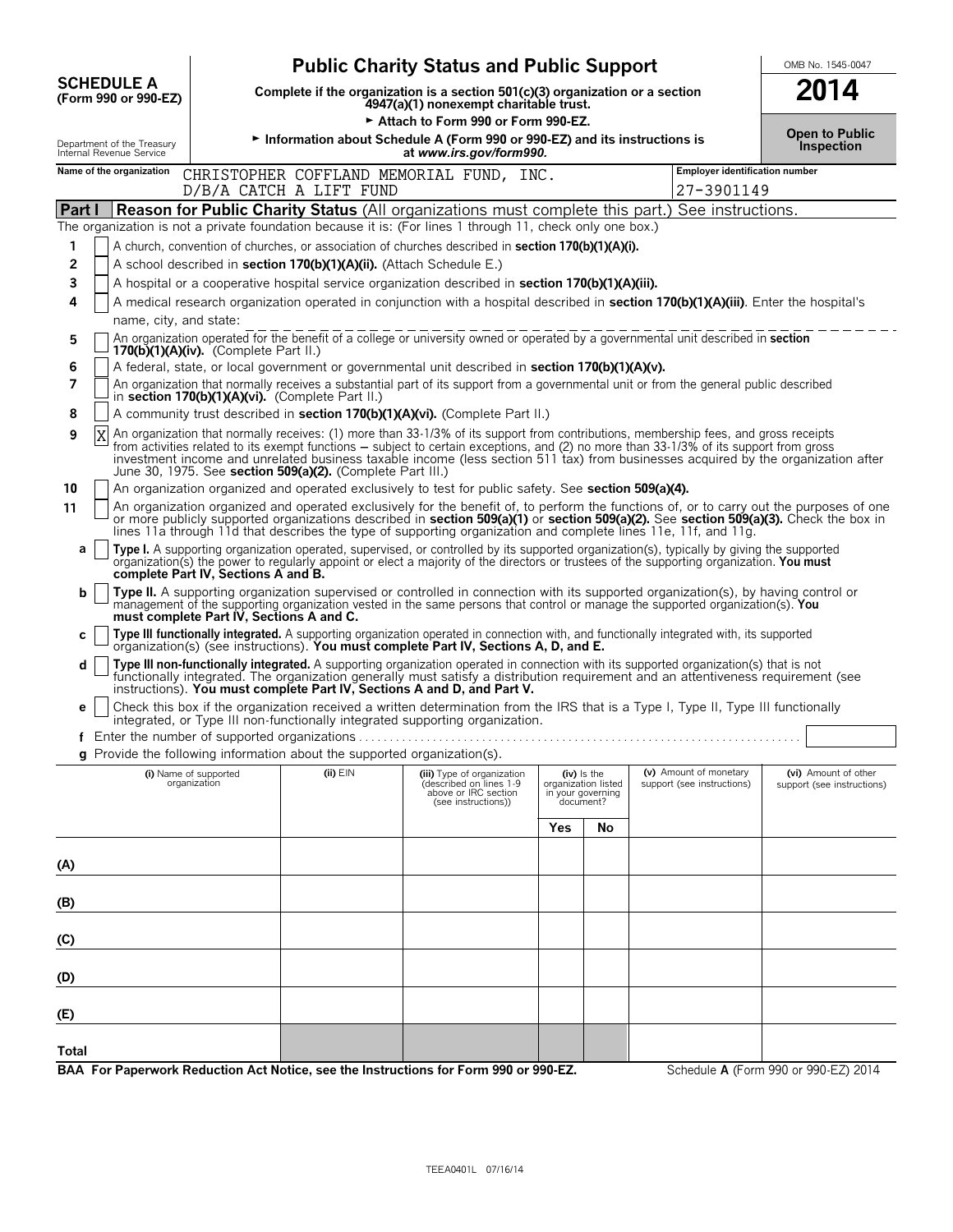**SCHEDULE A**
**(Form 990 or 990-EZ)**

Department of the Treasury
Internal Revenue Service

# Public Charity Status and Public Support

**Complete if the organization is a section 501(c)(3) organization or a section 4947(a)(1) nonexempt charitable trust.**

► **Attach to Form 990 or Form 990-EZ.**

► **Information about Schedule A (Form 990 or 990-EZ) and its instructions is at *www.irs.gov/form990*.**

OMB No. 1545-0047

**2014**

**Open to Public Inspection**

**Name of the organization** CHRISTOPHER COFFLAND MEMORIAL FUND, INC.
D/B/A CATCH A LIFT FUND

**Employer identification number** 27-3901149

## Part I Reason for Public Charity Status (All organizations must complete this part.) See instructions.

The organization is not a private foundation because it is: (For lines 1 through 11, check only one box.)

1 [ ] A church, convention of churches, or association of churches described in **section 170(b)(1)(A)(i).**

2 [ ] A school described in **section 170(b)(1)(A)(ii).** (Attach Schedule E.)

3 [ ] A hospital or a cooperative hospital service organization described in **section 170(b)(1)(A)(iii).**

4 [ ] A medical research organization operated in conjunction with a hospital described in **section 170(b)(1)(A)(iii)**. Enter the hospital's name, city, and state:

5 [ ] An organization operated for the benefit of a college or university owned or operated by a governmental unit described in **section 170(b)(1)(A)(iv).** (Complete Part II.)

6 [ ] A federal, state, or local government or governmental unit described in **section 170(b)(1)(A)(v).**

7 [ ] An organization that normally receives a substantial part of its support from a governmental unit or from the general public described in **section 170(b)(1)(A)(vi).** (Complete Part II.)

8 [ ] A community trust described in **section 170(b)(1)(A)(vi).** (Complete Part II.)

9 [X] An organization that normally receives: (1) more than 33-1/3% of its support from contributions, membership fees, and gross receipts from activities related to its exempt functions – subject to certain exceptions, and (2) no more than 33-1/3% of its support from gross investment income and unrelated business taxable income (less section 511 tax) from businesses acquired by the organization after June 30, 1975. See **section 509(a)(2).** (Complete Part III.)

10 [ ] An organization organized and operated exclusively to test for public safety. See **section 509(a)(4).**

11 [ ] An organization organized and operated exclusively for the benefit of, to perform the functions of, or to carry out the purposes of one or more publicly supported organizations described in **section 509(a)(1)** or **section 509(a)(2).** See **section 509(a)(3).** Check the box in lines 11a through 11d that describes the type of supporting organization and complete lines 11e, 11f, and 11g.

a [ ] **Type I.** A supporting organization operated, supervised, or controlled by its supported organization(s), typically by giving the supported organization(s) the power to regularly appoint or elect a majority of the directors or trustees of the supporting organization. **You must complete Part IV, Sections A and B.**

b [ ] **Type II.** A supporting organization supervised or controlled in connection with its supported organization(s), by having control or management of the supporting organization vested in the same persons that control or manage the supported organization(s). **You must complete Part IV, Sections A and C.**

c [ ] **Type III functionally integrated.** A supporting organization operated in connection with, and functionally integrated with, its supported organization(s) (see instructions). **You must complete Part IV, Sections A, D, and E.**

d [ ] **Type III non-functionally integrated.** A supporting organization operated in connection with its supported organization(s) that is not functionally integrated. The organization generally must satisfy a distribution requirement and an attentiveness requirement (see instructions). **You must complete Part IV, Sections A and D, and Part V.**

e [ ] Check this box if the organization received a written determination from the IRS that is a Type I, Type II, Type III functionally integrated, or Type III non-functionally integrated supporting organization.

f Enter the number of supported organizations

g Provide the following information about the supported organization(s).

| (i) Name of supported organization | (ii) EIN | (iii) Type of organization (described on lines 1-9 above or IRC section (see instructions)) | (iv) Is the organization listed in your governing document? Yes | No | (v) Amount of monetary support (see instructions) | (vi) Amount of other support (see instructions) |
|---|---|---|---|---|---|---|
| (A) | | | | | | |
| (B) | | | | | | |
| (C) | | | | | | |
| (D) | | | | | | |
| (E) | | | | | | |
| Total | | | | | | |

**BAA For Paperwork Reduction Act Notice, see the Instructions for Form 990 or 990-EZ.** Schedule **A** (Form 990 or 990-EZ) 2014

TEEA0401L 07/16/14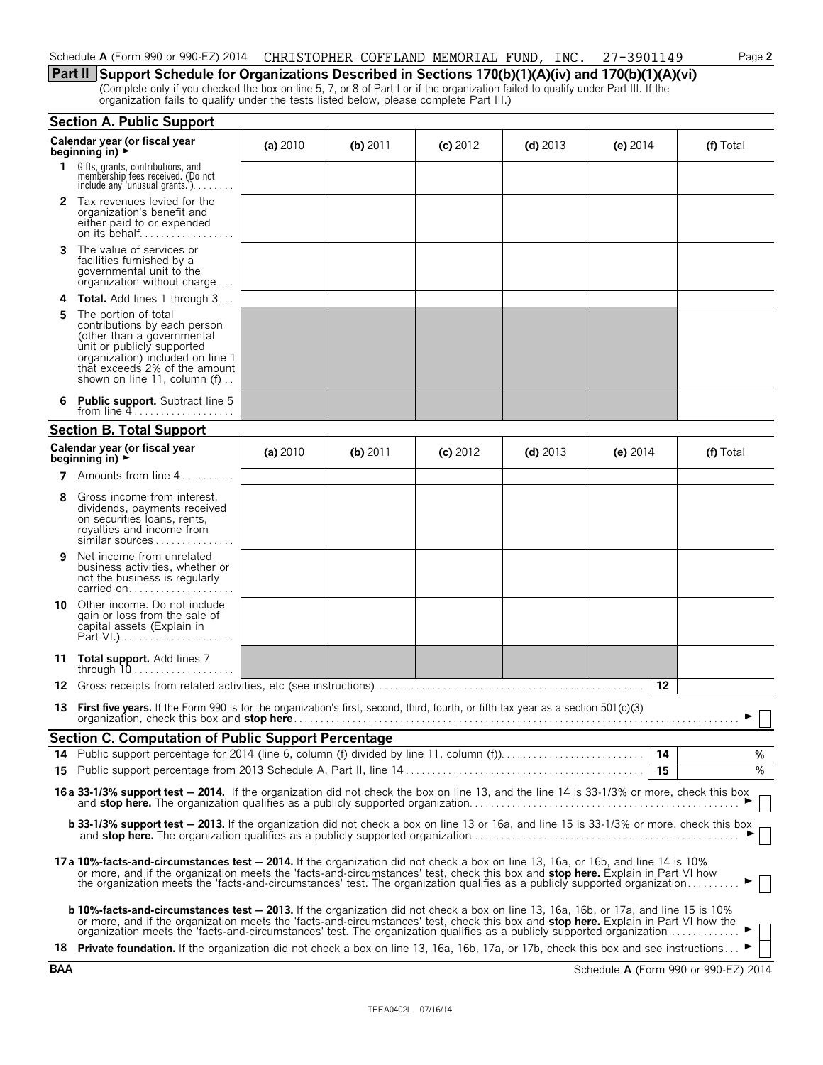Schedule A (Form 990 or 990-EZ) 2014 CHRISTOPHER COFFLAND MEMORIAL FUND, INC. 27-3901149

## Part II Support Schedule for Organizations Described in Sections 170(b)(1)(A)(iv) and 170(b)(1)(A)(vi)

(Complete only if you checked the box on line 5, 7, or 8 of Part I or if the organization failed to qualify under Part III. If the organization fails to qualify under the tests listed below, please complete Part III.)

### Section A. Public Support

| Calendar year (or fiscal year beginning in) ► | (a) 2010 | (b) 2011 | (c) 2012 | (d) 2013 | (e) 2014 | (f) Total |
|---|---|---|---|---|---|---|
| 1 Gifts, grants, contributions, and membership fees received. (Do not include any 'unusual grants.') | | | | | | |
| 2 Tax revenues levied for the organization's benefit and either paid to or expended on its behalf | | | | | | |
| 3 The value of services or facilities furnished by a governmental unit to the organization without charge | | | | | | |
| 4 **Total.** Add lines 1 through 3 | | | | | | |
| 5 The portion of total contributions by each person (other than a governmental unit or publicly supported organization) included on line 1 that exceeds 2% of the amount shown on line 11, column (f) | | | | | | |
| 6 **Public support.** Subtract line 5 from line 4 | | | | | | |

### Section B. Total Support

| Calendar year (or fiscal year beginning in) ► | (a) 2010 | (b) 2011 | (c) 2012 | (d) 2013 | (e) 2014 | (f) Total |
|---|---|---|---|---|---|---|
| 7 Amounts from line 4 | | | | | | |
| 8 Gross income from interest, dividends, payments received on securities loans, rents, royalties and income from similar sources | | | | | | |
| 9 Net income from unrelated business activities, whether or not the business is regularly carried on | | | | | | |
| 10 Other income. Do not include gain or loss from the sale of capital assets (Explain in Part VI.) | | | | | | |
| 11 **Total support.** Add lines 7 through 10 | | | | | | |

12 Gross receipts from related activities, etc (see instructions) | 12 |

13 **First five years.** If the Form 990 is for the organization's first, second, third, fourth, or fifth tax year as a section 501(c)(3) organization, check this box and **stop here** ► ☐

### Section C. Computation of Public Support Percentage

14 Public support percentage for 2014 (line 6, column (f) divided by line 11, column (f)) | 14 | %

15 Public support percentage from 2013 Schedule A, Part II, line 14 | 15 | %

**16a 33-1/3% support test — 2014.** If the organization did not check the box on line 13, and the line 14 is 33-1/3% or more, check this box and **stop here.** The organization qualifies as a publicly supported organization ► ☐

**b 33-1/3% support test — 2013.** If the organization did not check a box on line 13 or 16a, and line 15 is 33-1/3% or more, check this box and **stop here.** The organization qualifies as a publicly supported organization ► ☐

**17a 10%-facts-and-circumstances test — 2014.** If the organization did not check a box on line 13, 16a, or 16b, and line 14 is 10% or more, and if the organization meets the 'facts-and-circumstances' test, check this box and **stop here.** Explain in Part VI how the organization meets the 'facts-and-circumstances' test. The organization qualifies as a publicly supported organization ► ☐

**b 10%-facts-and-circumstances test — 2013.** If the organization did not check a box on line 13, 16a, 16b, or 17a, and line 15 is 10% or more, and if the organization meets the 'facts-and-circumstances' test, check this box and **stop here.** Explain in Part VI how the organization meets the 'facts-and-circumstances' test. The organization qualifies as a publicly supported organization ► ☐

**18 Private foundation.** If the organization did not check a box on line 13, 16a, 16b, 17a, or 17b, check this box and see instructions ► ☐

BAA Schedule A (Form 990 or 990-EZ) 2014

TEEA0402L 07/16/14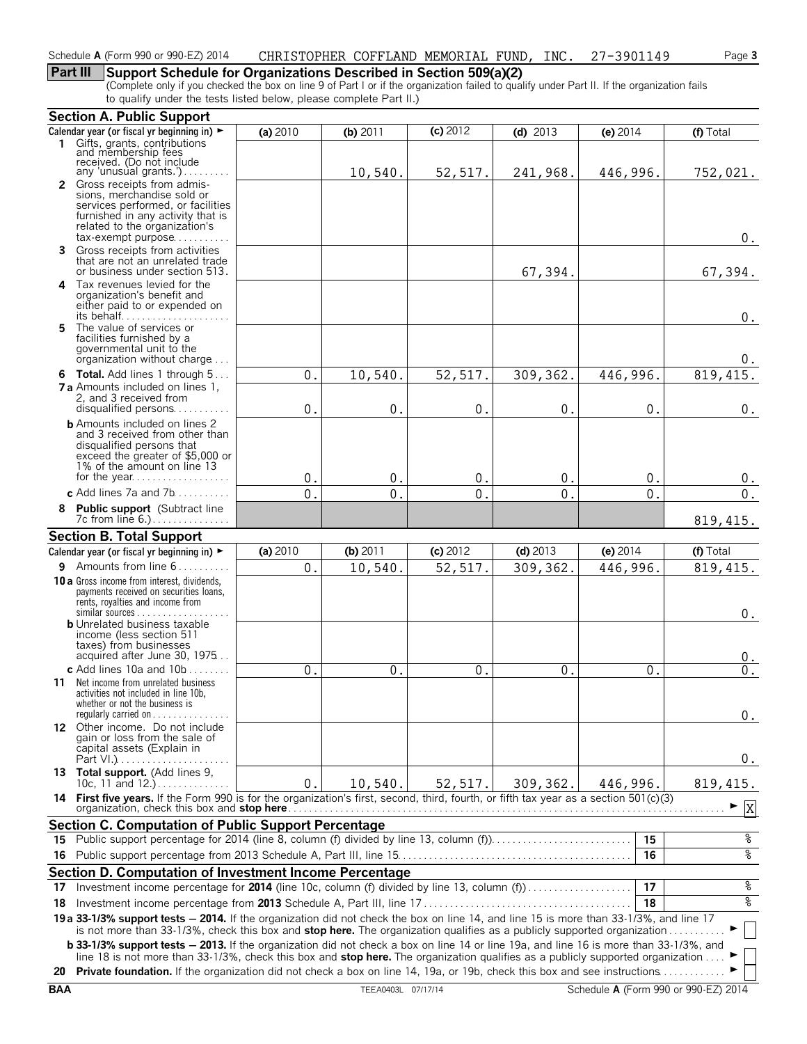Schedule A (Form 990 or 990-EZ) 2014 CHRISTOPHER COFFLAND MEMORIAL FUND, INC. 27-3901149

## Part III Support Schedule for Organizations Described in Section 509(a)(2)

(Complete only if you checked the box on line 9 of Part I or if the organization failed to qualify under Part II. If the organization fails to qualify under the tests listed below, please complete Part II.)

### Section A. Public Support

| Calendar year (or fiscal yr beginning in) ► | (a) 2010 | (b) 2011 | (c) 2012 | (d) 2013 | (e) 2014 | (f) Total |
|---|---|---|---|---|---|---|
| 1 Gifts, grants, contributions and membership fees received. (Do not include any 'unusual grants.') | | 10,540. | 52,517. | 241,968. | 446,996. | 752,021. |
| 2 Gross receipts from admissions, merchandise sold or services performed, or facilities furnished in any activity that is related to the organization's tax-exempt purpose | | | | | | 0. |
| 3 Gross receipts from activities that are not an unrelated trade or business under section 513. | | | | 67,394. | | 67,394. |
| 4 Tax revenues levied for the organization's benefit and either paid to or expended on its behalf | | | | | | 0. |
| 5 The value of services or facilities furnished by a governmental unit to the organization without charge | | | | | | 0. |
| 6 **Total.** Add lines 1 through 5 | 0. | 10,540. | 52,517. | 309,362. | 446,996. | 819,415. |
| 7a Amounts included on lines 1, 2, and 3 received from disqualified persons | 0. | 0. | 0. | 0. | 0. | 0. |
| b Amounts included on lines 2 and 3 received from other than disqualified persons that exceed the greater of $5,000 or 1% of the amount on line 13 for the year | 0. | 0. | 0. | 0. | 0. | 0. |
| c Add lines 7a and 7b | 0. | 0. | 0. | 0. | 0. | 0. |
| 8 **Public support** (Subtract line 7c from line 6.) | | | | | | 819,415. |

### Section B. Total Support

| Calendar year (or fiscal yr beginning in) ► | (a) 2010 | (b) 2011 | (c) 2012 | (d) 2013 | (e) 2014 | (f) Total |
|---|---|---|---|---|---|---|
| 9 Amounts from line 6 | 0. | 10,540. | 52,517. | 309,362. | 446,996. | 819,415. |
| 10a Gross income from interest, dividends, payments received on securities loans, rents, royalties and income from similar sources | | | | | | 0. |
| b Unrelated business taxable income (less section 511 taxes) from businesses acquired after June 30, 1975 | | | | | | 0. |
| c Add lines 10a and 10b | 0. | 0. | 0. | 0. | 0. | 0. |
| 11 Net income from unrelated business activities not included in line 10b, whether or not the business is regularly carried on | | | | | | 0. |
| 12 Other income. Do not include gain or loss from the sale of capital assets (Explain in Part VI.) | | | | | | 0. |
| 13 **Total support.** (Add lines 9, 10c, 11 and 12.) | 0. | 10,540. | 52,517. | 309,362. | 446,996. | 819,415. |

14 **First five years.** If the Form 990 is for the organization's first, second, third, fourth, or fifth tax year as a section 501(c)(3) organization, check this box and **stop here** ► [X]

### Section C. Computation of Public Support Percentage

| | | | |
|---|---|---|---|
| 15 | Public support percentage for 2014 (line 8, column (f) divided by line 13, column (f)) | 15 | % |
| 16 | Public support percentage from 2013 Schedule A, Part III, line 15 | 16 | % |

### Section D. Computation of Investment Income Percentage

| | | | |
|---|---|---|---|
| 17 | Investment income percentage for **2014** (line 10c, column (f) divided by line 13, column (f)) | 17 | % |
| 18 | Investment income percentage from **2013** Schedule A, Part III, line 17 | 18 | % |

**19a 33-1/3% support tests — 2014.** If the organization did not check the box on line 14, and line 15 is more than 33-1/3%, and line 17 is not more than 33-1/3%, check this box and **stop here.** The organization qualifies as a publicly supported organization ► [ ]

**b 33-1/3% support tests — 2013.** If the organization did not check a box on line 14 or line 19a, and line 16 is more than 33-1/3%, and line 18 is not more than 33-1/3%, check this box and **stop here.** The organization qualifies as a publicly supported organization ► [ ]

**20 Private foundation.** If the organization did not check a box on line 14, 19a, or 19b, check this box and see instructions ► [ ]

BAA TEEA0403L 07/17/14 Schedule A (Form 990 or 990-EZ) 2014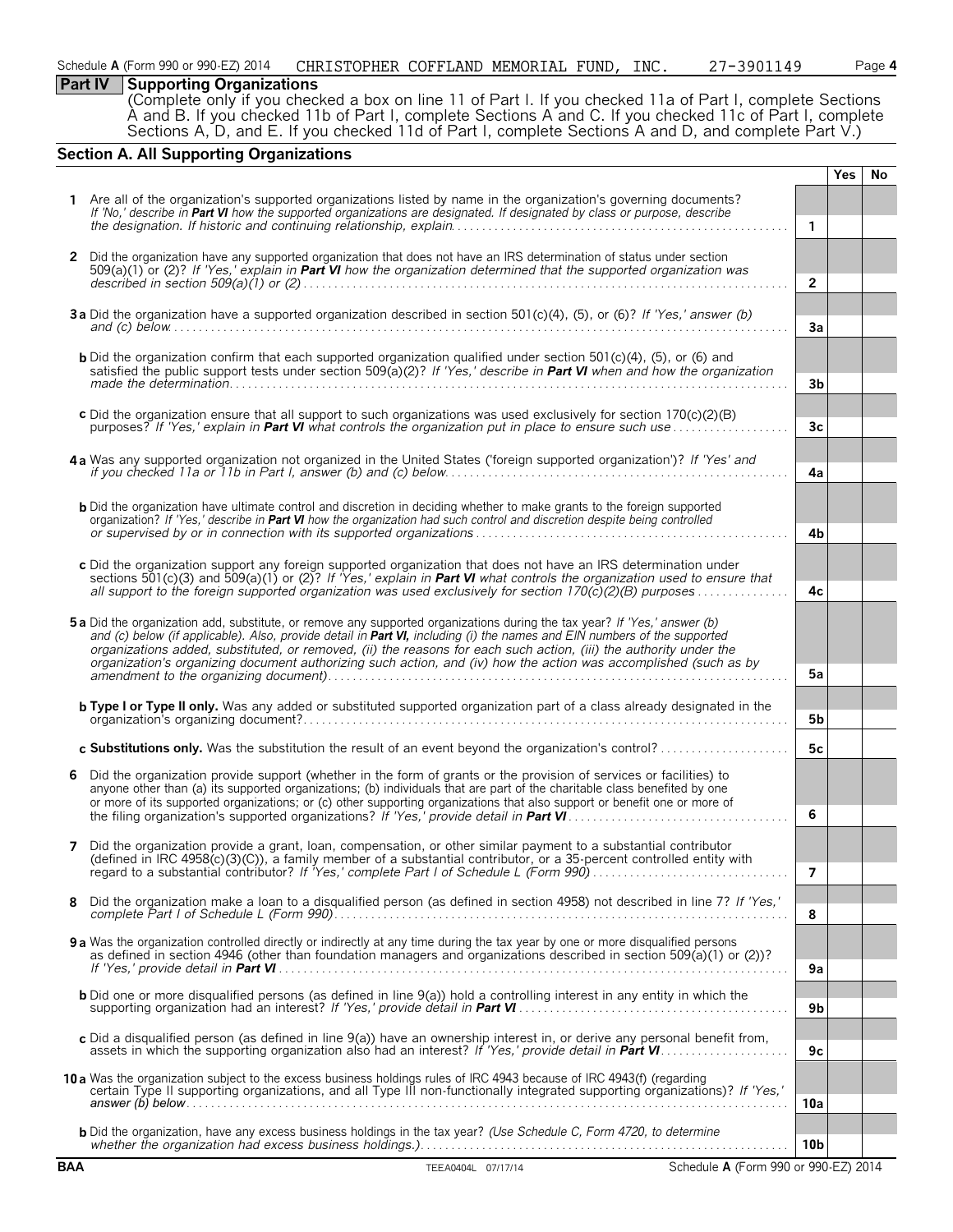Schedule **A** (Form 990 or 990-EZ) 2014 CHRISTOPHER COFFLAND MEMORIAL FUND, INC. 27-3901149

## Part IV Supporting Organizations

(Complete only if you checked a box on line 11 of Part I. If you checked 11a of Part I, complete Sections A and B. If you checked 11b of Part I, complete Sections A and C. If you checked 11c of Part I, complete Sections A, D, and E. If you checked 11d of Part I, complete Sections A and D, and complete Part V.)

### Section A. All Supporting Organizations

| | | | Yes | No |
|---|---|---|---|---|
| **1** | Are all of the organization's supported organizations listed by name in the organization's governing documents? *If 'No,' describe in* ***Part VI*** *how the supported organizations are designated. If designated by class or purpose, describe the designation. If historic and continuing relationship, explain.* | 1 | | |
| **2** | Did the organization have any supported organization that does not have an IRS determination of status under section 509(a)(1) or (2)? *If 'Yes,' explain in* ***Part VI*** *how the organization determined that the supported organization was described in section 509(a)(1) or (2)* | 2 | | |
| **3a** | Did the organization have a supported organization described in section 501(c)(4), (5), or (6)? *If 'Yes,' answer (b) and (c) below.* | 3a | | |
| **b** | Did the organization confirm that each supported organization qualified under section 501(c)(4), (5), or (6) and satisfied the public support tests under section 509(a)(2)? *If 'Yes,' describe in* ***Part VI*** *when and how the organization made the determination.* | 3b | | |
| **c** | Did the organization ensure that all support to such organizations was used exclusively for section 170(c)(2)(B) purposes? *If 'Yes,' explain in* ***Part VI*** *what controls the organization put in place to ensure such use* | 3c | | |
| **4a** | Was any supported organization not organized in the United States ('foreign supported organization')? *If 'Yes' and if you checked 11a or 11b in Part I, answer (b) and (c) below.* | 4a | | |
| **b** | Did the organization have ultimate control and discretion in deciding whether to make grants to the foreign supported organization? *If 'Yes,' describe in* ***Part VI*** *how the organization had such control and discretion despite being controlled or supervised by or in connection with its supported organizations* | 4b | | |
| **c** | Did the organization support any foreign supported organization that does not have an IRS determination under sections 501(c)(3) and 509(a)(1) or (2)? *If 'Yes,' explain in* ***Part VI*** *what controls the organization used to ensure that all support to the foreign supported organization was used exclusively for section 170(c)(2)(B) purposes* | 4c | | |
| **5a** | Did the organization add, substitute, or remove any supported organizations during the tax year? *If 'Yes,' answer (b) and (c) below (if applicable). Also, provide detail in* ***Part VI,*** *including (i) the names and EIN numbers of the supported organizations added, substituted, or removed, (ii) the reasons for each such action, (iii) the authority under the organization's organizing document authorizing such action, and (iv) how the action was accomplished (such as by amendment to the organizing document)* | 5a | | |
| **b** | **Type I or Type II only.** Was any added or substituted supported organization part of a class already designated in the organization's organizing document? | 5b | | |
| **c** | **Substitutions only.** Was the substitution the result of an event beyond the organization's control? | 5c | | |
| **6** | Did the organization provide support (whether in the form of grants or the provision of services or facilities) to anyone other than (a) its supported organizations; (b) individuals that are part of the charitable class benefited by one or more of its supported organizations; or (c) other supporting organizations that also support or benefit one or more of the filing organization's supported organizations? *If 'Yes,' provide detail in* ***Part VI*** | 6 | | |
| **7** | Did the organization provide a grant, loan, compensation, or other similar payment to a substantial contributor (defined in IRC 4958(c)(3)(C)), a family member of a substantial contributor, or a 35-percent controlled entity with regard to a substantial contributor? *If 'Yes,' complete Part I of Schedule L (Form 990)* | 7 | | |
| **8** | Did the organization make a loan to a disqualified person (as defined in section 4958) not described in line 7? *If 'Yes,' complete Part I of Schedule L (Form 990).* | 8 | | |
| **9a** | Was the organization controlled directly or indirectly at any time during the tax year by one or more disqualified persons as defined in section 4946 (other than foundation managers and organizations described in section 509(a)(1) or (2))? *If 'Yes,' provide detail in* ***Part VI*** | 9a | | |
| **b** | Did one or more disqualified persons (as defined in line 9(a)) hold a controlling interest in any entity in which the supporting organization had an interest? *If 'Yes,' provide detail in* ***Part VI*** | 9b | | |
| **c** | Did a disqualified person (as defined in line 9(a)) have an ownership interest in, or derive any personal benefit from, assets in which the supporting organization also had an interest? *If 'Yes,' provide detail in* ***Part VI*** | 9c | | |
| **10a** | Was the organization subject to the excess business holdings rules of IRC 4943 because of IRC 4943(f) (regarding certain Type II supporting organizations, and all Type III non-functionally integrated supporting organizations)? *If 'Yes,' answer (b) below.* | 10a | | |
| **b** | Did the organization, have any excess business holdings in the tax year? *(Use Schedule C, Form 4720, to determine whether the organization had excess business holdings.)* | 10b | | |

**BAA** TEEA0404L 07/17/14 Schedule **A** (Form 990 or 990-EZ) 2014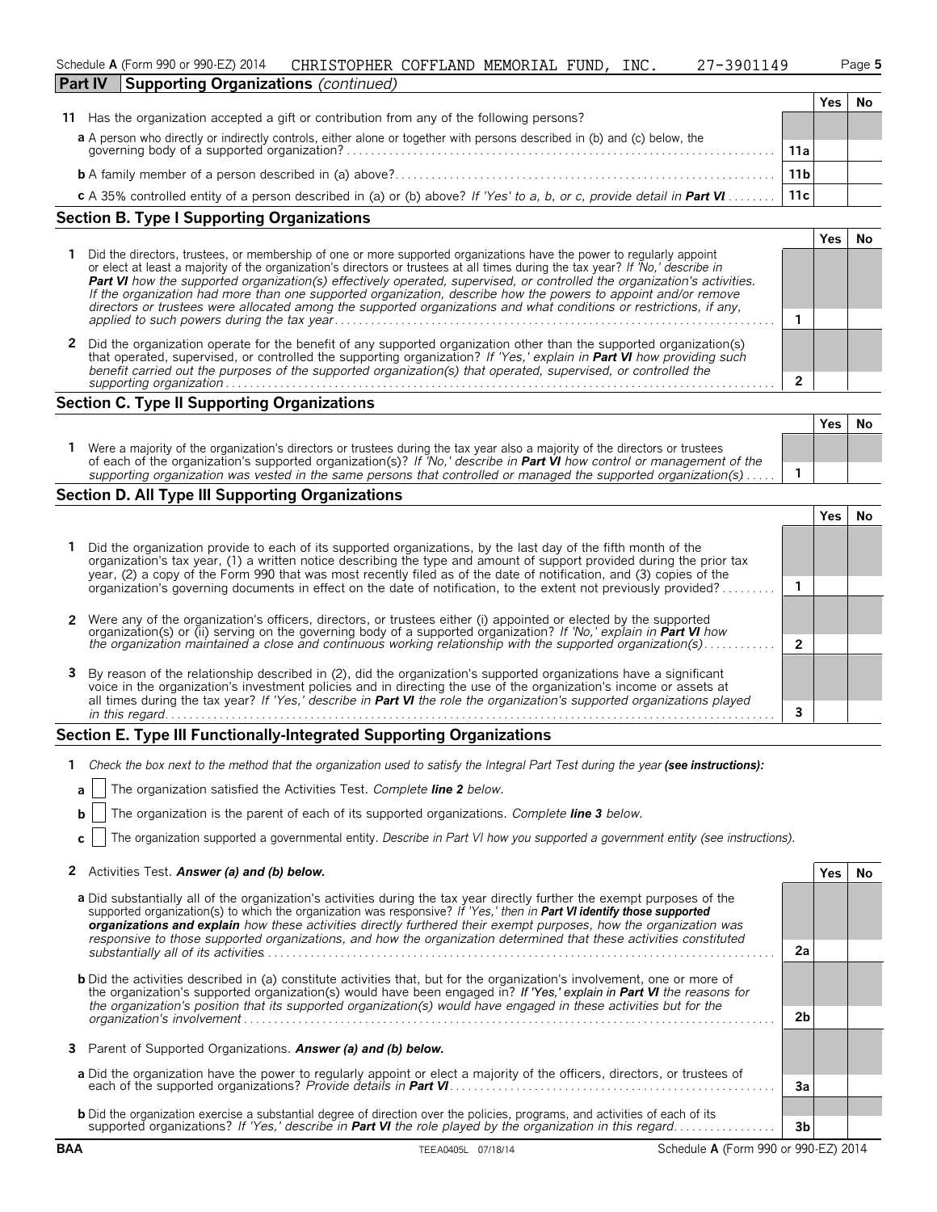Schedule A (Form 990 or 990-EZ) 2014 CHRISTOPHER COFFLAND MEMORIAL FUND, INC. 27-3901149

**Part IV Supporting Organizations** *(continued)*

| | | | Yes | No |
|---|---|---|---|---|
| **11** | Has the organization accepted a gift or contribution from any of the following persons? | | | |
| | **a** A person who directly or indirectly controls, either alone or together with persons described in (b) and (c) below, the governing body of a supported organization? | 11a | | |
| | **b** A family member of a person described in (a) above? | 11b | | |
| | **c** A 35% controlled entity of a person described in (a) or (b) above? *If 'Yes' to a, b, or c, provide detail in* **Part VI** | 11c | | |

## Section B. Type I Supporting Organizations

| | | | Yes | No |
|---|---|---|---|---|
| **1** | Did the directors, trustees, or membership of one or more supported organizations have the power to regularly appoint or elect at least a majority of the organization's directors or trustees at all times during the tax year? *If 'No,' describe in* **Part VI** *how the supported organization(s) effectively operated, supervised, or controlled the organization's activities. If the organization had more than one supported organization, describe how the powers to appoint and/or remove directors or trustees were allocated among the supported organizations and what conditions or restrictions, if any, applied to such powers during the tax year* | 1 | | |
| **2** | Did the organization operate for the benefit of any supported organization other than the supported organization(s) that operated, supervised, or controlled the supporting organization? *If 'Yes,' explain in* **Part VI** *how providing such benefit carried out the purposes of the supported organization(s) that operated, supervised, or controlled the supporting organization* | 2 | | |

## Section C. Type II Supporting Organizations

| | | | Yes | No |
|---|---|---|---|---|
| **1** | Were a majority of the organization's directors or trustees during the tax year also a majority of the directors or trustees of each of the organization's supported organization(s)? *If 'No,' describe in* **Part VI** *how control or management of the supporting organization was vested in the same persons that controlled or managed the supported organization(s)* | 1 | | |

## Section D. All Type III Supporting Organizations

| | | | Yes | No |
|---|---|---|---|---|
| **1** | Did the organization provide to each of its supported organizations, by the last day of the fifth month of the organization's tax year, (1) a written notice describing the type and amount of support provided during the prior tax year, (2) a copy of the Form 990 that was most recently filed as of the date of notification, and (3) copies of the organization's governing documents in effect on the date of notification, to the extent not previously provided? | 1 | | |
| **2** | Were any of the organization's officers, directors, or trustees either (i) appointed or elected by the supported organization(s) or (ii) serving on the governing body of a supported organization? *If 'No,' explain in* **Part VI** *how the organization maintained a close and continuous working relationship with the supported organization(s)* | 2 | | |
| **3** | By reason of the relationship described in (2), did the organization's supported organizations have a significant voice in the organization's investment policies and in directing the use of the organization's income or assets at all times during the tax year? *If 'Yes,' describe in* **Part VI** *the role the organization's supported organizations played in this regard* | 3 | | |

## Section E. Type III Functionally-Integrated Supporting Organizations

**1** *Check the box next to the method that the organization used to satisfy the Integral Part Test during the year* ***(see instructions):***

**a** ☐ The organization satisfied the Activities Test. *Complete* ***line 2*** *below.*

**b** ☐ The organization is the parent of each of its supported organizations. *Complete* ***line 3*** *below.*

**c** ☐ The organization supported a governmental entity. *Describe in Part VI how you supported a government entity (see instructions).*

| | | | Yes | No |
|---|---|---|---|---|
| **2** | Activities Test. ***Answer (a) and (b) below.*** | | | |
| | **a** Did substantially all of the organization's activities during the tax year directly further the exempt purposes of the supported organization(s) to which the organization was responsive? *If 'Yes,' then in* ***Part VI identify those supported organizations and explain*** *how these activities directly furthered their exempt purposes, how the organization was responsive to those supported organizations, and how the organization determined that these activities constituted substantially all of its activities* | 2a | | |
| | **b** Did the activities described in (a) constitute activities that, but for the organization's involvement, one or more of the organization's supported organization(s) would have been engaged in? ***If 'Yes,' explain in Part VI*** *the reasons for the organization's position that its supported organization(s) would have engaged in these activities but for the organization's involvement* | 2b | | |
| **3** | Parent of Supported Organizations. ***Answer (a) and (b) below.*** | | | |
| | **a** Did the organization have the power to regularly appoint or elect a majority of the officers, directors, or trustees of each of the supported organizations? *Provide details in* ***Part VI*** | 3a | | |
| | **b** Did the organization exercise a substantial degree of direction over the policies, programs, and activities of each of its supported organizations? *If 'Yes,' describe in* ***Part VI*** *the role played by the organization in this regard* | 3b | | |

BAA TEEA0405L 07/18/14 Schedule A (Form 990 or 990-EZ) 2014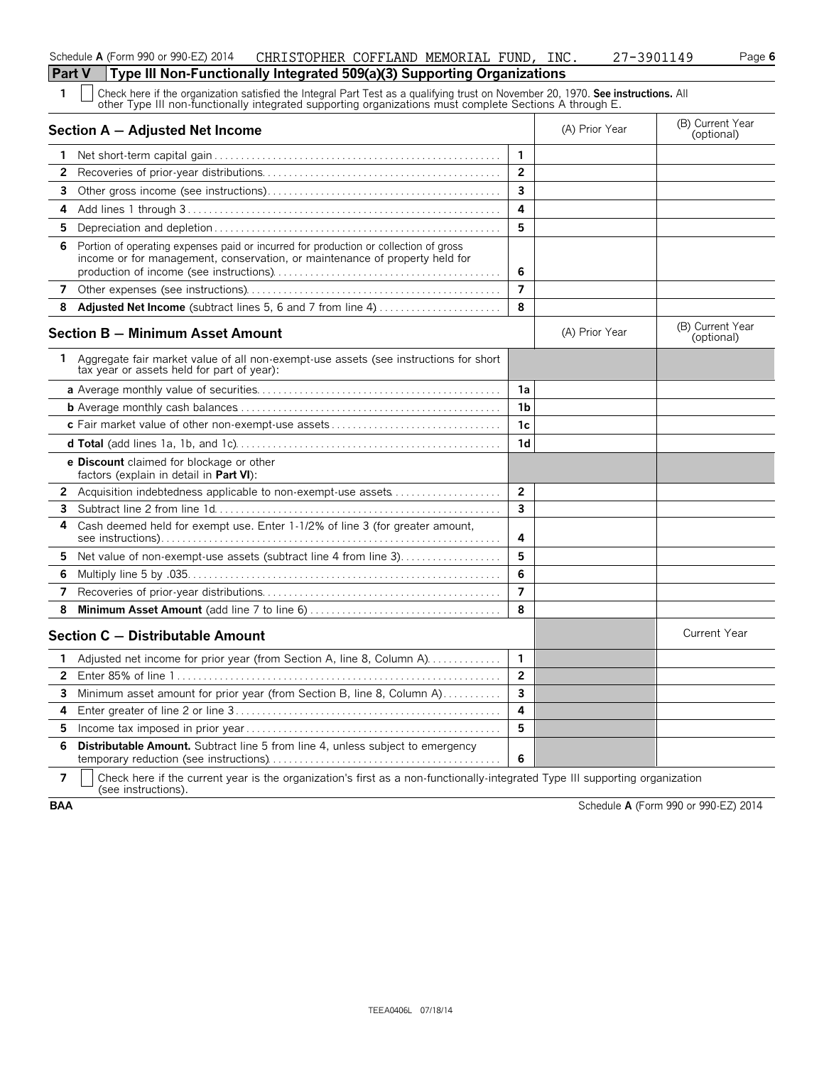Schedule **A** (Form 990 or 990-EZ) 2014 CHRISTOPHER COFFLAND MEMORIAL FUND, INC. 27-3901149

## Part V Type III Non-Functionally Integrated 509(a)(3) Supporting Organizations

**1** ☐ Check here if the organization satisfied the Integral Part Test as a qualifying trust on November 20, 1970. **See instructions.** All other Type III non-functionally integrated supporting organizations must complete Sections A through E.

| Section A — Adjusted Net Income | | (A) Prior Year | (B) Current Year (optional) |
|---|---|---|---|
| **1** Net short-term capital gain | 1 | | |
| **2** Recoveries of prior-year distributions | 2 | | |
| **3** Other gross income (see instructions) | 3 | | |
| **4** Add lines 1 through 3 | 4 | | |
| **5** Depreciation and depletion | 5 | | |
| **6** Portion of operating expenses paid or incurred for production or collection of gross income or for management, conservation, or maintenance of property held for production of income (see instructions) | 6 | | |
| **7** Other expenses (see instructions) | 7 | | |
| **8** **Adjusted Net Income** (subtract lines 5, 6 and 7 from line 4) | 8 | | |

| Section B — Minimum Asset Amount | | (A) Prior Year | (B) Current Year (optional) |
|---|---|---|---|
| **1** Aggregate fair market value of all non-exempt-use assets (see instructions for short tax year or assets held for part of year): | | | |
| **a** Average monthly value of securities | 1a | | |
| **b** Average monthly cash balances | 1b | | |
| **c** Fair market value of other non-exempt-use assets | 1c | | |
| **d Total** (add lines 1a, 1b, and 1c) | 1d | | |
| **e Discount** claimed for blockage or other factors (explain in detail in **Part VI**): | | | |
| **2** Acquisition indebtedness applicable to non-exempt-use assets | 2 | | |
| **3** Subtract line 2 from line 1d | 3 | | |
| **4** Cash deemed held for exempt use. Enter 1-1/2% of line 3 (for greater amount, see instructions) | 4 | | |
| **5** Net value of non-exempt-use assets (subtract line 4 from line 3) | 5 | | |
| **6** Multiply line 5 by .035 | 6 | | |
| **7** Recoveries of prior-year distributions | 7 | | |
| **8** **Minimum Asset Amount** (add line 7 to line 6) | 8 | | |

| Section C — Distributable Amount | | | Current Year |
|---|---|---|---|
| **1** Adjusted net income for prior year (from Section A, line 8, Column A) | 1 | | |
| **2** Enter 85% of line 1 | 2 | | |
| **3** Minimum asset amount for prior year (from Section B, line 8, Column A) | 3 | | |
| **4** Enter greater of line 2 or line 3 | 4 | | |
| **5** Income tax imposed in prior year | 5 | | |
| **6** **Distributable Amount.** Subtract line 5 from line 4, unless subject to emergency temporary reduction (see instructions) | 6 | | |

**7** ☐ Check here if the current year is the organization's first as a non-functionally-integrated Type III supporting organization (see instructions).

**BAA** Schedule **A** (Form 990 or 990-EZ) 2014

TEEA0406L 07/18/14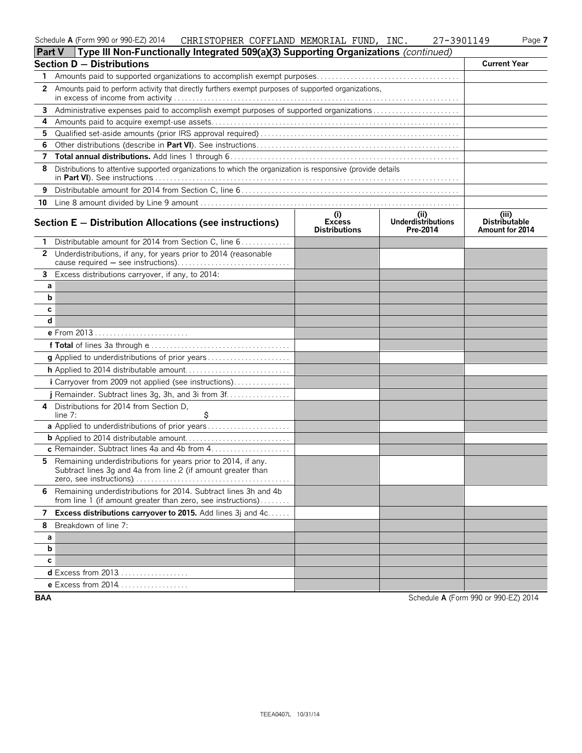Schedule **A** (Form 990 or 990-EZ) 2014 CHRISTOPHER COFFLAND MEMORIAL FUND, INC. 27-3901149

## Part V Type III Non-Functionally Integrated 509(a)(3) Supporting Organizations *(continued)*

| Section D — Distributions | | Current Year |
|---|---|---|
| 1 | Amounts paid to supported organizations to accomplish exempt purposes | |
| 2 | Amounts paid to perform activity that directly furthers exempt purposes of supported organizations, in excess of income from activity | |
| 3 | Administrative expenses paid to accomplish exempt purposes of supported organizations | |
| 4 | Amounts paid to acquire exempt-use assets | |
| 5 | Qualified set-aside amounts (prior IRS approval required) | |
| 6 | Other distributions (describe in **Part VI**). See instructions | |
| 7 | **Total annual distributions.** Add lines 1 through 6 | |
| 8 | Distributions to attentive supported organizations to which the organization is responsive (provide details in **Part VI**). See instructions | |
| 9 | Distributable amount for 2014 from Section C, line 6 | |
| 10 | Line 8 amount divided by Line 9 amount | |

| Section E — Distribution Allocations (see instructions) | (i) Excess Distributions | (ii) Underdistributions Pre-2014 | (iii) Distributable Amount for 2014 |
|---|---|---|---|
| **1** Distributable amount for 2014 from Section C, line 6 | | | |
| **2** Underdistributions, if any, for years prior to 2014 (reasonable cause required — see instructions) | | | |
| **3** Excess distributions carryover, if any, to 2014: | | | |
| **a** | | | |
| **b** | | | |
| **c** | | | |
| **d** | | | |
| **e** From 2013 | | | |
| **f Total** of lines 3a through e | | | |
| **g** Applied to underdistributions of prior years | | | |
| **h** Applied to 2014 distributable amount | | | |
| **i** Carryover from 2009 not applied (see instructions) | | | |
| **j** Remainder. Subtract lines 3g, 3h, and 3i from 3f | | | |
| **4** Distributions for 2014 from Section D, line 7: $ | | | |
| **a** Applied to underdistributions of prior years | | | |
| **b** Applied to 2014 distributable amount | | | |
| **c** Remainder. Subtract lines 4a and 4b from 4 | | | |
| **5** Remaining underdistributions for years prior to 2014, if any. Subtract lines 3g and 4a from line 2 (if amount greater than zero, see instructions) | | | |
| **6** Remaining underdistributions for 2014. Subtract lines 3h and 4b from line 1 (if amount greater than zero, see instructions) | | | |
| **7 Excess distributions carryover to 2015.** Add lines 3j and 4c | | | |
| **8** Breakdown of line 7: | | | |
| **a** | | | |
| **b** | | | |
| **c** | | | |
| **d** Excess from 2013 | | | |
| **e** Excess from 2014 | | | |

BAA Schedule **A** (Form 990 or 990-EZ) 2014

TEEA0407L 10/31/14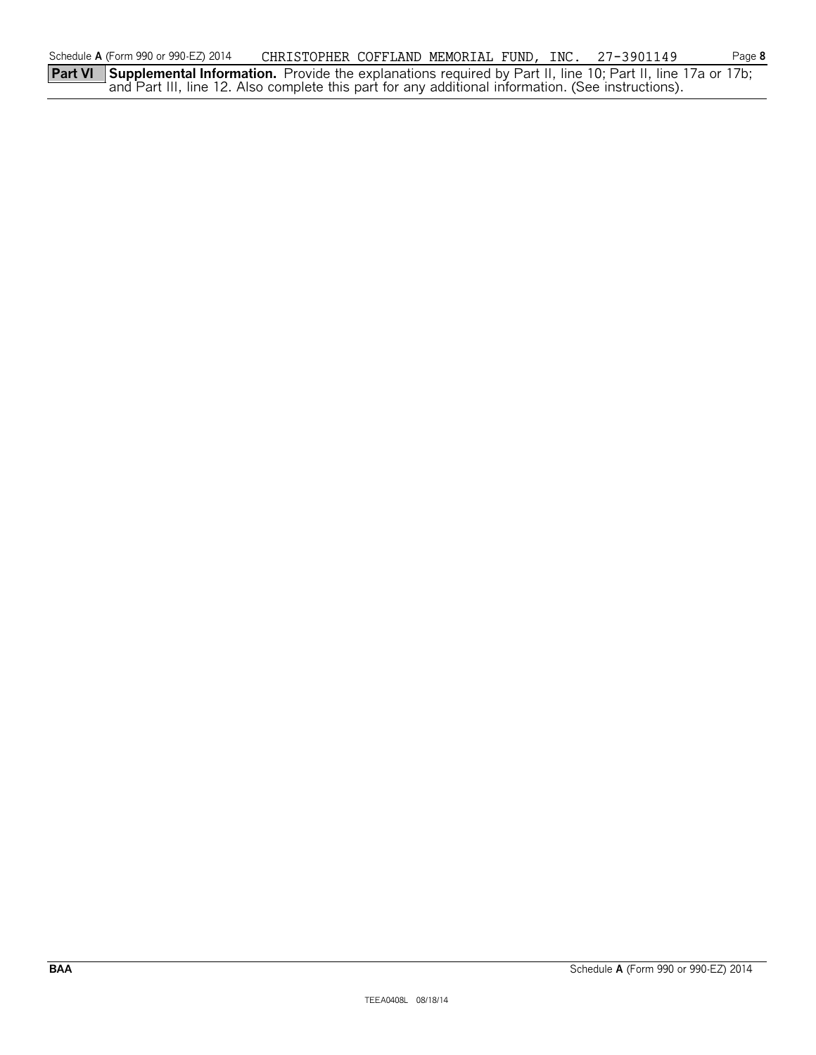Schedule **A** (Form 990 or 990-EZ) 2014    CHRISTOPHER COFFLAND MEMORIAL FUND, INC.  27-3901149    Page **8**

**Part VI** **Supplemental Information.** Provide the explanations required by Part II, line 10; Part II, line 17a or 17b; and Part III, line 12. Also complete this part for any additional information. (See instructions).

**BAA**    Schedule **A** (Form 990 or 990-EZ) 2014

TEEA0408L 08/18/14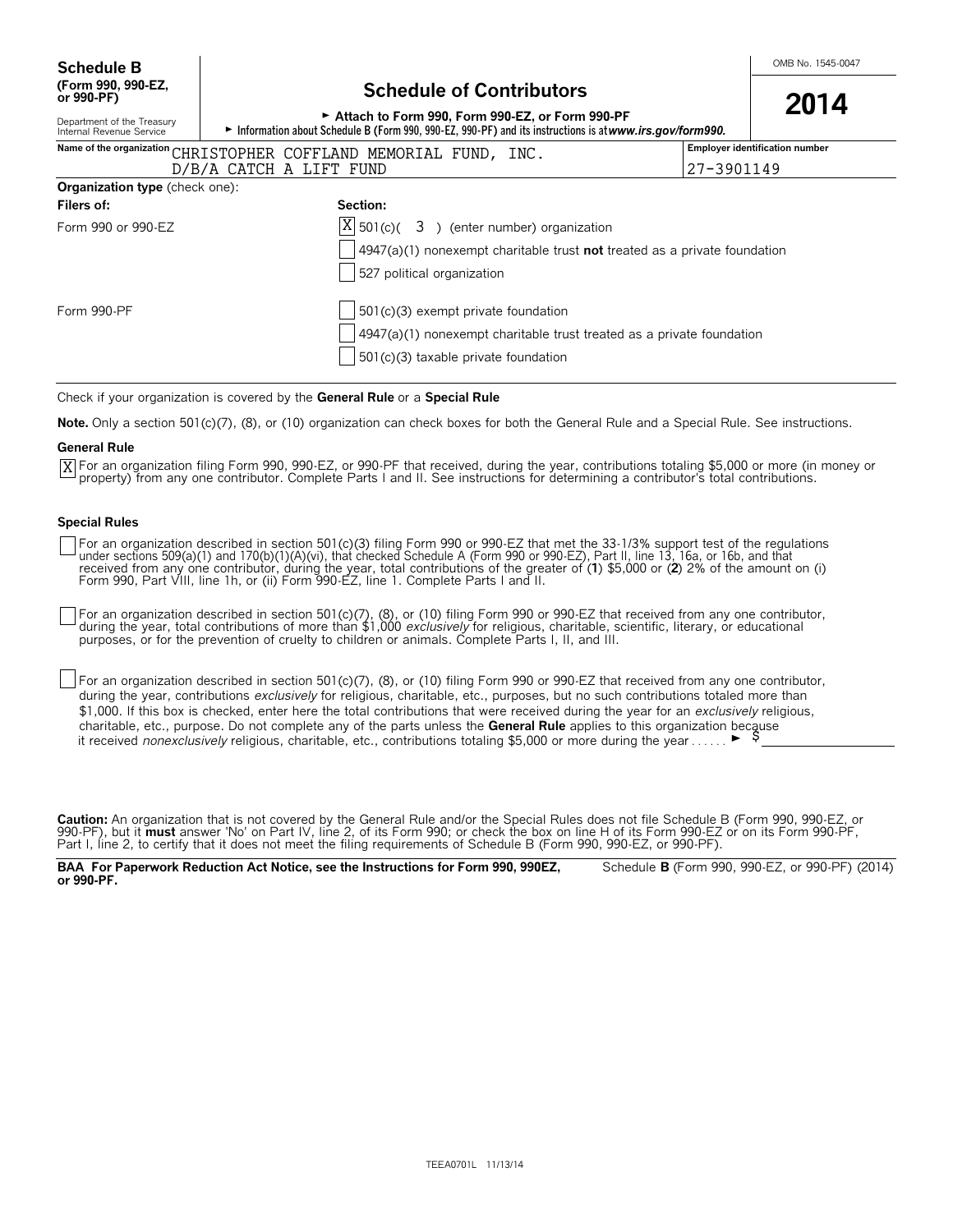**Schedule B**
**(Form 990, 990-EZ, or 990-PF)**

Department of the Treasury
Internal Revenue Service

# Schedule of Contributors

► **Attach to Form 990, Form 990-EZ, or Form 990-PF**
► **Information about Schedule B (Form 990, 990-EZ, 990-PF) and its instructions is at *www.irs.gov/form990.***

OMB No. 1545-0047

**2014**

| Name of the organization | Employer identification number |
|---|---|
| CHRISTOPHER COFFLAND MEMORIAL FUND, INC. D/B/A CATCH A LIFT FUND | 27-3901149 |

**Organization type** (check one):

| **Filers of:** | **Section:** |
|---|---|
| Form 990 or 990-EZ | [X] 501(c)( 3 ) (enter number) organization |
| | [ ] 4947(a)(1) nonexempt charitable trust **not** treated as a private foundation |
| | [ ] 527 political organization |
| Form 990-PF | [ ] 501(c)(3) exempt private foundation |
| | [ ] 4947(a)(1) nonexempt charitable trust treated as a private foundation |
| | [ ] 501(c)(3) taxable private foundation |

Check if your organization is covered by the **General Rule** or a **Special Rule**

**Note.** Only a section 501(c)(7), (8), or (10) organization can check boxes for both the General Rule and a Special Rule. See instructions.

**General Rule**

[X] For an organization filing Form 990, 990-EZ, or 990-PF that received, during the year, contributions totaling $5,000 or more (in money or property) from any one contributor. Complete Parts I and II. See instructions for determining a contributor's total contributions.

**Special Rules**

[ ] For an organization described in section 501(c)(3) filing Form 990 or 990-EZ that met the 33-1/3% support test of the regulations under sections 509(a)(1) and 170(b)(1)(A)(vi), that checked Schedule A (Form 990 or 990-EZ), Part II, line 13, 16a, or 16b, and that received from any one contributor, during the year, total contributions of the greater of (**1**) $5,000 or (**2**) 2% of the amount on (i) Form 990, Part VIII, line 1h, or (ii) Form 990-EZ, line 1. Complete Parts I and II.

[ ] For an organization described in section 501(c)(7), (8), or (10) filing Form 990 or 990-EZ that received from any one contributor, during the year, total contributions of more than $1,000 *exclusively* for religious, charitable, scientific, literary, or educational purposes, or for the prevention of cruelty to children or animals. Complete Parts I, II, and III.

[ ] For an organization described in section 501(c)(7), (8), or (10) filing Form 990 or 990-EZ that received from any one contributor, during the year, contributions *exclusively* for religious, charitable, etc., purposes, but no such contributions totaled more than $1,000. If this box is checked, enter here the total contributions that were received during the year for an *exclusively* religious, charitable, etc., purpose. Do not complete any of the parts unless the **General Rule** applies to this organization because it received *nonexclusively* religious, charitable, etc., contributions totaling $5,000 or more during the year . . . . . . ► $ ________

**Caution:** An organization that is not covered by the General Rule and/or the Special Rules does not file Schedule B (Form 990, 990-EZ, or 990-PF), but it **must** answer 'No' on Part IV, line 2, of its Form 990; or check the box on line H of its Form 990-EZ or on its Form 990-PF, Part I, line 2, to certify that it does not meet the filing requirements of Schedule B (Form 990, 990-EZ, or 990-PF).

**BAA For Paperwork Reduction Act Notice, see the Instructions for Form 990, 990EZ, or 990-PF.** Schedule **B** (Form 990, 990-EZ, or 990-PF) (2014)

TEEA0701L 11/13/14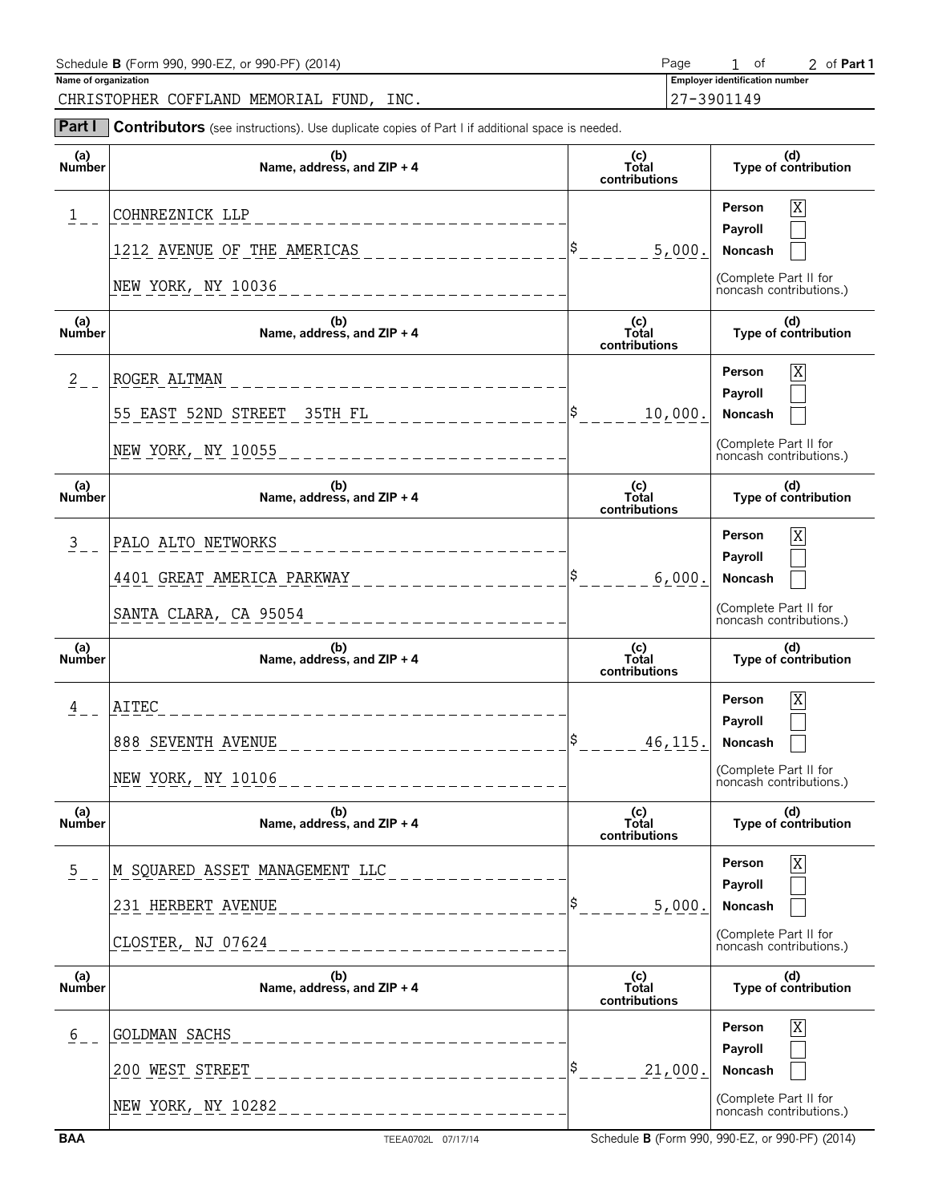Schedule **B** (Form 990, 990-EZ, or 990-PF) (2014) Page 1 of 2 of **Part 1**

**Name of organization**

CHRISTOPHER COFFLAND MEMORIAL FUND, INC.

**Employer identification number**

27-3901149

**Part I** **Contributors** (see instructions). Use duplicate copies of Part I if additional space is needed.

| (a) Number | (b) Name, address, and ZIP + 4 | (c) Total contributions | (d) Type of contribution |
|---|---|---|---|
| 1 | COHNREZNICK LLP<br>1212 AVENUE OF THE AMERICAS<br>NEW YORK, NY 10036 | $ 5,000. | Person [X]<br>Payroll [ ]<br>Noncash [ ]<br>(Complete Part II for noncash contributions.) |
| 2 | ROGER ALTMAN<br>55 EAST 52ND STREET 35TH FL<br>NEW YORK, NY 10055 | $ 10,000. | Person [X]<br>Payroll [ ]<br>Noncash [ ]<br>(Complete Part II for noncash contributions.) |
| 3 | PALO ALTO NETWORKS<br>4401 GREAT AMERICA PARKWAY<br>SANTA CLARA, CA 95054 | $ 6,000. | Person [X]<br>Payroll [ ]<br>Noncash [ ]<br>(Complete Part II for noncash contributions.) |
| 4 | AITEC<br>888 SEVENTH AVENUE<br>NEW YORK, NY 10106 | $ 46,115. | Person [X]<br>Payroll [ ]<br>Noncash [ ]<br>(Complete Part II for noncash contributions.) |
| 5 | M SQUARED ASSET MANAGEMENT LLC<br>231 HERBERT AVENUE<br>CLOSTER, NJ 07624 | $ 5,000. | Person [X]<br>Payroll [ ]<br>Noncash [ ]<br>(Complete Part II for noncash contributions.) |
| 6 | GOLDMAN SACHS<br>200 WEST STREET<br>NEW YORK, NY 10282 | $ 21,000. | Person [X]<br>Payroll [ ]<br>Noncash [ ]<br>(Complete Part II for noncash contributions.) |

BAA TEEA0702L 07/17/14 Schedule **B** (Form 990, 990-EZ, or 990-PF) (2014)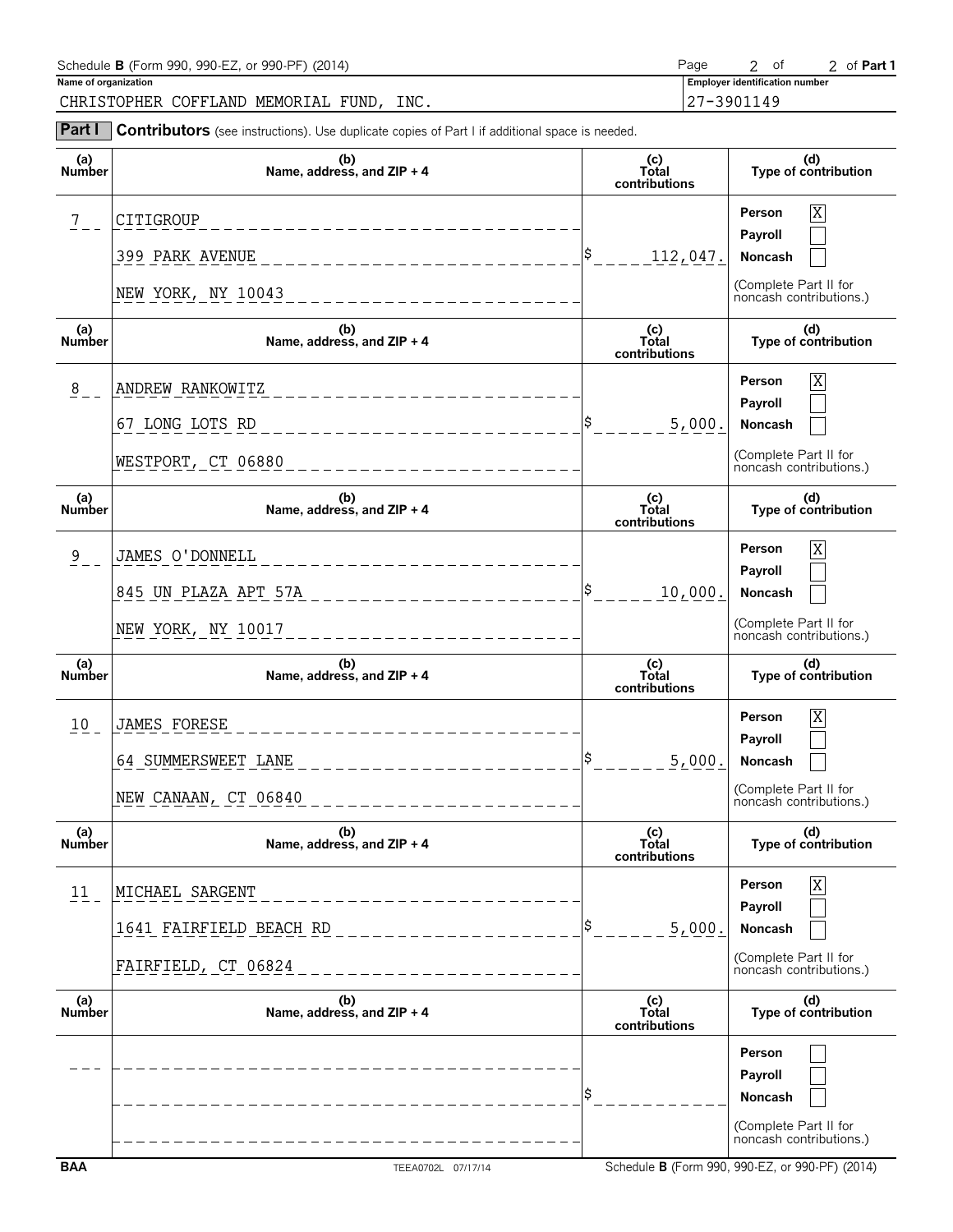Schedule **B** (Form 990, 990-EZ, or 990-PF) (2014) Page 2 of 2 of **Part 1**

**Name of organization**

CHRISTOPHER COFFLAND MEMORIAL FUND, INC.

**Employer identification number**

27-3901149

**Part I** **Contributors** (see instructions). Use duplicate copies of Part I if additional space is needed.

| (a) Number | (b) Name, address, and ZIP + 4 | (c) Total contributions | (d) Type of contribution |
|---|---|---|---|
| 7 | CITIGROUP<br>399 PARK AVENUE<br>NEW YORK, NY 10043 | $ 112,047. | Person [X]<br>Payroll [ ]<br>Noncash [ ]<br>(Complete Part II for noncash contributions.) |
| 8 | ANDREW RANKOWITZ<br>67 LONG LOTS RD<br>WESTPORT, CT 06880 | $ 5,000. | Person [X]<br>Payroll [ ]<br>Noncash [ ]<br>(Complete Part II for noncash contributions.) |
| 9 | JAMES O'DONNELL<br>845 UN PLAZA APT 57A<br>NEW YORK, NY 10017 | $ 10,000. | Person [X]<br>Payroll [ ]<br>Noncash [ ]<br>(Complete Part II for noncash contributions.) |
| 10 | JAMES FORESE<br>64 SUMMERSWEET LANE<br>NEW CANAAN, CT 06840 | $ 5,000. | Person [X]<br>Payroll [ ]<br>Noncash [ ]<br>(Complete Part II for noncash contributions.) |
| 11 | MICHAEL SARGENT<br>1641 FAIRFIELD BEACH RD<br>FAIRFIELD, CT 06824 | $ 5,000. | Person [X]<br>Payroll [ ]<br>Noncash [ ]<br>(Complete Part II for noncash contributions.) |
| | | $ | Person [ ]<br>Payroll [ ]<br>Noncash [ ]<br>(Complete Part II for noncash contributions.) |

BAA TEEA0702L 07/17/14 Schedule **B** (Form 990, 990-EZ, or 990-PF) (2014)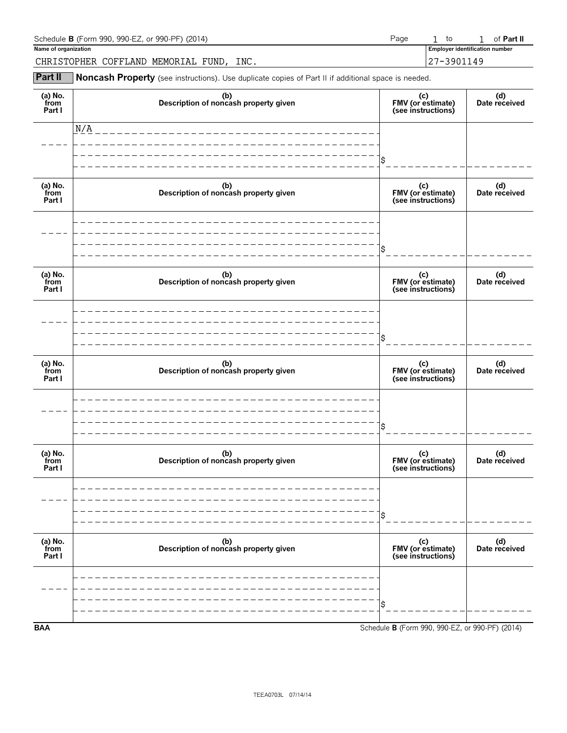Schedule **B** (Form 990, 990-EZ, or 990-PF) (2014) Page 1 to 1 of **Part II**

**Name of organization**

CHRISTOPHER COFFLAND MEMORIAL FUND, INC.

**Employer identification number**

27-3901149

**Part II** **Noncash Property** (see instructions). Use duplicate copies of Part II if additional space is needed.

| (a) No. from Part I | (b) Description of noncash property given | (c) FMV (or estimate) (see instructions) | (d) Date received |
|---|---|---|---|
| | N/A | $ | |

| (a) No. from Part I | (b) Description of noncash property given | (c) FMV (or estimate) (see instructions) | (d) Date received |
|---|---|---|---|
| | | $ | |

| (a) No. from Part I | (b) Description of noncash property given | (c) FMV (or estimate) (see instructions) | (d) Date received |
|---|---|---|---|
| | | $ | |

| (a) No. from Part I | (b) Description of noncash property given | (c) FMV (or estimate) (see instructions) | (d) Date received |
|---|---|---|---|
| | | $ | |

| (a) No. from Part I | (b) Description of noncash property given | (c) FMV (or estimate) (see instructions) | (d) Date received |
|---|---|---|---|
| | | $ | |

| (a) No. from Part I | (b) Description of noncash property given | (c) FMV (or estimate) (see instructions) | (d) Date received |
|---|---|---|---|
| | | $ | |

**BAA** Schedule **B** (Form 990, 990-EZ, or 990-PF) (2014)

TEEA0703L 07/14/14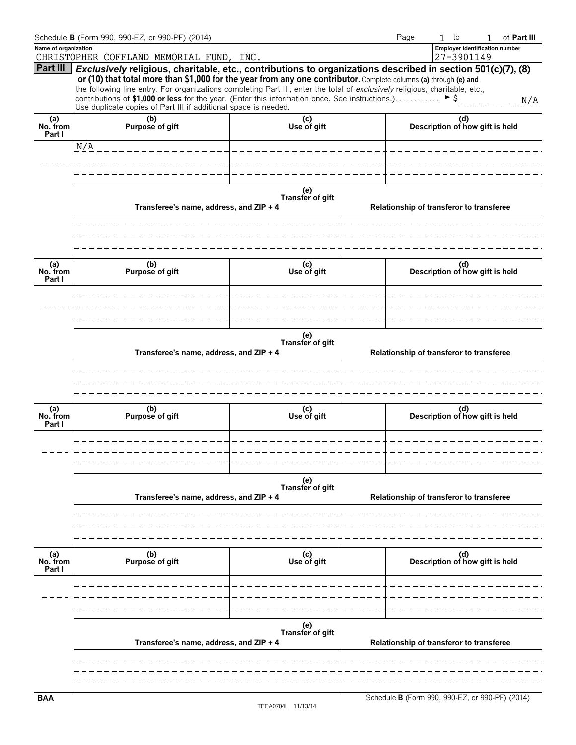Schedule **B** (Form 990, 990-EZ, or 990-PF) (2014) Page 1 to 1 of **Part III**

**Name of organization**
CHRISTOPHER COFFLAND MEMORIAL FUND, INC.

**Employer identification number**
27-3901149

## Part III *Exclusively* religious, charitable, etc., contributions to organizations described in section 501(c)(7), (8) or (10) that total more than $1,000 for the year from any one contributor.

Complete columns **(a)** through **(e)** and the following line entry. For organizations completing Part III, enter the total of *exclusively* religious, charitable, etc., contributions of **$1,000 or less** for the year. (Enter this information once. See instructions.) ► $ N/A

Use duplicate copies of Part III if additional space is needed.

| (a) No. from Part I | (b) Purpose of gift | (c) Use of gift | (d) Description of how gift is held |
|---|---|---|---|
| | N/A | | |

| (e) Transfer of gift | |
|---|---|
| Transferee's name, address, and ZIP + 4 | Relationship of transferor to transferee |
| | |

| (a) No. from Part I | (b) Purpose of gift | (c) Use of gift | (d) Description of how gift is held |
|---|---|---|---|
| | | | |

| (e) Transfer of gift | |
|---|---|
| Transferee's name, address, and ZIP + 4 | Relationship of transferor to transferee |
| | |

| (a) No. from Part I | (b) Purpose of gift | (c) Use of gift | (d) Description of how gift is held |
|---|---|---|---|
| | | | |

| (e) Transfer of gift | |
|---|---|
| Transferee's name, address, and ZIP + 4 | Relationship of transferor to transferee |
| | |

| (a) No. from Part I | (b) Purpose of gift | (c) Use of gift | (d) Description of how gift is held |
|---|---|---|---|
| | | | |

| (e) Transfer of gift | |
|---|---|
| Transferee's name, address, and ZIP + 4 | Relationship of transferor to transferee |
| | |

BAA TEEA0704L 11/13/14 Schedule **B** (Form 990, 990-EZ, or 990-PF) (2014)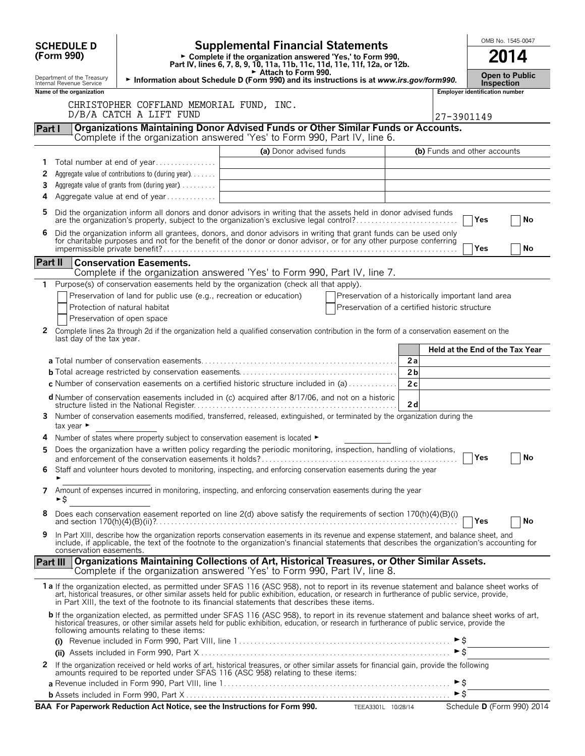**SCHEDULE D (Form 990)**

Department of the Treasury Internal Revenue Service

# Supplemental Financial Statements

► Complete if the organization answered 'Yes,' to Form 990, Part IV, lines 6, 7, 8, 9, 10, 11a, 11b, 11c, 11d, 11e, 11f, 12a, or 12b.

► Attach to Form 990.

► Information about Schedule D (Form 990) and its instructions is at *www.irs.gov/form990.*

OMB No. 1545-0047

**2014**

**Open to Public Inspection**

**Name of the organization**

CHRISTOPHER COFFLAND MEMORIAL FUND, INC.
D/B/A CATCH A LIFT FUND

**Employer identification number**

27-3901149

## Part I Organizations Maintaining Donor Advised Funds or Other Similar Funds or Accounts.

Complete if the organization answered 'Yes' to Form 990, Part IV, line 6.

| | | (a) Donor advised funds | (b) Funds and other accounts |
|---|---|---|---|
| 1 | Total number at end of year | | |
| 2 | Aggregate value of contributions to (during year) | | |
| 3 | Aggregate value of grants from (during year) | | |
| 4 | Aggregate value at end of year | | |

5 Did the organization inform all donors and donor advisors in writing that the assets held in donor advised funds are the organization's property, subject to the organization's exclusive legal control? ☐ Yes ☐ No

6 Did the organization inform all grantees, donors, and donor advisors in writing that grant funds can be used only for charitable purposes and not for the benefit of the donor or donor advisor, or for any other purpose conferring impermissible private benefit? ☐ Yes ☐ No

## Part II Conservation Easements.

Complete if the organization answered 'Yes' to Form 990, Part IV, line 7.

1 Purpose(s) of conservation easements held by the organization (check all that apply).

☐ Preservation of land for public use (e.g., recreation or education)
☐ Protection of natural habitat
☐ Preservation of open space
☐ Preservation of a historically important land area
☐ Preservation of a certified historic structure

2 Complete lines 2a through 2d if the organization held a qualified conservation contribution in the form of a conservation easement on the last day of the tax year.

| | | | Held at the End of the Tax Year |
|---|---|---|---|
| a | Total number of conservation easements | 2a | |
| b | Total acreage restricted by conservation easements | 2b | |
| c | Number of conservation easements on a certified historic structure included in (a) | 2c | |
| d | Number of conservation easements included in (c) acquired after 8/17/06, and not on a historic structure listed in the National Register | 2d | |

3 Number of conservation easements modified, transferred, released, extinguished, or terminated by the organization during the tax year ►

4 Number of states where property subject to conservation easement is located ►

5 Does the organization have a written policy regarding the periodic monitoring, inspection, handling of violations, and enforcement of the conservation easements it holds? ☐ Yes ☐ No

6 Staff and volunteer hours devoted to monitoring, inspecting, and enforcing conservation easements during the year ►

7 Amount of expenses incurred in monitoring, inspecting, and enforcing conservation easements during the year ►$

8 Does each conservation easement reported on line 2(d) above satisfy the requirements of section 170(h)(4)(B)(i) and section 170(h)(4)(B)(ii)? ☐ Yes ☐ No

9 In Part XIII, describe how the organization reports conservation easements in its revenue and expense statement, and balance sheet, and include, if applicable, the text of the footnote to the organization's financial statements that describes the organization's accounting for conservation easements.

## Part III Organizations Maintaining Collections of Art, Historical Treasures, or Other Similar Assets.

Complete if the organization answered 'Yes' to Form 990, Part IV, line 8.

**1 a** If the organization elected, as permitted under SFAS 116 (ASC 958), not to report in its revenue statement and balance sheet works of art, historical treasures, or other similar assets held for public exhibition, education, or research in furtherance of public service, provide, in Part XIII, the text of the footnote to its financial statements that describes these items.

**b** If the organization elected, as permitted under SFAS 116 (ASC 958), to report in its revenue statement and balance sheet works of art, historical treasures, or other similar assets held for public exhibition, education, or research in furtherance of public service, provide the following amounts relating to these items:

(i) Revenue included in Form 990, Part VIII, line 1 ►$

(ii) Assets included in Form 990, Part X ►$

2 If the organization received or held works of art, historical treasures, or other similar assets for financial gain, provide the following amounts required to be reported under SFAS 116 (ASC 958) relating to these items:

a Revenue included in Form 990, Part VIII, line 1 ►$

b Assets included in Form 990, Part X ►$

**BAA For Paperwork Reduction Act Notice, see the Instructions for Form 990.** TEEA3301L 10/28/14 Schedule **D** (Form 990) 2014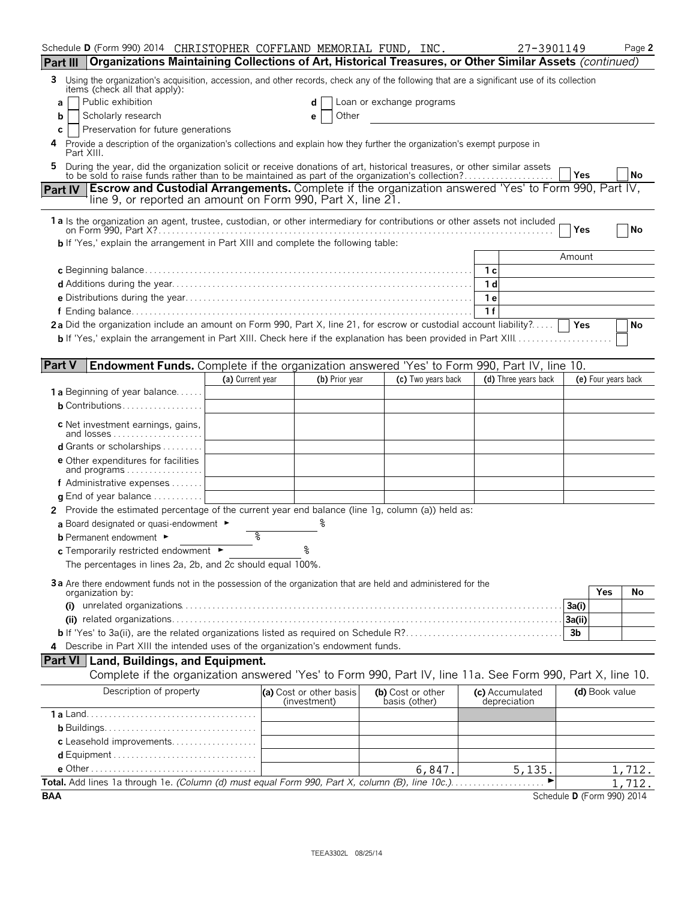Schedule D (Form 990) 2014 CHRISTOPHER COFFLAND MEMORIAL FUND, INC. 27-3901149 Page 2

**Part III Organizations Maintaining Collections of Art, Historical Treasures, or Other Similar Assets** *(continued)*

3 Using the organization's acquisition, accession, and other records, check any of the following that are a significant use of its collection items (check all that apply):

a ☐ Public exhibition
b ☐ Scholarly research
c ☐ Preservation for future generations
d ☐ Loan or exchange programs
e ☐ Other

4 Provide a description of the organization's collections and explain how they further the organization's exempt purpose in Part XIII.

5 During the year, did the organization solicit or receive donations of art, historical treasures, or other similar assets to be sold to raise funds rather than to be maintained as part of the organization's collection? ☐ Yes ☐ No

**Part IV Escrow and Custodial Arrangements.** Complete if the organization answered 'Yes' to Form 990, Part IV, line 9, or reported an amount on Form 990, Part X, line 21.

1a Is the organization an agent, trustee, custodian, or other intermediary for contributions or other assets not included on Form 990, Part X? ☐ Yes ☐ No

b If 'Yes,' explain the arrangement in Part XIII and complete the following table:

| | | Amount |
|---|---|---|
| c Beginning balance | 1c | |
| d Additions during the year | 1d | |
| e Distributions during the year | 1e | |
| f Ending balance | 1f | |

2a Did the organization include an amount on Form 990, Part X, line 21, for escrow or custodial account liability? ☐ Yes ☐ No

b If 'Yes,' explain the arrangement in Part XIII. Check here if the explanation has been provided in Part XIII ☐

**Part V Endowment Funds.** Complete if the organization answered 'Yes' to Form 990, Part IV, line 10.

| | (a) Current year | (b) Prior year | (c) Two years back | (d) Three years back | (e) Four years back |
|---|---|---|---|---|---|
| 1a Beginning of year balance | | | | | |
| b Contributions | | | | | |
| c Net investment earnings, gains, and losses | | | | | |
| d Grants or scholarships | | | | | |
| e Other expenditures for facilities and programs | | | | | |
| f Administrative expenses | | | | | |
| g End of year balance | | | | | |

2 Provide the estimated percentage of the current year end balance (line 1g, column (a)) held as:

a Board designated or quasi-endowment ► %

b Permanent endowment ► %

c Temporarily restricted endowment ► %

The percentages in lines 2a, 2b, and 2c should equal 100%.

3a Are there endowment funds not in the possession of the organization that are held and administered for the organization by:

| | | Yes | No |
|---|---|---|---|
| (i) unrelated organizations | 3a(i) | | |
| (ii) related organizations | 3a(ii) | | |
| b If 'Yes' to 3a(ii), are the related organizations listed as required on Schedule R? | 3b | | |

4 Describe in Part XIII the intended uses of the organization's endowment funds.

**Part VI Land, Buildings, and Equipment.**

Complete if the organization answered 'Yes' to Form 990, Part IV, line 11a. See Form 990, Part X, line 10.

| Description of property | (a) Cost or other basis (investment) | (b) Cost or other basis (other) | (c) Accumulated depreciation | (d) Book value |
|---|---|---|---|---|
| 1a Land | | | | |
| b Buildings | | | | |
| c Leasehold improvements | | | | |
| d Equipment | | | | |
| e Other | | 6,847. | 5,135. | 1,712. |

**Total.** Add lines 1a through 1e. *(Column (d) must equal Form 990, Part X, column (B), line 10c.)* ► 1,712.

BAA Schedule D (Form 990) 2014

TEEA3302L 08/25/14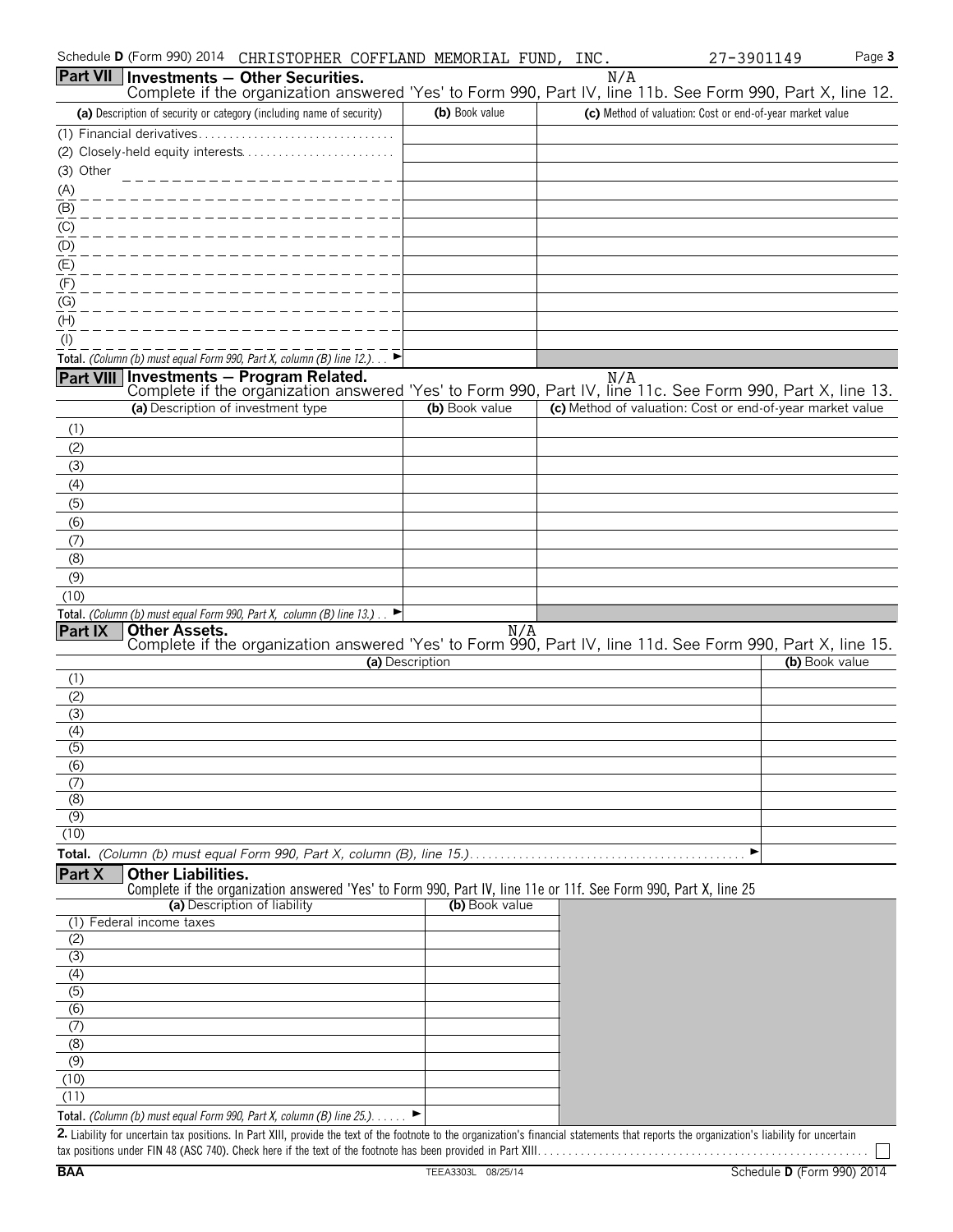Schedule D (Form 990) 2014 CHRISTOPHER COFFLAND MEMORIAL FUND, INC. 27-3901149

## Part VII Investments — Other Securities.

N/A

Complete if the organization answered 'Yes' to Form 990, Part IV, line 11b. See Form 990, Part X, line 12.

| (a) Description of security or category (including name of security) | (b) Book value | (c) Method of valuation: Cost or end-of-year market value |
|---|---|---|
| (1) Financial derivatives | | |
| (2) Closely-held equity interests | | |
| (3) Other | | |
| (A) | | |
| (B) | | |
| (C) | | |
| (D) | | |
| (E) | | |
| (F) | | |
| (G) | | |
| (H) | | |
| (I) | | |
| **Total.** *(Column (b) must equal Form 990, Part X, column (B) line 12.)* ► | | |

## Part VIII Investments — Program Related.

N/A

Complete if the organization answered 'Yes' to Form 990, Part IV, line 11c. See Form 990, Part X, line 13.

| (a) Description of investment type | (b) Book value | (c) Method of valuation: Cost or end-of-year market value |
|---|---|---|
| (1) | | |
| (2) | | |
| (3) | | |
| (4) | | |
| (5) | | |
| (6) | | |
| (7) | | |
| (8) | | |
| (9) | | |
| (10) | | |
| **Total.** *(Column (b) must equal Form 990, Part X, column (B) line 13.)* ► | | |

## Part IX Other Assets.

N/A

Complete if the organization answered 'Yes' to Form 990, Part IV, line 11d. See Form 990, Part X, line 15.

| (a) Description | (b) Book value |
|---|---|
| (1) | |
| (2) | |
| (3) | |
| (4) | |
| (5) | |
| (6) | |
| (7) | |
| (8) | |
| (9) | |
| (10) | |
| **Total.** *(Column (b) must equal Form 990, Part X, column (B), line 15.)* ► | |

## Part X Other Liabilities.

Complete if the organization answered 'Yes' to Form 990, Part IV, line 11e or 11f. See Form 990, Part X, line 25

| (a) Description of liability | (b) Book value |
|---|---|
| (1) Federal income taxes | |
| (2) | |
| (3) | |
| (4) | |
| (5) | |
| (6) | |
| (7) | |
| (8) | |
| (9) | |
| (10) | |
| (11) | |
| **Total.** *(Column (b) must equal Form 990, Part X, column (B) line 25.)* ► | |

**2.** Liability for uncertain tax positions. In Part XIII, provide the text of the footnote to the organization's financial statements that reports the organization's liability for uncertain tax positions under FIN 48 (ASC 740). Check here if the text of the footnote has been provided in Part XIII ☐

BAA TEEA3303L 08/25/14 Schedule D (Form 990) 2014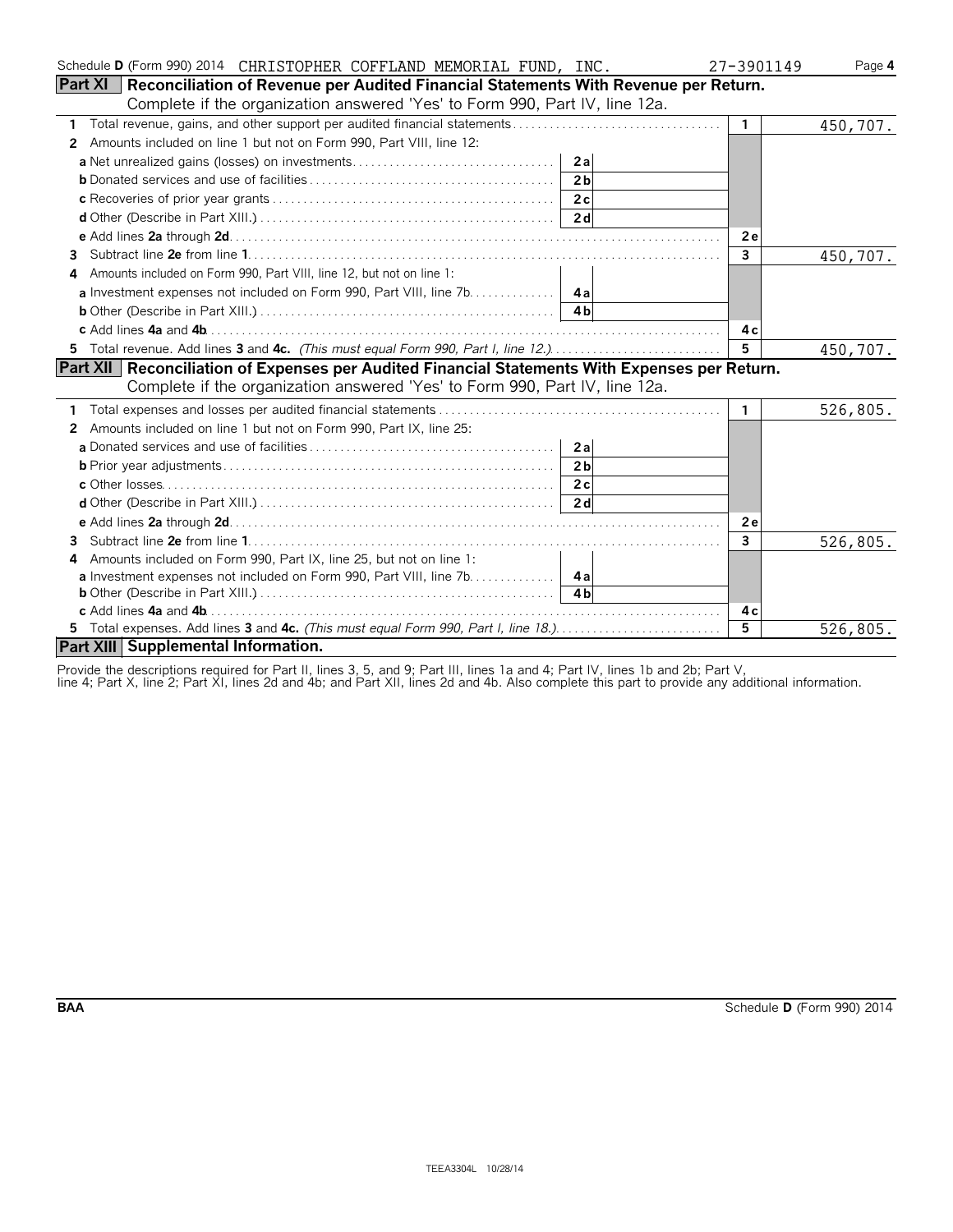Schedule D (Form 990) 2014 CHRISTOPHER COFFLAND MEMORIAL FUND, INC. 27-3901149 Page 4

## Part XI Reconciliation of Revenue per Audited Financial Statements With Revenue per Return.

Complete if the organization answered 'Yes' to Form 990, Part IV, line 12a.

| | | | | |
|---|---|---|---|---|
| 1 Total revenue, gains, and other support per audited financial statements | | | 1 | 450,707. |
| 2 Amounts included on line 1 but not on Form 990, Part VIII, line 12: | | | | |
| a Net unrealized gains (losses) on investments | 2a | | | |
| b Donated services and use of facilities | 2b | | | |
| c Recoveries of prior year grants | 2c | | | |
| d Other (Describe in Part XIII.) | 2d | | | |
| e Add lines 2a through 2d | | | 2e | |
| 3 Subtract line 2e from line 1 | | | 3 | 450,707. |
| 4 Amounts included on Form 990, Part VIII, line 12, but not on line 1: | | | | |
| a Investment expenses not included on Form 990, Part VIII, line 7b | 4a | | | |
| b Other (Describe in Part XIII.) | 4b | | | |
| c Add lines 4a and 4b | | | 4c | |
| 5 Total revenue. Add lines 3 and 4c. *(This must equal Form 990, Part I, line 12.)* | | | 5 | 450,707. |

## Part XII Reconciliation of Expenses per Audited Financial Statements With Expenses per Return.

Complete if the organization answered 'Yes' to Form 990, Part IV, line 12a.

| | | | | |
|---|---|---|---|---|
| 1 Total expenses and losses per audited financial statements | | | 1 | 526,805. |
| 2 Amounts included on line 1 but not on Form 990, Part IX, line 25: | | | | |
| a Donated services and use of facilities | 2a | | | |
| b Prior year adjustments | 2b | | | |
| c Other losses | 2c | | | |
| d Other (Describe in Part XIII.) | 2d | | | |
| e Add lines 2a through 2d | | | 2e | |
| 3 Subtract line 2e from line 1 | | | 3 | 526,805. |
| 4 Amounts included on Form 990, Part IX, line 25, but not on line 1: | | | | |
| a Investment expenses not included on Form 990, Part VIII, line 7b | 4a | | | |
| b Other (Describe in Part XIII.) | 4b | | | |
| c Add lines 4a and 4b | | | 4c | |
| 5 Total expenses. Add lines 3 and 4c. *(This must equal Form 990, Part I, line 18.)* | | | 5 | 526,805. |

## Part XIII Supplemental Information.

Provide the descriptions required for Part II, lines 3, 5, and 9; Part III, lines 1a and 4; Part IV, lines 1b and 2b; Part V, line 4; Part X, line 2; Part XI, lines 2d and 4b; and Part XII, lines 2d and 4b. Also complete this part to provide any additional information.

BAA Schedule D (Form 990) 2014

TEEA3304L 10/28/14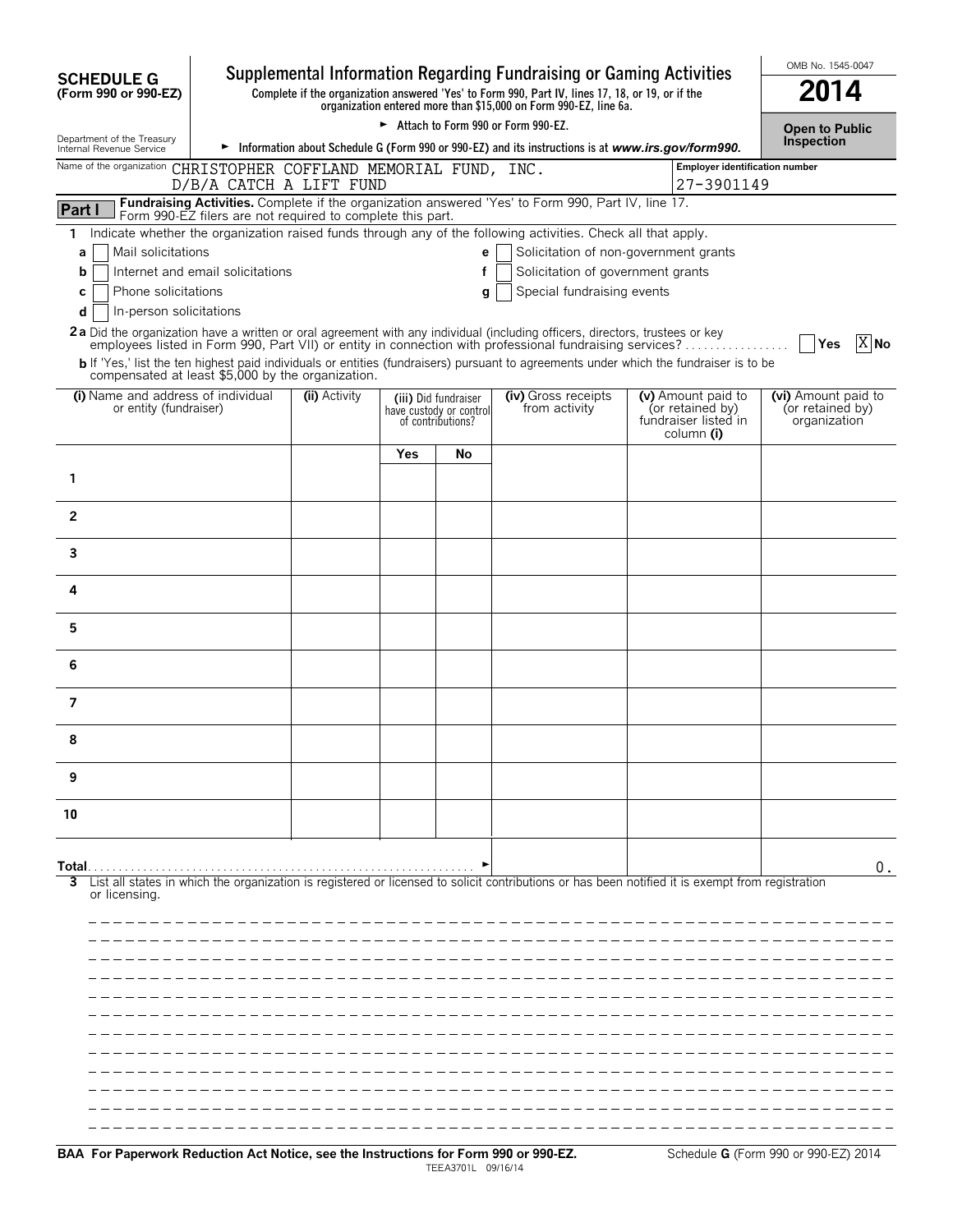**SCHEDULE G**
**(Form 990 or 990-EZ)**

Department of the Treasury
Internal Revenue Service

# Supplemental Information Regarding Fundraising or Gaming Activities

**Complete if the organization answered 'Yes' to Form 990, Part IV, lines 17, 18, or 19, or if the organization entered more than $15,000 on Form 990-EZ, line 6a.**

► **Attach to Form 990 or Form 990-EZ.**

► **Information about Schedule G (Form 990 or 990-EZ) and its instructions is at *www.irs.gov/form990.***

OMB No. 1545-0047

**2014**

**Open to Public Inspection**

Name of the organization: CHRISTOPHER COFFLAND MEMORIAL FUND, INC. D/B/A CATCH A LIFT FUND

Employer identification number: 27-3901149

**Part I** **Fundraising Activities.** Complete if the organization answered 'Yes' to Form 990, Part IV, line 17. Form 990-EZ filers are not required to complete this part.

1 Indicate whether the organization raised funds through any of the following activities. Check all that apply.

- a [ ] Mail solicitations
- b [ ] Internet and email solicitations
- c [ ] Phone solicitations
- d [ ] In-person solicitations
- e [ ] Solicitation of non-government grants
- f [ ] Solicitation of government grants
- g [ ] Special fundraising events

**2 a** Did the organization have a written or oral agreement with any individual (including officers, directors, trustees or key employees listed in Form 990, Part VII) or entity in connection with professional fundraising services? [ ] Yes [X] No

**b** If 'Yes,' list the ten highest paid individuals or entities (fundraisers) pursuant to agreements under which the fundraiser is to be compensated at least $5,000 by the organization.

| (i) Name and address of individual or entity (fundraiser) | (ii) Activity | (iii) Did fundraiser have custody or control of contributions? | | (iv) Gross receipts from activity | (v) Amount paid to (or retained by) fundraiser listed in column (i) | (vi) Amount paid to (or retained by) organization |
|---|---|---|---|---|---|---|
| | | Yes | No | | | |
| 1 | | | | | | |
| 2 | | | | | | |
| 3 | | | | | | |
| 4 | | | | | | |
| 5 | | | | | | |
| 6 | | | | | | |
| 7 | | | | | | |
| 8 | | | | | | |
| 9 | | | | | | |
| 10 | | | | | | |
| **Total** ► | | | | | | 0. |

3 List all states in which the organization is registered or licensed to solicit contributions or has been notified it is exempt from registration or licensing.

**BAA For Paperwork Reduction Act Notice, see the Instructions for Form 990 or 990-EZ.**
TEEA3701L 09/16/14
Schedule **G** (Form 990 or 990-EZ) 2014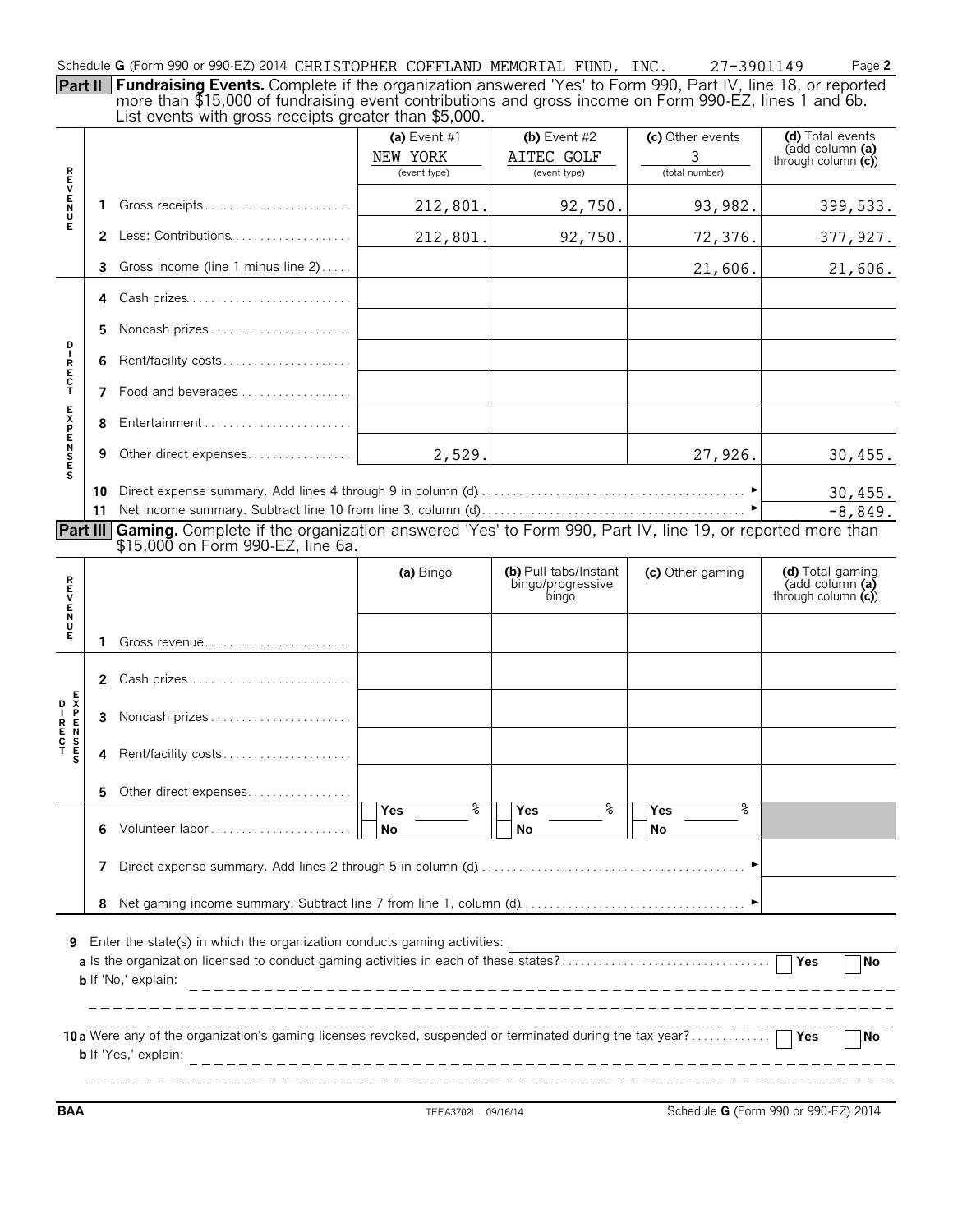Schedule G (Form 990 or 990-EZ) 2014 CHRISTOPHER COFFLAND MEMORIAL FUND, INC. 27-3901149 Page 2

**Part II** **Fundraising Events.** Complete if the organization answered 'Yes' to Form 990, Part IV, line 18, or reported more than $15,000 of fundraising event contributions and gross income on Form 990-EZ, lines 1 and 6b. List events with gross receipts greater than $5,000.

| | | (a) Event #1 NEW YORK (event type) | (b) Event #2 AITEC GOLF (event type) | (c) Other events 3 (total number) | (d) Total events (add column (a) through column (c)) |
|---|---|---|---|---|---|
| REVENUE | 1 Gross receipts | 212,801. | 92,750. | 93,982. | 399,533. |
| | 2 Less: Contributions | 212,801. | 92,750. | 72,376. | 377,927. |
| | 3 Gross income (line 1 minus line 2) | | | 21,606. | 21,606. |
| DIRECT EXPENSES | 4 Cash prizes | | | | |
| | 5 Noncash prizes | | | | |
| | 6 Rent/facility costs | | | | |
| | 7 Food and beverages | | | | |
| | 8 Entertainment | | | | |
| | 9 Other direct expenses | 2,529. | | 27,926. | 30,455. |
| | 10 Direct expense summary. Add lines 4 through 9 in column (d) | | | | 30,455. |
| | 11 Net income summary. Subtract line 10 from line 3, column (d) | | | | -8,849. |

**Part III** **Gaming.** Complete if the organization answered 'Yes' to Form 990, Part IV, line 19, or reported more than $15,000 on Form 990-EZ, line 6a.

| | | (a) Bingo | (b) Pull tabs/Instant bingo/progressive bingo | (c) Other gaming | (d) Total gaming (add column (a) through column (c)) |
|---|---|---|---|---|---|
| REVENUE | 1 Gross revenue | | | | |
| DIRECT EXPENSES | 2 Cash prizes | | | | |
| | 3 Noncash prizes | | | | |
| | 4 Rent/facility costs | | | | |
| | 5 Other direct expenses | | | | |
| | 6 Volunteer labor | Yes ___ % No | Yes ___ % No | Yes ___ % No | |
| | 7 Direct expense summary. Add lines 2 through 5 in column (d) | | | | |
| | 8 Net gaming income summary. Subtract line 7 from line 1, column (d) | | | | |

**9** Enter the state(s) in which the organization conducts gaming activities:

**a** Is the organization licensed to conduct gaming activities in each of these states? Yes No

**b** If 'No,' explain:

**10a** Were any of the organization's gaming licenses revoked, suspended or terminated during the tax year? Yes No

**b** If 'Yes,' explain:

BAA TEEA3702L 09/16/14 Schedule G (Form 990 or 990-EZ) 2014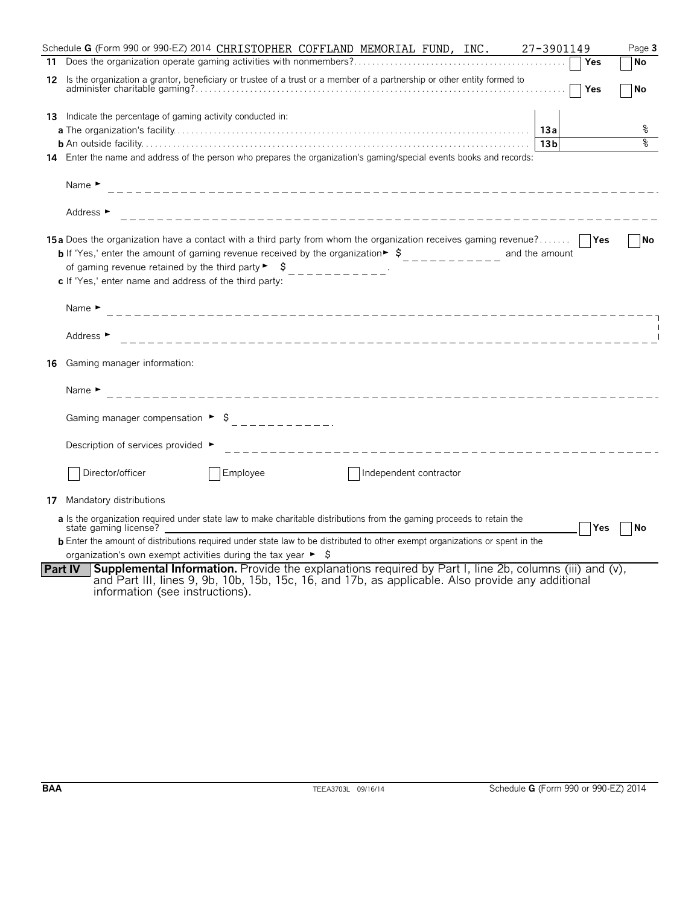Schedule G (Form 990 or 990-EZ) 2014 CHRISTOPHER COFFLAND MEMORIAL FUND, INC. 27-3901149 Page 3

**11** Does the organization operate gaming activities with nonmembers? ☐ Yes ☐ No

**12** Is the organization a grantor, beneficiary or trustee of a trust or a member of a partnership or other entity formed to administer charitable gaming? ☐ Yes ☐ No

**13** Indicate the percentage of gaming activity conducted in:

**a** The organization's facility ... **13a** %

**b** An outside facility ... **13b** %

**14** Enter the name and address of the person who prepares the organization's gaming/special events books and records:

Name ►

Address ►

**15a** Does the organization have a contact with a third party from whom the organization receives gaming revenue? ☐ Yes ☐ No

**b** If 'Yes,' enter the amount of gaming revenue received by the organization ► $ ________ and the amount of gaming revenue retained by the third party ► $ ________.

**c** If 'Yes,' enter name and address of the third party:

Name ►

Address ►

**16** Gaming manager information:

Name ►

Gaming manager compensation ► $ ________.

Description of services provided ►

☐ Director/officer ☐ Employee ☐ Independent contractor

**17** Mandatory distributions

**a** Is the organization required under state law to make charitable distributions from the gaming proceeds to retain the state gaming license? ☐ Yes ☐ No

**b** Enter the amount of distributions required under state law to be distributed to other exempt organizations or spent in the organization's own exempt activities during the tax year ► $

**Part IV** **Supplemental Information.** Provide the explanations required by Part I, line 2b, columns (iii) and (v), and Part III, lines 9, 9b, 10b, 15b, 15c, 16, and 17b, as applicable. Also provide any additional information (see instructions).

BAA TEEA3703L 09/16/14 Schedule G (Form 990 or 990-EZ) 2014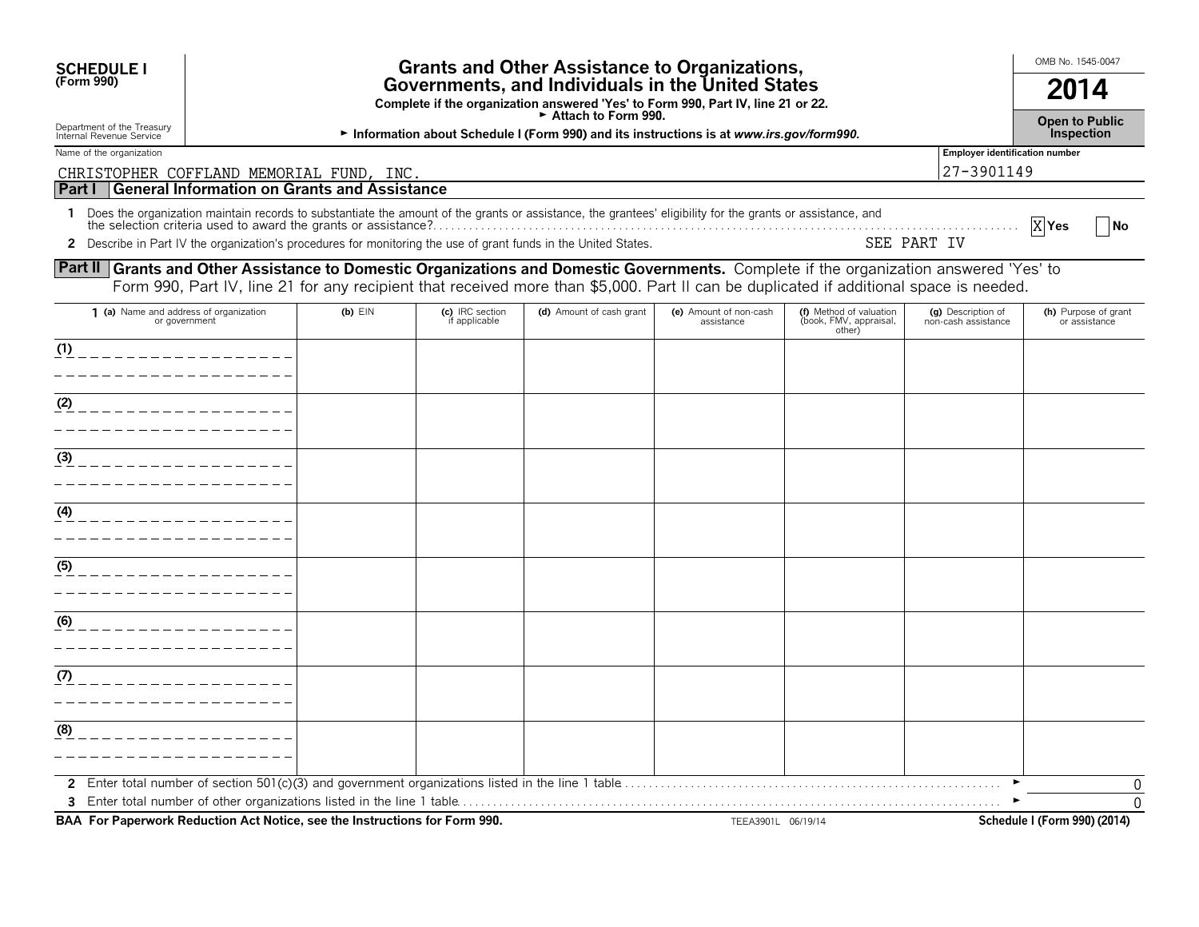**SCHEDULE I**
**(Form 990)**

Department of the Treasury
Internal Revenue Service

# Grants and Other Assistance to Organizations, Governments, and Individuals in the United States

**Complete if the organization answered 'Yes' to Form 990, Part IV, line 21 or 22.**
**► Attach to Form 990.**
**► Information about Schedule I (Form 990) and its instructions is at *www.irs.gov/form990*.**

OMB No. 1545-0047

**2014**

**Open to Public Inspection**

Name of the organization: CHRISTOPHER COFFLAND MEMORIAL FUND, INC.

**Employer identification number:** 27-3901149

## Part I General Information on Grants and Assistance

1 Does the organization maintain records to substantiate the amount of the grants or assistance, the grantees' eligibility for the grants or assistance, and the selection criteria used to award the grants or assistance? [X] Yes [ ] No

2 Describe in Part IV the organization's procedures for monitoring the use of grant funds in the United States. SEE PART IV

## Part II Grants and Other Assistance to Domestic Organizations and Domestic Governments.

Complete if the organization answered 'Yes' to Form 990, Part IV, line 21 for any recipient that received more than $5,000. Part II can be duplicated if additional space is needed.

| 1 (a) Name and address of organization or government | (b) EIN | (c) IRC section if applicable | (d) Amount of cash grant | (e) Amount of non-cash assistance | (f) Method of valuation (book, FMV, appraisal, other) | (g) Description of non-cash assistance | (h) Purpose of grant or assistance |
|---|---|---|---|---|---|---|---|
| (1) | | | | | | | |
| (2) | | | | | | | |
| (3) | | | | | | | |
| (4) | | | | | | | |
| (5) | | | | | | | |
| (6) | | | | | | | |
| (7) | | | | | | | |
| (8) | | | | | | | |

2 Enter total number of section 501(c)(3) and government organizations listed in the line 1 table ► 0

3 Enter total number of other organizations listed in the line 1 table ► 0

**BAA For Paperwork Reduction Act Notice, see the Instructions for Form 990.** TEEA3901L 06/19/14 **Schedule I (Form 990) (2014)**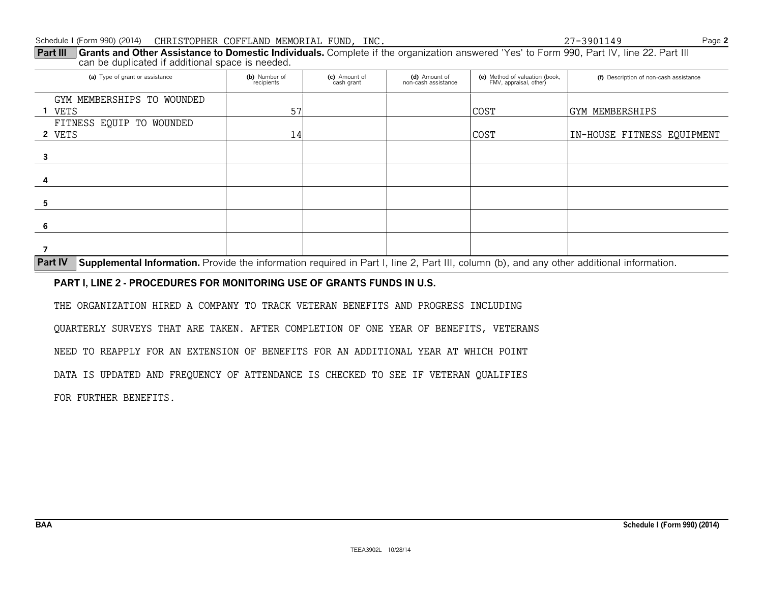Schedule I (Form 990) (2014) CHRISTOPHER COFFLAND MEMORIAL FUND, INC. 27-3901149

**Part III** **Grants and Other Assistance to Domestic Individuals.** Complete if the organization answered 'Yes' to Form 990, Part IV, line 22. Part III can be duplicated if additional space is needed.

| | (a) Type of grant or assistance | (b) Number of recipients | (c) Amount of cash grant | (d) Amount of non-cash assistance | (e) Method of valuation (book, FMV, appraisal, other) | (f) Description of non-cash assistance |
|---|---|---|---|---|---|---|
| 1 | GYM MEMBERSHIPS TO WOUNDED VETS | 57 | | | COST | GYM MEMBERSHIPS |
| 2 | FITNESS EQUIP TO WOUNDED VETS | 14 | | | COST | IN-HOUSE FITNESS EQUIPMENT |
| 3 | | | | | | |
| 4 | | | | | | |
| 5 | | | | | | |
| 6 | | | | | | |
| 7 | | | | | | |

**Part IV** **Supplemental Information.** Provide the information required in Part I, line 2, Part III, column (b), and any other additional information.

**PART I, LINE 2 - PROCEDURES FOR MONITORING USE OF GRANTS FUNDS IN U.S.**

THE ORGANIZATION HIRED A COMPANY TO TRACK VETERAN BENEFITS AND PROGRESS INCLUDING QUARTERLY SURVEYS THAT ARE TAKEN. AFTER COMPLETION OF ONE YEAR OF BENEFITS, VETERANS NEED TO REAPPLY FOR AN EXTENSION OF BENEFITS FOR AN ADDITIONAL YEAR AT WHICH POINT DATA IS UPDATED AND FREQUENCY OF ATTENDANCE IS CHECKED TO SEE IF VETERAN QUALIFIES FOR FURTHER BENEFITS.

BAA Schedule I (Form 990) (2014)

TEEA3902L 10/28/14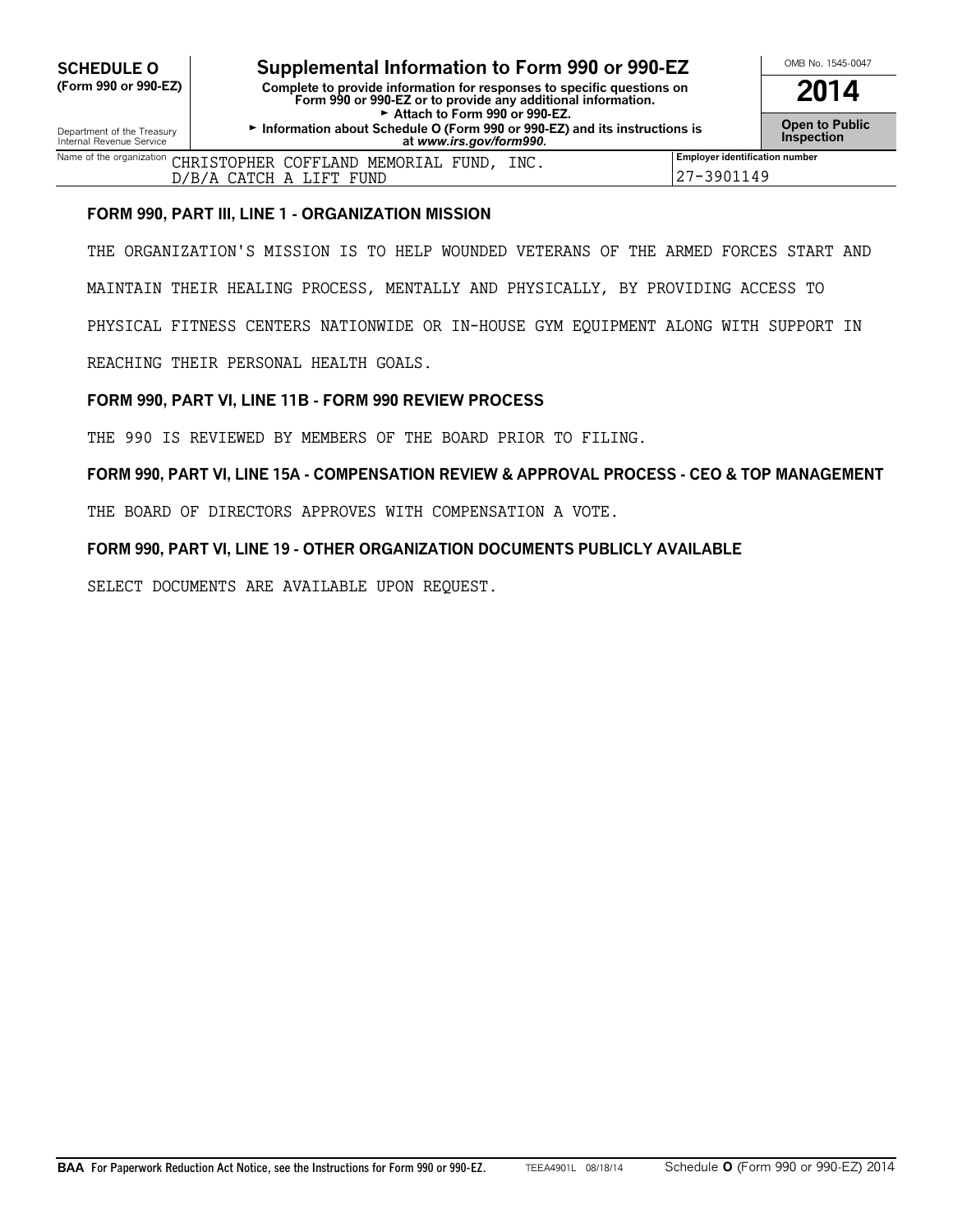**SCHEDULE O**
**(Form 990 or 990-EZ)**

Department of the Treasury
Internal Revenue Service

# Supplemental Information to Form 990 or 990-EZ

**Complete to provide information for responses to specific questions on Form 990 or 990-EZ or to provide any additional information.**
► **Attach to Form 990 or 990-EZ.**
► **Information about Schedule O (Form 990 or 990-EZ) and its instructions is at *www.irs.gov/form990.***

OMB No. 1545-0047

**2014**

**Open to Public Inspection**

| Name of the organization | Employer identification number |
|---|---|
| CHRISTOPHER COFFLAND MEMORIAL FUND, INC. D/B/A CATCH A LIFT FUND | 27-3901149 |

**FORM 990, PART III, LINE 1 - ORGANIZATION MISSION**

THE ORGANIZATION'S MISSION IS TO HELP WOUNDED VETERANS OF THE ARMED FORCES START AND MAINTAIN THEIR HEALING PROCESS, MENTALLY AND PHYSICALLY, BY PROVIDING ACCESS TO PHYSICAL FITNESS CENTERS NATIONWIDE OR IN-HOUSE GYM EQUIPMENT ALONG WITH SUPPORT IN REACHING THEIR PERSONAL HEALTH GOALS.

**FORM 990, PART VI, LINE 11B - FORM 990 REVIEW PROCESS**

THE 990 IS REVIEWED BY MEMBERS OF THE BOARD PRIOR TO FILING.

**FORM 990, PART VI, LINE 15A - COMPENSATION REVIEW & APPROVAL PROCESS - CEO & TOP MANAGEMENT**

THE BOARD OF DIRECTORS APPROVES WITH COMPENSATION A VOTE.

**FORM 990, PART VI, LINE 19 - OTHER ORGANIZATION DOCUMENTS PUBLICLY AVAILABLE**

SELECT DOCUMENTS ARE AVAILABLE UPON REQUEST.

**BAA For Paperwork Reduction Act Notice, see the Instructions for Form 990 or 990-EZ.** TEEA4901L 08/18/14 Schedule **O** (Form 990 or 990-EZ) 2014